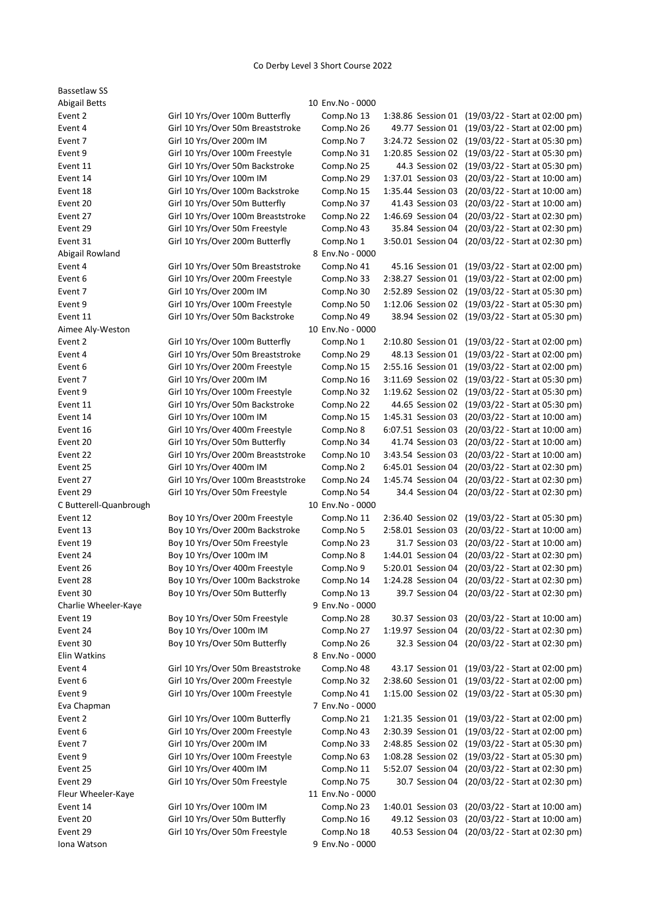# Co Derby Level 3 Short Course 2022

Bassetlaw SS

| | | | | | |
|---|---|---|---|---|---|
| Abigail Betts | | 10 Env.No - 0000 | | | |
| Event 2 | Girl 10 Yrs/Over 100m Butterfly | Comp.No 13 | 1:38.86 | Session 01 | (19/03/22 - Start at 02:00 pm) |
| Event 4 | Girl 10 Yrs/Over 50m Breaststroke | Comp.No 26 | 49.77 | Session 01 | (19/03/22 - Start at 02:00 pm) |
| Event 7 | Girl 10 Yrs/Over 200m IM | Comp.No 7 | 3:24.72 | Session 02 | (19/03/22 - Start at 05:30 pm) |
| Event 9 | Girl 10 Yrs/Over 100m Freestyle | Comp.No 31 | 1:20.85 | Session 02 | (19/03/22 - Start at 05:30 pm) |
| Event 11 | Girl 10 Yrs/Over 50m Backstroke | Comp.No 25 | 44.3 | Session 02 | (19/03/22 - Start at 05:30 pm) |
| Event 14 | Girl 10 Yrs/Over 100m IM | Comp.No 29 | 1:37.01 | Session 03 | (20/03/22 - Start at 10:00 am) |
| Event 18 | Girl 10 Yrs/Over 100m Backstroke | Comp.No 15 | 1:35.44 | Session 03 | (20/03/22 - Start at 10:00 am) |
| Event 20 | Girl 10 Yrs/Over 50m Butterfly | Comp.No 37 | 41.43 | Session 03 | (20/03/22 - Start at 10:00 am) |
| Event 27 | Girl 10 Yrs/Over 100m Breaststroke | Comp.No 22 | 1:46.69 | Session 04 | (20/03/22 - Start at 02:30 pm) |
| Event 29 | Girl 10 Yrs/Over 50m Freestyle | Comp.No 43 | 35.84 | Session 04 | (20/03/22 - Start at 02:30 pm) |
| Event 31 | Girl 10 Yrs/Over 200m Butterfly | Comp.No 1 | 3:50.01 | Session 04 | (20/03/22 - Start at 02:30 pm) |
| Abigail Rowland | | 8 Env.No - 0000 | | | |
| Event 4 | Girl 10 Yrs/Over 50m Breaststroke | Comp.No 41 | 45.16 | Session 01 | (19/03/22 - Start at 02:00 pm) |
| Event 6 | Girl 10 Yrs/Over 200m Freestyle | Comp.No 33 | 2:38.27 | Session 01 | (19/03/22 - Start at 02:00 pm) |
| Event 7 | Girl 10 Yrs/Over 200m IM | Comp.No 30 | 2:52.89 | Session 02 | (19/03/22 - Start at 05:30 pm) |
| Event 9 | Girl 10 Yrs/Over 100m Freestyle | Comp.No 50 | 1:12.06 | Session 02 | (19/03/22 - Start at 05:30 pm) |
| Event 11 | Girl 10 Yrs/Over 50m Backstroke | Comp.No 49 | 38.94 | Session 02 | (19/03/22 - Start at 05:30 pm) |
| Aimee Aly-Weston | | 10 Env.No - 0000 | | | |
| Event 2 | Girl 10 Yrs/Over 100m Butterfly | Comp.No 1 | 2:10.80 | Session 01 | (19/03/22 - Start at 02:00 pm) |
| Event 4 | Girl 10 Yrs/Over 50m Breaststroke | Comp.No 29 | 48.13 | Session 01 | (19/03/22 - Start at 02:00 pm) |
| Event 6 | Girl 10 Yrs/Over 200m Freestyle | Comp.No 15 | 2:55.16 | Session 01 | (19/03/22 - Start at 02:00 pm) |
| Event 7 | Girl 10 Yrs/Over 200m IM | Comp.No 16 | 3:11.69 | Session 02 | (19/03/22 - Start at 05:30 pm) |
| Event 9 | Girl 10 Yrs/Over 100m Freestyle | Comp.No 32 | 1:19.62 | Session 02 | (19/03/22 - Start at 05:30 pm) |
| Event 11 | Girl 10 Yrs/Over 50m Backstroke | Comp.No 22 | 44.65 | Session 02 | (19/03/22 - Start at 05:30 pm) |
| Event 14 | Girl 10 Yrs/Over 100m IM | Comp.No 15 | 1:45.31 | Session 03 | (20/03/22 - Start at 10:00 am) |
| Event 16 | Girl 10 Yrs/Over 400m Freestyle | Comp.No 8 | 6:07.51 | Session 03 | (20/03/22 - Start at 10:00 am) |
| Event 20 | Girl 10 Yrs/Over 50m Butterfly | Comp.No 34 | 41.74 | Session 03 | (20/03/22 - Start at 10:00 am) |
| Event 22 | Girl 10 Yrs/Over 200m Breaststroke | Comp.No 10 | 3:43.54 | Session 03 | (20/03/22 - Start at 10:00 am) |
| Event 25 | Girl 10 Yrs/Over 400m IM | Comp.No 2 | 6:45.01 | Session 04 | (20/03/22 - Start at 02:30 pm) |
| Event 27 | Girl 10 Yrs/Over 100m Breaststroke | Comp.No 24 | 1:45.74 | Session 04 | (20/03/22 - Start at 02:30 pm) |
| Event 29 | Girl 10 Yrs/Over 50m Freestyle | Comp.No 54 | 34.4 | Session 04 | (20/03/22 - Start at 02:30 pm) |
| C Butterell-Quanbrough | | 10 Env.No - 0000 | | | |
| Event 12 | Boy 10 Yrs/Over 200m Freestyle | Comp.No 11 | 2:36.40 | Session 02 | (19/03/22 - Start at 05:30 pm) |
| Event 13 | Boy 10 Yrs/Over 200m Backstroke | Comp.No 5 | 2:58.01 | Session 03 | (20/03/22 - Start at 10:00 am) |
| Event 19 | Boy 10 Yrs/Over 50m Freestyle | Comp.No 23 | 31.7 | Session 03 | (20/03/22 - Start at 10:00 am) |
| Event 24 | Boy 10 Yrs/Over 100m IM | Comp.No 8 | 1:44.01 | Session 04 | (20/03/22 - Start at 02:30 pm) |
| Event 26 | Boy 10 Yrs/Over 400m Freestyle | Comp.No 9 | 5:20.01 | Session 04 | (20/03/22 - Start at 02:30 pm) |
| Event 28 | Boy 10 Yrs/Over 100m Backstroke | Comp.No 14 | 1:24.28 | Session 04 | (20/03/22 - Start at 02:30 pm) |
| Event 30 | Boy 10 Yrs/Over 50m Butterfly | Comp.No 13 | 39.7 | Session 04 | (20/03/22 - Start at 02:30 pm) |
| Charlie Wheeler-Kaye | | 9 Env.No - 0000 | | | |
| Event 19 | Boy 10 Yrs/Over 50m Freestyle | Comp.No 28 | 30.37 | Session 03 | (20/03/22 - Start at 10:00 am) |
| Event 24 | Boy 10 Yrs/Over 100m IM | Comp.No 27 | 1:19.97 | Session 04 | (20/03/22 - Start at 02:30 pm) |
| Event 30 | Boy 10 Yrs/Over 50m Butterfly | Comp.No 26 | 32.3 | Session 04 | (20/03/22 - Start at 02:30 pm) |
| Elin Watkins | | 8 Env.No - 0000 | | | |
| Event 4 | Girl 10 Yrs/Over 50m Breaststroke | Comp.No 48 | 43.17 | Session 01 | (19/03/22 - Start at 02:00 pm) |
| Event 6 | Girl 10 Yrs/Over 200m Freestyle | Comp.No 32 | 2:38.60 | Session 01 | (19/03/22 - Start at 02:00 pm) |
| Event 9 | Girl 10 Yrs/Over 100m Freestyle | Comp.No 41 | 1:15.00 | Session 02 | (19/03/22 - Start at 05:30 pm) |
| Eva Chapman | | 7 Env.No - 0000 | | | |
| Event 2 | Girl 10 Yrs/Over 100m Butterfly | Comp.No 21 | 1:21.35 | Session 01 | (19/03/22 - Start at 02:00 pm) |
| Event 6 | Girl 10 Yrs/Over 200m Freestyle | Comp.No 43 | 2:30.39 | Session 01 | (19/03/22 - Start at 02:00 pm) |
| Event 7 | Girl 10 Yrs/Over 200m IM | Comp.No 33 | 2:48.85 | Session 02 | (19/03/22 - Start at 05:30 pm) |
| Event 9 | Girl 10 Yrs/Over 100m Freestyle | Comp.No 63 | 1:08.28 | Session 02 | (19/03/22 - Start at 05:30 pm) |
| Event 25 | Girl 10 Yrs/Over 400m IM | Comp.No 11 | 5:52.07 | Session 04 | (20/03/22 - Start at 02:30 pm) |
| Event 29 | Girl 10 Yrs/Over 50m Freestyle | Comp.No 75 | 30.7 | Session 04 | (20/03/22 - Start at 02:30 pm) |
| Fleur Wheeler-Kaye | | 11 Env.No - 0000 | | | |
| Event 14 | Girl 10 Yrs/Over 100m IM | Comp.No 23 | 1:40.01 | Session 03 | (20/03/22 - Start at 10:00 am) |
| Event 20 | Girl 10 Yrs/Over 50m Butterfly | Comp.No 16 | 49.12 | Session 03 | (20/03/22 - Start at 10:00 am) |
| Event 29 | Girl 10 Yrs/Over 50m Freestyle | Comp.No 18 | 40.53 | Session 04 | (20/03/22 - Start at 02:30 pm) |
| Iona Watson | | 9 Env.No - 0000 | | | |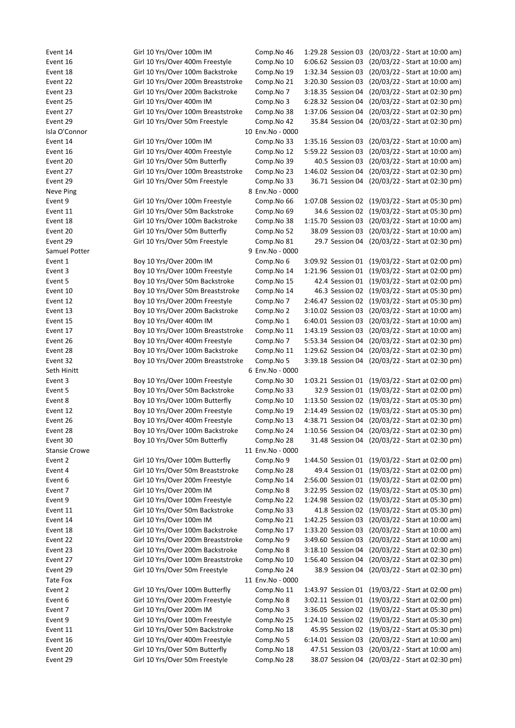| | | | | | |
|---|---|---|---|---|---|
| Event 14 | Girl 10 Yrs/Over 100m IM | Comp.No 46 | 1:29.28 | Session 03 | (20/03/22 - Start at 10:00 am) |
| Event 16 | Girl 10 Yrs/Over 400m Freestyle | Comp.No 10 | 6:06.62 | Session 03 | (20/03/22 - Start at 10:00 am) |
| Event 18 | Girl 10 Yrs/Over 100m Backstroke | Comp.No 19 | 1:32.34 | Session 03 | (20/03/22 - Start at 10:00 am) |
| Event 22 | Girl 10 Yrs/Over 200m Breaststroke | Comp.No 21 | 3:20.30 | Session 03 | (20/03/22 - Start at 10:00 am) |
| Event 23 | Girl 10 Yrs/Over 200m Backstroke | Comp.No 7 | 3:18.35 | Session 04 | (20/03/22 - Start at 02:30 pm) |
| Event 25 | Girl 10 Yrs/Over 400m IM | Comp.No 3 | 6:28.32 | Session 04 | (20/03/22 - Start at 02:30 pm) |
| Event 27 | Girl 10 Yrs/Over 100m Breaststroke | Comp.No 38 | 1:37.06 | Session 04 | (20/03/22 - Start at 02:30 pm) |
| Event 29 | Girl 10 Yrs/Over 50m Freestyle | Comp.No 42 | 35.84 | Session 04 | (20/03/22 - Start at 02:30 pm) |
| Isla O'Connor | | 10 Env.No - 0000 | | | |
| Event 14 | Girl 10 Yrs/Over 100m IM | Comp.No 33 | 1:35.16 | Session 03 | (20/03/22 - Start at 10:00 am) |
| Event 16 | Girl 10 Yrs/Over 400m Freestyle | Comp.No 12 | 5:59.22 | Session 03 | (20/03/22 - Start at 10:00 am) |
| Event 20 | Girl 10 Yrs/Over 50m Butterfly | Comp.No 39 | 40.5 | Session 03 | (20/03/22 - Start at 10:00 am) |
| Event 27 | Girl 10 Yrs/Over 100m Breaststroke | Comp.No 23 | 1:46.02 | Session 04 | (20/03/22 - Start at 02:30 pm) |
| Event 29 | Girl 10 Yrs/Over 50m Freestyle | Comp.No 33 | 36.71 | Session 04 | (20/03/22 - Start at 02:30 pm) |
| Neve Ping | | 8 Env.No - 0000 | | | |
| Event 9 | Girl 10 Yrs/Over 100m Freestyle | Comp.No 66 | 1:07.08 | Session 02 | (19/03/22 - Start at 05:30 pm) |
| Event 11 | Girl 10 Yrs/Over 50m Backstroke | Comp.No 69 | 34.6 | Session 02 | (19/03/22 - Start at 05:30 pm) |
| Event 18 | Girl 10 Yrs/Over 100m Backstroke | Comp.No 38 | 1:15.70 | Session 03 | (20/03/22 - Start at 10:00 am) |
| Event 20 | Girl 10 Yrs/Over 50m Butterfly | Comp.No 52 | 38.09 | Session 03 | (20/03/22 - Start at 10:00 am) |
| Event 29 | Girl 10 Yrs/Over 50m Freestyle | Comp.No 81 | 29.7 | Session 04 | (20/03/22 - Start at 02:30 pm) |
| Samuel Potter | | 9 Env.No - 0000 | | | |
| Event 1 | Boy 10 Yrs/Over 200m IM | Comp.No 6 | 3:09.92 | Session 01 | (19/03/22 - Start at 02:00 pm) |
| Event 3 | Boy 10 Yrs/Over 100m Freestyle | Comp.No 14 | 1:21.96 | Session 01 | (19/03/22 - Start at 02:00 pm) |
| Event 5 | Boy 10 Yrs/Over 50m Backstroke | Comp.No 15 | 42.4 | Session 01 | (19/03/22 - Start at 02:00 pm) |
| Event 10 | Boy 10 Yrs/Over 50m Breaststroke | Comp.No 14 | 46.3 | Session 02 | (19/03/22 - Start at 05:30 pm) |
| Event 12 | Boy 10 Yrs/Over 200m Freestyle | Comp.No 7 | 2:46.47 | Session 02 | (19/03/22 - Start at 05:30 pm) |
| Event 13 | Boy 10 Yrs/Over 200m Backstroke | Comp.No 2 | 3:10.02 | Session 03 | (20/03/22 - Start at 10:00 am) |
| Event 15 | Boy 10 Yrs/Over 400m IM | Comp.No 1 | 6:40.01 | Session 03 | (20/03/22 - Start at 10:00 am) |
| Event 17 | Boy 10 Yrs/Over 100m Breaststroke | Comp.No 11 | 1:43.19 | Session 03 | (20/03/22 - Start at 10:00 am) |
| Event 26 | Boy 10 Yrs/Over 400m Freestyle | Comp.No 7 | 5:53.34 | Session 04 | (20/03/22 - Start at 02:30 pm) |
| Event 28 | Boy 10 Yrs/Over 100m Backstroke | Comp.No 11 | 1:29.62 | Session 04 | (20/03/22 - Start at 02:30 pm) |
| Event 32 | Boy 10 Yrs/Over 200m Breaststroke | Comp.No 5 | 3:39.18 | Session 04 | (20/03/22 - Start at 02:30 pm) |
| Seth Hinitt | | 6 Env.No - 0000 | | | |
| Event 3 | Boy 10 Yrs/Over 100m Freestyle | Comp.No 30 | 1:03.21 | Session 01 | (19/03/22 - Start at 02:00 pm) |
| Event 5 | Boy 10 Yrs/Over 50m Backstroke | Comp.No 33 | 32.9 | Session 01 | (19/03/22 - Start at 02:00 pm) |
| Event 8 | Boy 10 Yrs/Over 100m Butterfly | Comp.No 10 | 1:13.50 | Session 02 | (19/03/22 - Start at 05:30 pm) |
| Event 12 | Boy 10 Yrs/Over 200m Freestyle | Comp.No 19 | 2:14.49 | Session 02 | (19/03/22 - Start at 05:30 pm) |
| Event 26 | Boy 10 Yrs/Over 400m Freestyle | Comp.No 13 | 4:38.71 | Session 04 | (20/03/22 - Start at 02:30 pm) |
| Event 28 | Boy 10 Yrs/Over 100m Backstroke | Comp.No 24 | 1:10.56 | Session 04 | (20/03/22 - Start at 02:30 pm) |
| Event 30 | Boy 10 Yrs/Over 50m Butterfly | Comp.No 28 | 31.48 | Session 04 | (20/03/22 - Start at 02:30 pm) |
| Stansie Crowe | | 11 Env.No - 0000 | | | |
| Event 2 | Girl 10 Yrs/Over 100m Butterfly | Comp.No 9 | 1:44.50 | Session 01 | (19/03/22 - Start at 02:00 pm) |
| Event 4 | Girl 10 Yrs/Over 50m Breaststroke | Comp.No 28 | 49.4 | Session 01 | (19/03/22 - Start at 02:00 pm) |
| Event 6 | Girl 10 Yrs/Over 200m Freestyle | Comp.No 14 | 2:56.00 | Session 01 | (19/03/22 - Start at 02:00 pm) |
| Event 7 | Girl 10 Yrs/Over 200m IM | Comp.No 8 | 3:22.95 | Session 02 | (19/03/22 - Start at 05:30 pm) |
| Event 9 | Girl 10 Yrs/Over 100m Freestyle | Comp.No 22 | 1:24.98 | Session 02 | (19/03/22 - Start at 05:30 pm) |
| Event 11 | Girl 10 Yrs/Over 50m Backstroke | Comp.No 33 | 41.8 | Session 02 | (19/03/22 - Start at 05:30 pm) |
| Event 14 | Girl 10 Yrs/Over 100m IM | Comp.No 21 | 1:42.25 | Session 03 | (20/03/22 - Start at 10:00 am) |
| Event 18 | Girl 10 Yrs/Over 100m Backstroke | Comp.No 17 | 1:33.20 | Session 03 | (20/03/22 - Start at 10:00 am) |
| Event 22 | Girl 10 Yrs/Over 200m Breaststroke | Comp.No 9 | 3:49.60 | Session 03 | (20/03/22 - Start at 10:00 am) |
| Event 23 | Girl 10 Yrs/Over 200m Backstroke | Comp.No 8 | 3:18.10 | Session 04 | (20/03/22 - Start at 02:30 pm) |
| Event 27 | Girl 10 Yrs/Over 100m Breaststroke | Comp.No 10 | 1:56.40 | Session 04 | (20/03/22 - Start at 02:30 pm) |
| Event 29 | Girl 10 Yrs/Over 50m Freestyle | Comp.No 24 | 38.9 | Session 04 | (20/03/22 - Start at 02:30 pm) |
| Tate Fox | | 11 Env.No - 0000 | | | |
| Event 2 | Girl 10 Yrs/Over 100m Butterfly | Comp.No 11 | 1:43.97 | Session 01 | (19/03/22 - Start at 02:00 pm) |
| Event 6 | Girl 10 Yrs/Over 200m Freestyle | Comp.No 8 | 3:02.11 | Session 01 | (19/03/22 - Start at 02:00 pm) |
| Event 7 | Girl 10 Yrs/Over 200m IM | Comp.No 3 | 3:36.05 | Session 02 | (19/03/22 - Start at 05:30 pm) |
| Event 9 | Girl 10 Yrs/Over 100m Freestyle | Comp.No 25 | 1:24.10 | Session 02 | (19/03/22 - Start at 05:30 pm) |
| Event 11 | Girl 10 Yrs/Over 50m Backstroke | Comp.No 18 | 45.95 | Session 02 | (19/03/22 - Start at 05:30 pm) |
| Event 16 | Girl 10 Yrs/Over 400m Freestyle | Comp.No 5 | 6:14.01 | Session 03 | (20/03/22 - Start at 10:00 am) |
| Event 20 | Girl 10 Yrs/Over 50m Butterfly | Comp.No 18 | 47.51 | Session 03 | (20/03/22 - Start at 10:00 am) |
| Event 29 | Girl 10 Yrs/Over 50m Freestyle | Comp.No 28 | 38.07 | Session 04 | (20/03/22 - Start at 02:30 pm) |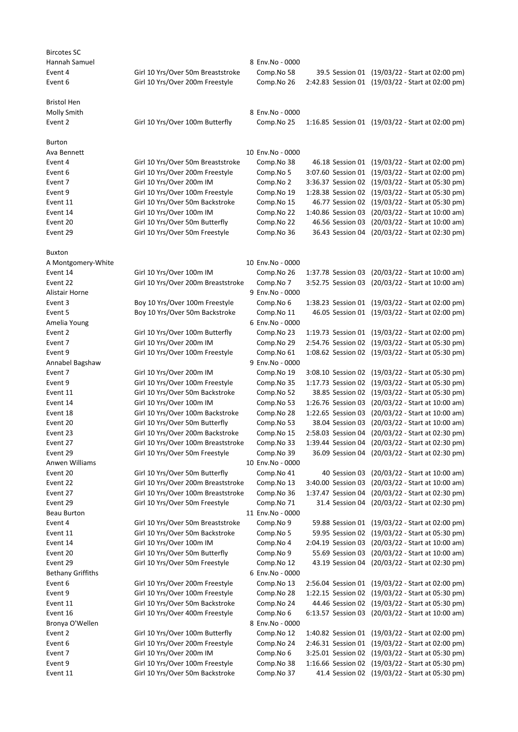Bircotes SC

| | | | | | |
|---|---|---|---|---|---|
| Hannah Samuel | | 8 Env.No - 0000 | | | |
| Event 4 | Girl 10 Yrs/Over 50m Breaststroke | Comp.No 58 | 39.5 | Session 01 | (19/03/22 - Start at 02:00 pm) |
| Event 6 | Girl 10 Yrs/Over 200m Freestyle | Comp.No 26 | 2:42.83 | Session 01 | (19/03/22 - Start at 02:00 pm) |

Bristol Hen

| | | | | | |
|---|---|---|---|---|---|
| Molly Smith | | 8 Env.No - 0000 | | | |
| Event 2 | Girl 10 Yrs/Over 100m Butterfly | Comp.No 25 | 1:16.85 | Session 01 | (19/03/22 - Start at 02:00 pm) |

Burton

| | | | | | |
|---|---|---|---|---|---|
| Ava Bennett | | 10 Env.No - 0000 | | | |
| Event 4 | Girl 10 Yrs/Over 50m Breaststroke | Comp.No 38 | 46.18 | Session 01 | (19/03/22 - Start at 02:00 pm) |
| Event 6 | Girl 10 Yrs/Over 200m Freestyle | Comp.No 5 | 3:07.60 | Session 01 | (19/03/22 - Start at 02:00 pm) |
| Event 7 | Girl 10 Yrs/Over 200m IM | Comp.No 2 | 3:36.37 | Session 02 | (19/03/22 - Start at 05:30 pm) |
| Event 9 | Girl 10 Yrs/Over 100m Freestyle | Comp.No 19 | 1:28.38 | Session 02 | (19/03/22 - Start at 05:30 pm) |
| Event 11 | Girl 10 Yrs/Over 50m Backstroke | Comp.No 15 | 46.77 | Session 02 | (19/03/22 - Start at 05:30 pm) |
| Event 14 | Girl 10 Yrs/Over 100m IM | Comp.No 22 | 1:40.86 | Session 03 | (20/03/22 - Start at 10:00 am) |
| Event 20 | Girl 10 Yrs/Over 50m Butterfly | Comp.No 22 | 46.56 | Session 03 | (20/03/22 - Start at 10:00 am) |
| Event 29 | Girl 10 Yrs/Over 50m Freestyle | Comp.No 36 | 36.43 | Session 04 | (20/03/22 - Start at 02:30 pm) |

Buxton

| | | | | | |
|---|---|---|---|---|---|
| A Montgomery-White | | 10 Env.No - 0000 | | | |
| Event 14 | Girl 10 Yrs/Over 100m IM | Comp.No 26 | 1:37.78 | Session 03 | (20/03/22 - Start at 10:00 am) |
| Event 22 | Girl 10 Yrs/Over 200m Breaststroke | Comp.No 7 | 3:52.75 | Session 03 | (20/03/22 - Start at 10:00 am) |
| Alistair Horne | | 9 Env.No - 0000 | | | |
| Event 3 | Boy 10 Yrs/Over 100m Freestyle | Comp.No 6 | 1:38.23 | Session 01 | (19/03/22 - Start at 02:00 pm) |
| Event 5 | Boy 10 Yrs/Over 50m Backstroke | Comp.No 11 | 46.05 | Session 01 | (19/03/22 - Start at 02:00 pm) |
| Amelia Young | | 6 Env.No - 0000 | | | |
| Event 2 | Girl 10 Yrs/Over 100m Butterfly | Comp.No 23 | 1:19.73 | Session 01 | (19/03/22 - Start at 02:00 pm) |
| Event 7 | Girl 10 Yrs/Over 200m IM | Comp.No 29 | 2:54.76 | Session 02 | (19/03/22 - Start at 05:30 pm) |
| Event 9 | Girl 10 Yrs/Over 100m Freestyle | Comp.No 61 | 1:08.62 | Session 02 | (19/03/22 - Start at 05:30 pm) |
| Annabel Bagshaw | | 9 Env.No - 0000 | | | |
| Event 7 | Girl 10 Yrs/Over 200m IM | Comp.No 19 | 3:08.10 | Session 02 | (19/03/22 - Start at 05:30 pm) |
| Event 9 | Girl 10 Yrs/Over 100m Freestyle | Comp.No 35 | 1:17.73 | Session 02 | (19/03/22 - Start at 05:30 pm) |
| Event 11 | Girl 10 Yrs/Over 50m Backstroke | Comp.No 52 | 38.85 | Session 02 | (19/03/22 - Start at 05:30 pm) |
| Event 14 | Girl 10 Yrs/Over 100m IM | Comp.No 53 | 1:26.76 | Session 03 | (20/03/22 - Start at 10:00 am) |
| Event 18 | Girl 10 Yrs/Over 100m Backstroke | Comp.No 28 | 1:22.65 | Session 03 | (20/03/22 - Start at 10:00 am) |
| Event 20 | Girl 10 Yrs/Over 50m Butterfly | Comp.No 53 | 38.04 | Session 03 | (20/03/22 - Start at 10:00 am) |
| Event 23 | Girl 10 Yrs/Over 200m Backstroke | Comp.No 15 | 2:58.03 | Session 04 | (20/03/22 - Start at 02:30 pm) |
| Event 27 | Girl 10 Yrs/Over 100m Breaststroke | Comp.No 33 | 1:39.44 | Session 04 | (20/03/22 - Start at 02:30 pm) |
| Event 29 | Girl 10 Yrs/Over 50m Freestyle | Comp.No 39 | 36.09 | Session 04 | (20/03/22 - Start at 02:30 pm) |
| Anwen Williams | | 10 Env.No - 0000 | | | |
| Event 20 | Girl 10 Yrs/Over 50m Butterfly | Comp.No 41 | 40 | Session 03 | (20/03/22 - Start at 10:00 am) |
| Event 22 | Girl 10 Yrs/Over 200m Breaststroke | Comp.No 13 | 3:40.00 | Session 03 | (20/03/22 - Start at 10:00 am) |
| Event 27 | Girl 10 Yrs/Over 100m Breaststroke | Comp.No 36 | 1:37.47 | Session 04 | (20/03/22 - Start at 02:30 pm) |
| Event 29 | Girl 10 Yrs/Over 50m Freestyle | Comp.No 71 | 31.4 | Session 04 | (20/03/22 - Start at 02:30 pm) |
| Beau Burton | | 11 Env.No - 0000 | | | |
| Event 4 | Girl 10 Yrs/Over 50m Breaststroke | Comp.No 9 | 59.88 | Session 01 | (19/03/22 - Start at 02:00 pm) |
| Event 11 | Girl 10 Yrs/Over 50m Backstroke | Comp.No 5 | 59.95 | Session 02 | (19/03/22 - Start at 05:30 pm) |
| Event 14 | Girl 10 Yrs/Over 100m IM | Comp.No 4 | 2:04.19 | Session 03 | (20/03/22 - Start at 10:00 am) |
| Event 20 | Girl 10 Yrs/Over 50m Butterfly | Comp.No 9 | 55.69 | Session 03 | (20/03/22 - Start at 10:00 am) |
| Event 29 | Girl 10 Yrs/Over 50m Freestyle | Comp.No 12 | 43.19 | Session 04 | (20/03/22 - Start at 02:30 pm) |
| Bethany Griffiths | | 6 Env.No - 0000 | | | |
| Event 6 | Girl 10 Yrs/Over 200m Freestyle | Comp.No 13 | 2:56.04 | Session 01 | (19/03/22 - Start at 02:00 pm) |
| Event 9 | Girl 10 Yrs/Over 100m Freestyle | Comp.No 28 | 1:22.15 | Session 02 | (19/03/22 - Start at 05:30 pm) |
| Event 11 | Girl 10 Yrs/Over 50m Backstroke | Comp.No 24 | 44.46 | Session 02 | (19/03/22 - Start at 05:30 pm) |
| Event 16 | Girl 10 Yrs/Over 400m Freestyle | Comp.No 6 | 6:13.57 | Session 03 | (20/03/22 - Start at 10:00 am) |
| Bronya O'Wellen | | 8 Env.No - 0000 | | | |
| Event 2 | Girl 10 Yrs/Over 100m Butterfly | Comp.No 12 | 1:40.82 | Session 01 | (19/03/22 - Start at 02:00 pm) |
| Event 6 | Girl 10 Yrs/Over 200m Freestyle | Comp.No 24 | 2:46.31 | Session 01 | (19/03/22 - Start at 02:00 pm) |
| Event 7 | Girl 10 Yrs/Over 200m IM | Comp.No 6 | 3:25.01 | Session 02 | (19/03/22 - Start at 05:30 pm) |
| Event 9 | Girl 10 Yrs/Over 100m Freestyle | Comp.No 38 | 1:16.66 | Session 02 | (19/03/22 - Start at 05:30 pm) |
| Event 11 | Girl 10 Yrs/Over 50m Backstroke | Comp.No 37 | 41.4 | Session 02 | (19/03/22 - Start at 05:30 pm) |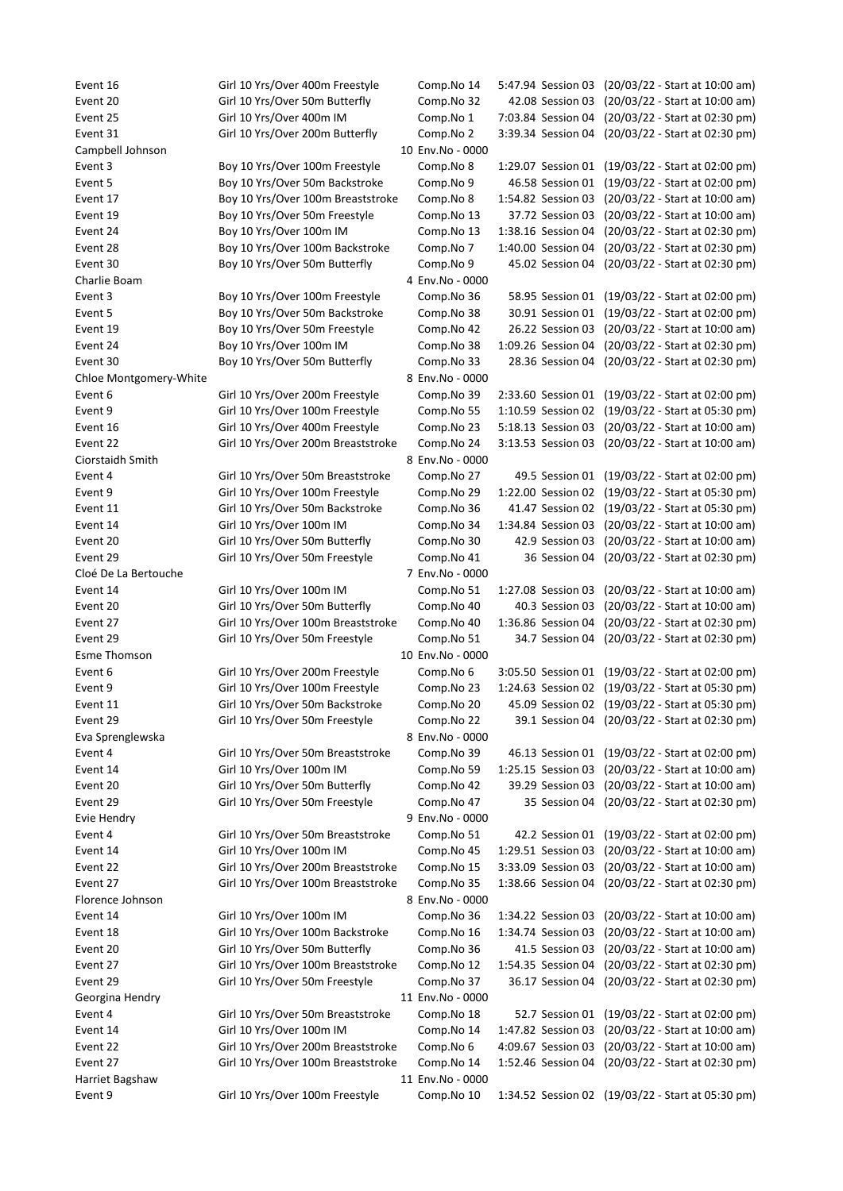| | | | | | |
|---|---|---|---|---|---|
| Event 16 | Girl 10 Yrs/Over 400m Freestyle | Comp.No 14 | 5:47.94 | Session 03 | (20/03/22 - Start at 10:00 am) |
| Event 20 | Girl 10 Yrs/Over 50m Butterfly | Comp.No 32 | 42.08 | Session 03 | (20/03/22 - Start at 10:00 am) |
| Event 25 | Girl 10 Yrs/Over 400m IM | Comp.No 1 | 7:03.84 | Session 04 | (20/03/22 - Start at 02:30 pm) |
| Event 31 | Girl 10 Yrs/Over 200m Butterfly | Comp.No 2 | 3:39.34 | Session 04 | (20/03/22 - Start at 02:30 pm) |
| Campbell Johnson | | 10 Env.No - 0000 | | | |
| Event 3 | Boy 10 Yrs/Over 100m Freestyle | Comp.No 8 | 1:29.07 | Session 01 | (19/03/22 - Start at 02:00 pm) |
| Event 5 | Boy 10 Yrs/Over 50m Backstroke | Comp.No 9 | 46.58 | Session 01 | (19/03/22 - Start at 02:00 pm) |
| Event 17 | Boy 10 Yrs/Over 100m Breaststroke | Comp.No 8 | 1:54.82 | Session 03 | (20/03/22 - Start at 10:00 am) |
| Event 19 | Boy 10 Yrs/Over 50m Freestyle | Comp.No 13 | 37.72 | Session 03 | (20/03/22 - Start at 10:00 am) |
| Event 24 | Boy 10 Yrs/Over 100m IM | Comp.No 13 | 1:38.16 | Session 04 | (20/03/22 - Start at 02:30 pm) |
| Event 28 | Boy 10 Yrs/Over 100m Backstroke | Comp.No 7 | 1:40.00 | Session 04 | (20/03/22 - Start at 02:30 pm) |
| Event 30 | Boy 10 Yrs/Over 50m Butterfly | Comp.No 9 | 45.02 | Session 04 | (20/03/22 - Start at 02:30 pm) |
| Charlie Boam | | 4 Env.No - 0000 | | | |
| Event 3 | Boy 10 Yrs/Over 100m Freestyle | Comp.No 36 | 58.95 | Session 01 | (19/03/22 - Start at 02:00 pm) |
| Event 5 | Boy 10 Yrs/Over 50m Backstroke | Comp.No 38 | 30.91 | Session 01 | (19/03/22 - Start at 02:00 pm) |
| Event 19 | Boy 10 Yrs/Over 50m Freestyle | Comp.No 42 | 26.22 | Session 03 | (20/03/22 - Start at 10:00 am) |
| Event 24 | Boy 10 Yrs/Over 100m IM | Comp.No 38 | 1:09.26 | Session 04 | (20/03/22 - Start at 02:30 pm) |
| Event 30 | Boy 10 Yrs/Over 50m Butterfly | Comp.No 33 | 28.36 | Session 04 | (20/03/22 - Start at 02:30 pm) |
| Chloe Montgomery-White | | 8 Env.No - 0000 | | | |
| Event 6 | Girl 10 Yrs/Over 200m Freestyle | Comp.No 39 | 2:33.60 | Session 01 | (19/03/22 - Start at 02:00 pm) |
| Event 9 | Girl 10 Yrs/Over 100m Freestyle | Comp.No 55 | 1:10.59 | Session 02 | (19/03/22 - Start at 05:30 pm) |
| Event 16 | Girl 10 Yrs/Over 400m Freestyle | Comp.No 23 | 5:18.13 | Session 03 | (20/03/22 - Start at 10:00 am) |
| Event 22 | Girl 10 Yrs/Over 200m Breaststroke | Comp.No 24 | 3:13.53 | Session 03 | (20/03/22 - Start at 10:00 am) |
| Ciorstaidh Smith | | 8 Env.No - 0000 | | | |
| Event 4 | Girl 10 Yrs/Over 50m Breaststroke | Comp.No 27 | 49.5 | Session 01 | (19/03/22 - Start at 02:00 pm) |
| Event 9 | Girl 10 Yrs/Over 100m Freestyle | Comp.No 29 | 1:22.00 | Session 02 | (19/03/22 - Start at 05:30 pm) |
| Event 11 | Girl 10 Yrs/Over 50m Backstroke | Comp.No 36 | 41.47 | Session 02 | (19/03/22 - Start at 05:30 pm) |
| Event 14 | Girl 10 Yrs/Over 100m IM | Comp.No 34 | 1:34.84 | Session 03 | (20/03/22 - Start at 10:00 am) |
| Event 20 | Girl 10 Yrs/Over 50m Butterfly | Comp.No 30 | 42.9 | Session 03 | (20/03/22 - Start at 10:00 am) |
| Event 29 | Girl 10 Yrs/Over 50m Freestyle | Comp.No 41 | 36 | Session 04 | (20/03/22 - Start at 02:30 pm) |
| Cloé De La Bertouche | | 7 Env.No - 0000 | | | |
| Event 14 | Girl 10 Yrs/Over 100m IM | Comp.No 51 | 1:27.08 | Session 03 | (20/03/22 - Start at 10:00 am) |
| Event 20 | Girl 10 Yrs/Over 50m Butterfly | Comp.No 40 | 40.3 | Session 03 | (20/03/22 - Start at 10:00 am) |
| Event 27 | Girl 10 Yrs/Over 100m Breaststroke | Comp.No 40 | 1:36.86 | Session 04 | (20/03/22 - Start at 02:30 pm) |
| Event 29 | Girl 10 Yrs/Over 50m Freestyle | Comp.No 51 | 34.7 | Session 04 | (20/03/22 - Start at 02:30 pm) |
| Esme Thomson | | 10 Env.No - 0000 | | | |
| Event 6 | Girl 10 Yrs/Over 200m Freestyle | Comp.No 6 | 3:05.50 | Session 01 | (19/03/22 - Start at 02:00 pm) |
| Event 9 | Girl 10 Yrs/Over 100m Freestyle | Comp.No 23 | 1:24.63 | Session 02 | (19/03/22 - Start at 05:30 pm) |
| Event 11 | Girl 10 Yrs/Over 50m Backstroke | Comp.No 20 | 45.09 | Session 02 | (19/03/22 - Start at 05:30 pm) |
| Event 29 | Girl 10 Yrs/Over 50m Freestyle | Comp.No 22 | 39.1 | Session 04 | (20/03/22 - Start at 02:30 pm) |
| Eva Sprenglewska | | 8 Env.No - 0000 | | | |
| Event 4 | Girl 10 Yrs/Over 50m Breaststroke | Comp.No 39 | 46.13 | Session 01 | (19/03/22 - Start at 02:00 pm) |
| Event 14 | Girl 10 Yrs/Over 100m IM | Comp.No 59 | 1:25.15 | Session 03 | (20/03/22 - Start at 10:00 am) |
| Event 20 | Girl 10 Yrs/Over 50m Butterfly | Comp.No 42 | 39.29 | Session 03 | (20/03/22 - Start at 10:00 am) |
| Event 29 | Girl 10 Yrs/Over 50m Freestyle | Comp.No 47 | 35 | Session 04 | (20/03/22 - Start at 02:30 pm) |
| Evie Hendry | | 9 Env.No - 0000 | | | |
| Event 4 | Girl 10 Yrs/Over 50m Breaststroke | Comp.No 51 | 42.2 | Session 01 | (19/03/22 - Start at 02:00 pm) |
| Event 14 | Girl 10 Yrs/Over 100m IM | Comp.No 45 | 1:29.51 | Session 03 | (20/03/22 - Start at 10:00 am) |
| Event 22 | Girl 10 Yrs/Over 200m Breaststroke | Comp.No 15 | 3:33.09 | Session 03 | (20/03/22 - Start at 10:00 am) |
| Event 27 | Girl 10 Yrs/Over 100m Breaststroke | Comp.No 35 | 1:38.66 | Session 04 | (20/03/22 - Start at 02:30 pm) |
| Florence Johnson | | 8 Env.No - 0000 | | | |
| Event 14 | Girl 10 Yrs/Over 100m IM | Comp.No 36 | 1:34.22 | Session 03 | (20/03/22 - Start at 10:00 am) |
| Event 18 | Girl 10 Yrs/Over 100m Backstroke | Comp.No 16 | 1:34.74 | Session 03 | (20/03/22 - Start at 10:00 am) |
| Event 20 | Girl 10 Yrs/Over 50m Butterfly | Comp.No 36 | 41.5 | Session 03 | (20/03/22 - Start at 10:00 am) |
| Event 27 | Girl 10 Yrs/Over 100m Breaststroke | Comp.No 12 | 1:54.35 | Session 04 | (20/03/22 - Start at 02:30 pm) |
| Event 29 | Girl 10 Yrs/Over 50m Freestyle | Comp.No 37 | 36.17 | Session 04 | (20/03/22 - Start at 02:30 pm) |
| Georgina Hendry | | 11 Env.No - 0000 | | | |
| Event 4 | Girl 10 Yrs/Over 50m Breaststroke | Comp.No 18 | 52.7 | Session 01 | (19/03/22 - Start at 02:00 pm) |
| Event 14 | Girl 10 Yrs/Over 100m IM | Comp.No 14 | 1:47.82 | Session 03 | (20/03/22 - Start at 10:00 am) |
| Event 22 | Girl 10 Yrs/Over 200m Breaststroke | Comp.No 6 | 4:09.67 | Session 03 | (20/03/22 - Start at 10:00 am) |
| Event 27 | Girl 10 Yrs/Over 100m Breaststroke | Comp.No 14 | 1:52.46 | Session 04 | (20/03/22 - Start at 02:30 pm) |
| Harriet Bagshaw | | 11 Env.No - 0000 | | | |
| Event 9 | Girl 10 Yrs/Over 100m Freestyle | Comp.No 10 | 1:34.52 | Session 02 | (19/03/22 - Start at 05:30 pm) |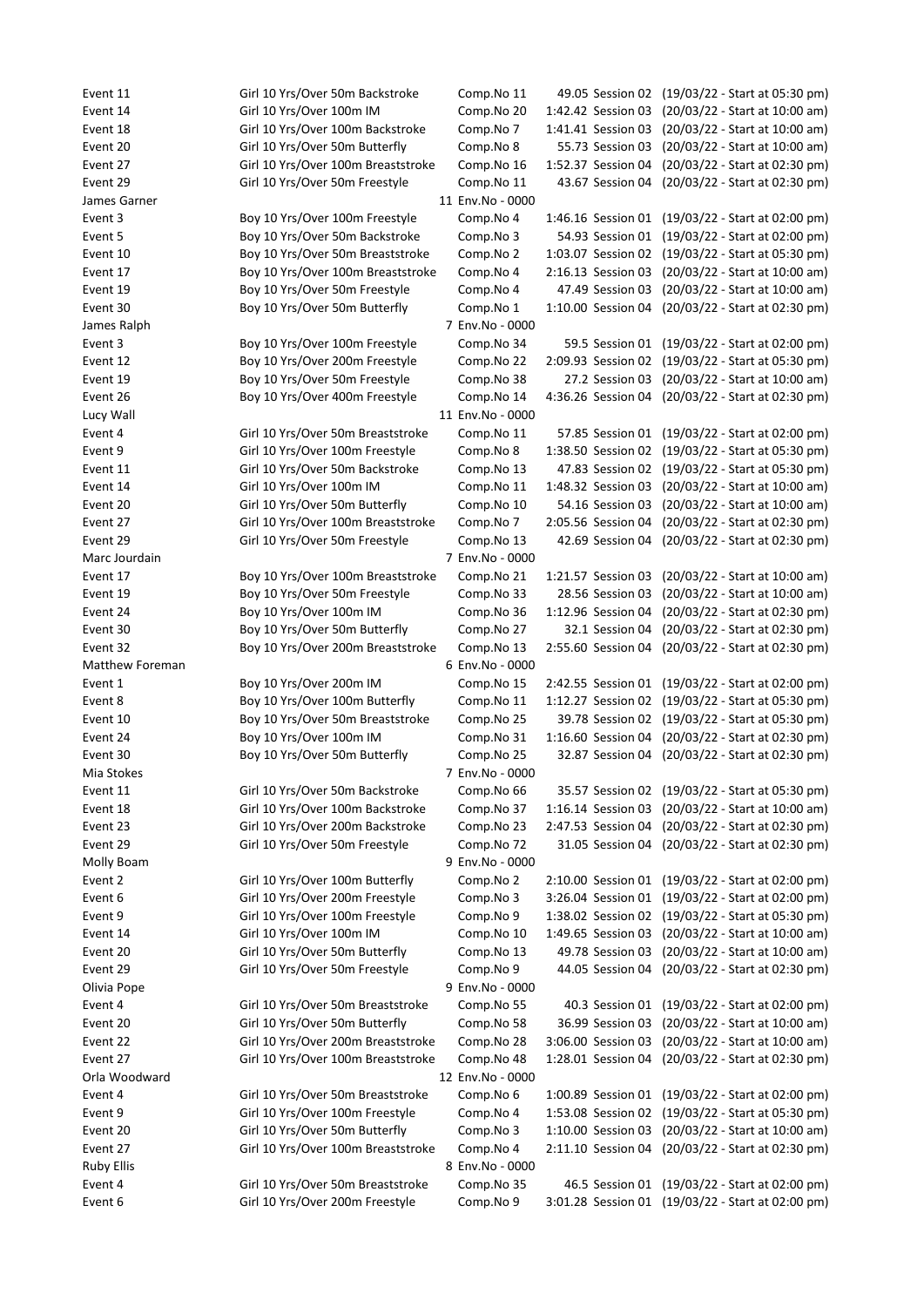| | | | | | |
|---|---|---|---|---|---|
| Event 11 | Girl 10 Yrs/Over 50m Backstroke | Comp.No 11 | 49.05 | Session 02 | (19/03/22 - Start at 05:30 pm) |
| Event 14 | Girl 10 Yrs/Over 100m IM | Comp.No 20 | 1:42.42 | Session 03 | (20/03/22 - Start at 10:00 am) |
| Event 18 | Girl 10 Yrs/Over 100m Backstroke | Comp.No 7 | 1:41.41 | Session 03 | (20/03/22 - Start at 10:00 am) |
| Event 20 | Girl 10 Yrs/Over 50m Butterfly | Comp.No 8 | 55.73 | Session 03 | (20/03/22 - Start at 10:00 am) |
| Event 27 | Girl 10 Yrs/Over 100m Breaststroke | Comp.No 16 | 1:52.37 | Session 04 | (20/03/22 - Start at 02:30 pm) |
| Event 29 | Girl 10 Yrs/Over 50m Freestyle | Comp.No 11 | 43.67 | Session 04 | (20/03/22 - Start at 02:30 pm) |
| James Garner | | 11 Env.No - 0000 | | | |
| Event 3 | Boy 10 Yrs/Over 100m Freestyle | Comp.No 4 | 1:46.16 | Session 01 | (19/03/22 - Start at 02:00 pm) |
| Event 5 | Boy 10 Yrs/Over 50m Backstroke | Comp.No 3 | 54.93 | Session 01 | (19/03/22 - Start at 02:00 pm) |
| Event 10 | Boy 10 Yrs/Over 50m Breaststroke | Comp.No 2 | 1:03.07 | Session 02 | (19/03/22 - Start at 05:30 pm) |
| Event 17 | Boy 10 Yrs/Over 100m Breaststroke | Comp.No 4 | 2:16.13 | Session 03 | (20/03/22 - Start at 10:00 am) |
| Event 19 | Boy 10 Yrs/Over 50m Freestyle | Comp.No 4 | 47.49 | Session 03 | (20/03/22 - Start at 10:00 am) |
| Event 30 | Boy 10 Yrs/Over 50m Butterfly | Comp.No 1 | 1:10.00 | Session 04 | (20/03/22 - Start at 02:30 pm) |
| James Ralph | | 7 Env.No - 0000 | | | |
| Event 3 | Boy 10 Yrs/Over 100m Freestyle | Comp.No 34 | 59.5 | Session 01 | (19/03/22 - Start at 02:00 pm) |
| Event 12 | Boy 10 Yrs/Over 200m Freestyle | Comp.No 22 | 2:09.93 | Session 02 | (19/03/22 - Start at 05:30 pm) |
| Event 19 | Boy 10 Yrs/Over 50m Freestyle | Comp.No 38 | 27.2 | Session 03 | (20/03/22 - Start at 10:00 am) |
| Event 26 | Boy 10 Yrs/Over 400m Freestyle | Comp.No 14 | 4:36.26 | Session 04 | (20/03/22 - Start at 02:30 pm) |
| Lucy Wall | | 11 Env.No - 0000 | | | |
| Event 4 | Girl 10 Yrs/Over 50m Breaststroke | Comp.No 11 | 57.85 | Session 01 | (19/03/22 - Start at 02:00 pm) |
| Event 9 | Girl 10 Yrs/Over 100m Freestyle | Comp.No 8 | 1:38.50 | Session 02 | (19/03/22 - Start at 05:30 pm) |
| Event 11 | Girl 10 Yrs/Over 50m Backstroke | Comp.No 13 | 47.83 | Session 02 | (19/03/22 - Start at 05:30 pm) |
| Event 14 | Girl 10 Yrs/Over 100m IM | Comp.No 11 | 1:48.32 | Session 03 | (20/03/22 - Start at 10:00 am) |
| Event 20 | Girl 10 Yrs/Over 50m Butterfly | Comp.No 10 | 54.16 | Session 03 | (20/03/22 - Start at 10:00 am) |
| Event 27 | Girl 10 Yrs/Over 100m Breaststroke | Comp.No 7 | 2:05.56 | Session 04 | (20/03/22 - Start at 02:30 pm) |
| Event 29 | Girl 10 Yrs/Over 50m Freestyle | Comp.No 13 | 42.69 | Session 04 | (20/03/22 - Start at 02:30 pm) |
| Marc Jourdain | | 7 Env.No - 0000 | | | |
| Event 17 | Boy 10 Yrs/Over 100m Breaststroke | Comp.No 21 | 1:21.57 | Session 03 | (20/03/22 - Start at 10:00 am) |
| Event 19 | Boy 10 Yrs/Over 50m Freestyle | Comp.No 33 | 28.56 | Session 03 | (20/03/22 - Start at 10:00 am) |
| Event 24 | Boy 10 Yrs/Over 100m IM | Comp.No 36 | 1:12.96 | Session 04 | (20/03/22 - Start at 02:30 pm) |
| Event 30 | Boy 10 Yrs/Over 50m Butterfly | Comp.No 27 | 32.1 | Session 04 | (20/03/22 - Start at 02:30 pm) |
| Event 32 | Boy 10 Yrs/Over 200m Breaststroke | Comp.No 13 | 2:55.60 | Session 04 | (20/03/22 - Start at 02:30 pm) |
| Matthew Foreman | | 6 Env.No - 0000 | | | |
| Event 1 | Boy 10 Yrs/Over 200m IM | Comp.No 15 | 2:42.55 | Session 01 | (19/03/22 - Start at 02:00 pm) |
| Event 8 | Boy 10 Yrs/Over 100m Butterfly | Comp.No 11 | 1:12.27 | Session 02 | (19/03/22 - Start at 05:30 pm) |
| Event 10 | Boy 10 Yrs/Over 50m Breaststroke | Comp.No 25 | 39.78 | Session 02 | (19/03/22 - Start at 05:30 pm) |
| Event 24 | Boy 10 Yrs/Over 100m IM | Comp.No 31 | 1:16.60 | Session 04 | (20/03/22 - Start at 02:30 pm) |
| Event 30 | Boy 10 Yrs/Over 50m Butterfly | Comp.No 25 | 32.87 | Session 04 | (20/03/22 - Start at 02:30 pm) |
| Mia Stokes | | 7 Env.No - 0000 | | | |
| Event 11 | Girl 10 Yrs/Over 50m Backstroke | Comp.No 66 | 35.57 | Session 02 | (19/03/22 - Start at 05:30 pm) |
| Event 18 | Girl 10 Yrs/Over 100m Backstroke | Comp.No 37 | 1:16.14 | Session 03 | (20/03/22 - Start at 10:00 am) |
| Event 23 | Girl 10 Yrs/Over 200m Backstroke | Comp.No 23 | 2:47.53 | Session 04 | (20/03/22 - Start at 02:30 pm) |
| Event 29 | Girl 10 Yrs/Over 50m Freestyle | Comp.No 72 | 31.05 | Session 04 | (20/03/22 - Start at 02:30 pm) |
| Molly Boam | | 9 Env.No - 0000 | | | |
| Event 2 | Girl 10 Yrs/Over 100m Butterfly | Comp.No 2 | 2:10.00 | Session 01 | (19/03/22 - Start at 02:00 pm) |
| Event 6 | Girl 10 Yrs/Over 200m Freestyle | Comp.No 3 | 3:26.04 | Session 01 | (19/03/22 - Start at 02:00 pm) |
| Event 9 | Girl 10 Yrs/Over 100m Freestyle | Comp.No 9 | 1:38.02 | Session 02 | (19/03/22 - Start at 05:30 pm) |
| Event 14 | Girl 10 Yrs/Over 100m IM | Comp.No 10 | 1:49.65 | Session 03 | (20/03/22 - Start at 10:00 am) |
| Event 20 | Girl 10 Yrs/Over 50m Butterfly | Comp.No 13 | 49.78 | Session 03 | (20/03/22 - Start at 10:00 am) |
| Event 29 | Girl 10 Yrs/Over 50m Freestyle | Comp.No 9 | 44.05 | Session 04 | (20/03/22 - Start at 02:30 pm) |
| Olivia Pope | | 9 Env.No - 0000 | | | |
| Event 4 | Girl 10 Yrs/Over 50m Breaststroke | Comp.No 55 | 40.3 | Session 01 | (19/03/22 - Start at 02:00 pm) |
| Event 20 | Girl 10 Yrs/Over 50m Butterfly | Comp.No 58 | 36.99 | Session 03 | (20/03/22 - Start at 10:00 am) |
| Event 22 | Girl 10 Yrs/Over 200m Breaststroke | Comp.No 28 | 3:06.00 | Session 03 | (20/03/22 - Start at 10:00 am) |
| Event 27 | Girl 10 Yrs/Over 100m Breaststroke | Comp.No 48 | 1:28.01 | Session 04 | (20/03/22 - Start at 02:30 pm) |
| Orla Woodward | | 12 Env.No - 0000 | | | |
| Event 4 | Girl 10 Yrs/Over 50m Breaststroke | Comp.No 6 | 1:00.89 | Session 01 | (19/03/22 - Start at 02:00 pm) |
| Event 9 | Girl 10 Yrs/Over 100m Freestyle | Comp.No 4 | 1:53.08 | Session 02 | (19/03/22 - Start at 05:30 pm) |
| Event 20 | Girl 10 Yrs/Over 50m Butterfly | Comp.No 3 | 1:10.00 | Session 03 | (20/03/22 - Start at 10:00 am) |
| Event 27 | Girl 10 Yrs/Over 100m Breaststroke | Comp.No 4 | 2:11.10 | Session 04 | (20/03/22 - Start at 02:30 pm) |
| Ruby Ellis | | 8 Env.No - 0000 | | | |
| Event 4 | Girl 10 Yrs/Over 50m Breaststroke | Comp.No 35 | 46.5 | Session 01 | (19/03/22 - Start at 02:00 pm) |
| Event 6 | Girl 10 Yrs/Over 200m Freestyle | Comp.No 9 | 3:01.28 | Session 01 | (19/03/22 - Start at 02:00 pm) |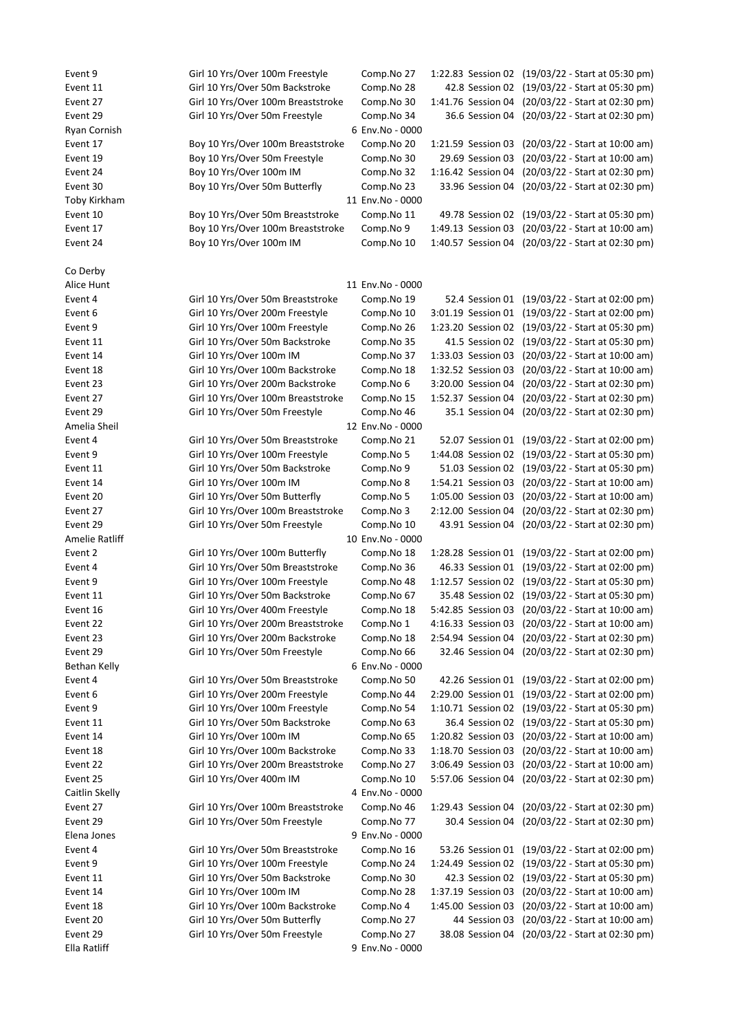| | | | | |
|---|---|---|---|---|
| Event 9 | Girl 10 Yrs/Over 100m Freestyle | Comp.No 27 | 1:22.83 Session 02 | (19/03/22 - Start at 05:30 pm) |
| Event 11 | Girl 10 Yrs/Over 50m Backstroke | Comp.No 28 | 42.8 Session 02 | (19/03/22 - Start at 05:30 pm) |
| Event 27 | Girl 10 Yrs/Over 100m Breaststroke | Comp.No 30 | 1:41.76 Session 04 | (20/03/22 - Start at 02:30 pm) |
| Event 29 | Girl 10 Yrs/Over 50m Freestyle | Comp.No 34 | 36.6 Session 04 | (20/03/22 - Start at 02:30 pm) |
| Ryan Cornish | | 6 Env.No - 0000 | | |
| Event 17 | Boy 10 Yrs/Over 100m Breaststroke | Comp.No 20 | 1:21.59 Session 03 | (20/03/22 - Start at 10:00 am) |
| Event 19 | Boy 10 Yrs/Over 50m Freestyle | Comp.No 30 | 29.69 Session 03 | (20/03/22 - Start at 10:00 am) |
| Event 24 | Boy 10 Yrs/Over 100m IM | Comp.No 32 | 1:16.42 Session 04 | (20/03/22 - Start at 02:30 pm) |
| Event 30 | Boy 10 Yrs/Over 50m Butterfly | Comp.No 23 | 33.96 Session 04 | (20/03/22 - Start at 02:30 pm) |
| Toby Kirkham | | 11 Env.No - 0000 | | |
| Event 10 | Boy 10 Yrs/Over 50m Breaststroke | Comp.No 11 | 49.78 Session 02 | (19/03/22 - Start at 05:30 pm) |
| Event 17 | Boy 10 Yrs/Over 100m Breaststroke | Comp.No 9 | 1:49.13 Session 03 | (20/03/22 - Start at 10:00 am) |
| Event 24 | Boy 10 Yrs/Over 100m IM | Comp.No 10 | 1:40.57 Session 04 | (20/03/22 - Start at 02:30 pm) |
| | | | | |
| Co Derby | | | | |
| Alice Hunt | | 11 Env.No - 0000 | | |
| Event 4 | Girl 10 Yrs/Over 50m Breaststroke | Comp.No 19 | 52.4 Session 01 | (19/03/22 - Start at 02:00 pm) |
| Event 6 | Girl 10 Yrs/Over 200m Freestyle | Comp.No 10 | 3:01.19 Session 01 | (19/03/22 - Start at 02:00 pm) |
| Event 9 | Girl 10 Yrs/Over 100m Freestyle | Comp.No 26 | 1:23.20 Session 02 | (19/03/22 - Start at 05:30 pm) |
| Event 11 | Girl 10 Yrs/Over 50m Backstroke | Comp.No 35 | 41.5 Session 02 | (19/03/22 - Start at 05:30 pm) |
| Event 14 | Girl 10 Yrs/Over 100m IM | Comp.No 37 | 1:33.03 Session 03 | (20/03/22 - Start at 10:00 am) |
| Event 18 | Girl 10 Yrs/Over 100m Backstroke | Comp.No 18 | 1:32.52 Session 03 | (20/03/22 - Start at 10:00 am) |
| Event 23 | Girl 10 Yrs/Over 200m Backstroke | Comp.No 6 | 3:20.00 Session 04 | (20/03/22 - Start at 02:30 pm) |
| Event 27 | Girl 10 Yrs/Over 100m Breaststroke | Comp.No 15 | 1:52.37 Session 04 | (20/03/22 - Start at 02:30 pm) |
| Event 29 | Girl 10 Yrs/Over 50m Freestyle | Comp.No 46 | 35.1 Session 04 | (20/03/22 - Start at 02:30 pm) |
| Amelia Sheil | | 12 Env.No - 0000 | | |
| Event 4 | Girl 10 Yrs/Over 50m Breaststroke | Comp.No 21 | 52.07 Session 01 | (19/03/22 - Start at 02:00 pm) |
| Event 9 | Girl 10 Yrs/Over 100m Freestyle | Comp.No 5 | 1:44.08 Session 02 | (19/03/22 - Start at 05:30 pm) |
| Event 11 | Girl 10 Yrs/Over 50m Backstroke | Comp.No 9 | 51.03 Session 02 | (19/03/22 - Start at 05:30 pm) |
| Event 14 | Girl 10 Yrs/Over 100m IM | Comp.No 8 | 1:54.21 Session 03 | (20/03/22 - Start at 10:00 am) |
| Event 20 | Girl 10 Yrs/Over 50m Butterfly | Comp.No 5 | 1:05.00 Session 03 | (20/03/22 - Start at 10:00 am) |
| Event 27 | Girl 10 Yrs/Over 100m Breaststroke | Comp.No 3 | 2:12.00 Session 04 | (20/03/22 - Start at 02:30 pm) |
| Event 29 | Girl 10 Yrs/Over 50m Freestyle | Comp.No 10 | 43.91 Session 04 | (20/03/22 - Start at 02:30 pm) |
| Amelie Ratliff | | 10 Env.No - 0000 | | |
| Event 2 | Girl 10 Yrs/Over 100m Butterfly | Comp.No 18 | 1:28.28 Session 01 | (19/03/22 - Start at 02:00 pm) |
| Event 4 | Girl 10 Yrs/Over 50m Breaststroke | Comp.No 36 | 46.33 Session 01 | (19/03/22 - Start at 02:00 pm) |
| Event 9 | Girl 10 Yrs/Over 100m Freestyle | Comp.No 48 | 1:12.57 Session 02 | (19/03/22 - Start at 05:30 pm) |
| Event 11 | Girl 10 Yrs/Over 50m Backstroke | Comp.No 67 | 35.48 Session 02 | (19/03/22 - Start at 05:30 pm) |
| Event 16 | Girl 10 Yrs/Over 400m Freestyle | Comp.No 18 | 5:42.85 Session 03 | (20/03/22 - Start at 10:00 am) |
| Event 22 | Girl 10 Yrs/Over 200m Breaststroke | Comp.No 1 | 4:16.33 Session 03 | (20/03/22 - Start at 10:00 am) |
| Event 23 | Girl 10 Yrs/Over 200m Backstroke | Comp.No 18 | 2:54.94 Session 04 | (20/03/22 - Start at 02:30 pm) |
| Event 29 | Girl 10 Yrs/Over 50m Freestyle | Comp.No 66 | 32.46 Session 04 | (20/03/22 - Start at 02:30 pm) |
| Bethan Kelly | | 6 Env.No - 0000 | | |
| Event 4 | Girl 10 Yrs/Over 50m Breaststroke | Comp.No 50 | 42.26 Session 01 | (19/03/22 - Start at 02:00 pm) |
| Event 6 | Girl 10 Yrs/Over 200m Freestyle | Comp.No 44 | 2:29.00 Session 01 | (19/03/22 - Start at 02:00 pm) |
| Event 9 | Girl 10 Yrs/Over 100m Freestyle | Comp.No 54 | 1:10.71 Session 02 | (19/03/22 - Start at 05:30 pm) |
| Event 11 | Girl 10 Yrs/Over 50m Backstroke | Comp.No 63 | 36.4 Session 02 | (19/03/22 - Start at 05:30 pm) |
| Event 14 | Girl 10 Yrs/Over 100m IM | Comp.No 65 | 1:20.82 Session 03 | (20/03/22 - Start at 10:00 am) |
| Event 18 | Girl 10 Yrs/Over 100m Backstroke | Comp.No 33 | 1:18.70 Session 03 | (20/03/22 - Start at 10:00 am) |
| Event 22 | Girl 10 Yrs/Over 200m Breaststroke | Comp.No 27 | 3:06.49 Session 03 | (20/03/22 - Start at 10:00 am) |
| Event 25 | Girl 10 Yrs/Over 400m IM | Comp.No 10 | 5:57.06 Session 04 | (20/03/22 - Start at 02:30 pm) |
| Caitlin Skelly | | 4 Env.No - 0000 | | |
| Event 27 | Girl 10 Yrs/Over 100m Breaststroke | Comp.No 46 | 1:29.43 Session 04 | (20/03/22 - Start at 02:30 pm) |
| Event 29 | Girl 10 Yrs/Over 50m Freestyle | Comp.No 77 | 30.4 Session 04 | (20/03/22 - Start at 02:30 pm) |
| Elena Jones | | 9 Env.No - 0000 | | |
| Event 4 | Girl 10 Yrs/Over 50m Breaststroke | Comp.No 16 | 53.26 Session 01 | (19/03/22 - Start at 02:00 pm) |
| Event 9 | Girl 10 Yrs/Over 100m Freestyle | Comp.No 24 | 1:24.49 Session 02 | (19/03/22 - Start at 05:30 pm) |
| Event 11 | Girl 10 Yrs/Over 50m Backstroke | Comp.No 30 | 42.3 Session 02 | (19/03/22 - Start at 05:30 pm) |
| Event 14 | Girl 10 Yrs/Over 100m IM | Comp.No 28 | 1:37.19 Session 03 | (20/03/22 - Start at 10:00 am) |
| Event 18 | Girl 10 Yrs/Over 100m Backstroke | Comp.No 4 | 1:45.00 Session 03 | (20/03/22 - Start at 10:00 am) |
| Event 20 | Girl 10 Yrs/Over 50m Butterfly | Comp.No 27 | 44 Session 03 | (20/03/22 - Start at 10:00 am) |
| Event 29 | Girl 10 Yrs/Over 50m Freestyle | Comp.No 27 | 38.08 Session 04 | (20/03/22 - Start at 02:30 pm) |
| Ella Ratliff | | 9 Env.No - 0000 | | |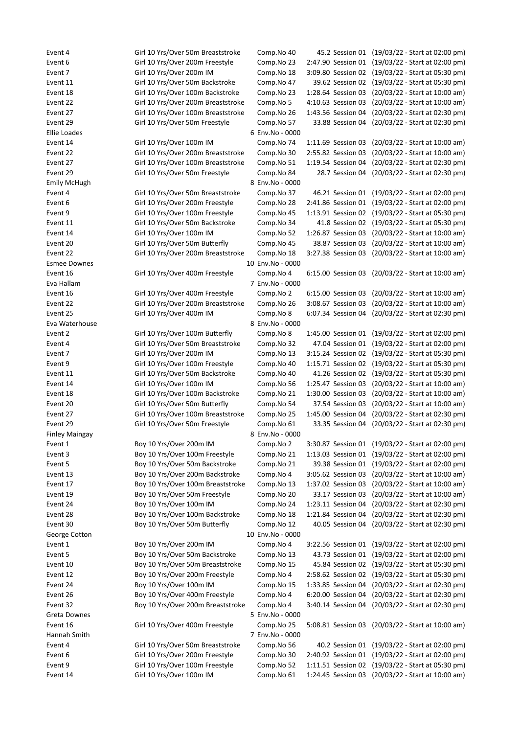| | | | | | |
|---|---|---|---|---|---|
| Event 4 | Girl 10 Yrs/Over 50m Breaststroke | Comp.No 40 | 45.2 | Session 01 | (19/03/22 - Start at 02:00 pm) |
| Event 6 | Girl 10 Yrs/Over 200m Freestyle | Comp.No 23 | 2:47.90 | Session 01 | (19/03/22 - Start at 02:00 pm) |
| Event 7 | Girl 10 Yrs/Over 200m IM | Comp.No 18 | 3:09.80 | Session 02 | (19/03/22 - Start at 05:30 pm) |
| Event 11 | Girl 10 Yrs/Over 50m Backstroke | Comp.No 47 | 39.62 | Session 02 | (19/03/22 - Start at 05:30 pm) |
| Event 18 | Girl 10 Yrs/Over 100m Backstroke | Comp.No 23 | 1:28.64 | Session 03 | (20/03/22 - Start at 10:00 am) |
| Event 22 | Girl 10 Yrs/Over 200m Breaststroke | Comp.No 5 | 4:10.63 | Session 03 | (20/03/22 - Start at 10:00 am) |
| Event 27 | Girl 10 Yrs/Over 100m Breaststroke | Comp.No 26 | 1:43.56 | Session 04 | (20/03/22 - Start at 02:30 pm) |
| Event 29 | Girl 10 Yrs/Over 50m Freestyle | Comp.No 57 | 33.88 | Session 04 | (20/03/22 - Start at 02:30 pm) |
| Ellie Loades | | 6 Env.No - 0000 | | | |
| Event 14 | Girl 10 Yrs/Over 100m IM | Comp.No 74 | 1:11.69 | Session 03 | (20/03/22 - Start at 10:00 am) |
| Event 22 | Girl 10 Yrs/Over 200m Breaststroke | Comp.No 30 | 2:55.82 | Session 03 | (20/03/22 - Start at 10:00 am) |
| Event 27 | Girl 10 Yrs/Over 100m Breaststroke | Comp.No 51 | 1:19.54 | Session 04 | (20/03/22 - Start at 02:30 pm) |
| Event 29 | Girl 10 Yrs/Over 50m Freestyle | Comp.No 84 | 28.7 | Session 04 | (20/03/22 - Start at 02:30 pm) |
| Emily McHugh | | 8 Env.No - 0000 | | | |
| Event 4 | Girl 10 Yrs/Over 50m Breaststroke | Comp.No 37 | 46.21 | Session 01 | (19/03/22 - Start at 02:00 pm) |
| Event 6 | Girl 10 Yrs/Over 200m Freestyle | Comp.No 28 | 2:41.86 | Session 01 | (19/03/22 - Start at 02:00 pm) |
| Event 9 | Girl 10 Yrs/Over 100m Freestyle | Comp.No 45 | 1:13.91 | Session 02 | (19/03/22 - Start at 05:30 pm) |
| Event 11 | Girl 10 Yrs/Over 50m Backstroke | Comp.No 34 | 41.8 | Session 02 | (19/03/22 - Start at 05:30 pm) |
| Event 14 | Girl 10 Yrs/Over 100m IM | Comp.No 52 | 1:26.87 | Session 03 | (20/03/22 - Start at 10:00 am) |
| Event 20 | Girl 10 Yrs/Over 50m Butterfly | Comp.No 45 | 38.87 | Session 03 | (20/03/22 - Start at 10:00 am) |
| Event 22 | Girl 10 Yrs/Over 200m Breaststroke | Comp.No 18 | 3:27.38 | Session 03 | (20/03/22 - Start at 10:00 am) |
| Esmee Downes | | 10 Env.No - 0000 | | | |
| Event 16 | Girl 10 Yrs/Over 400m Freestyle | Comp.No 4 | 6:15.00 | Session 03 | (20/03/22 - Start at 10:00 am) |
| Eva Hallam | | 7 Env.No - 0000 | | | |
| Event 16 | Girl 10 Yrs/Over 400m Freestyle | Comp.No 2 | 6:15.00 | Session 03 | (20/03/22 - Start at 10:00 am) |
| Event 22 | Girl 10 Yrs/Over 200m Breaststroke | Comp.No 26 | 3:08.67 | Session 03 | (20/03/22 - Start at 10:00 am) |
| Event 25 | Girl 10 Yrs/Over 400m IM | Comp.No 8 | 6:07.34 | Session 04 | (20/03/22 - Start at 02:30 pm) |
| Eva Waterhouse | | 8 Env.No - 0000 | | | |
| Event 2 | Girl 10 Yrs/Over 100m Butterfly | Comp.No 8 | 1:45.00 | Session 01 | (19/03/22 - Start at 02:00 pm) |
| Event 4 | Girl 10 Yrs/Over 50m Breaststroke | Comp.No 32 | 47.04 | Session 01 | (19/03/22 - Start at 02:00 pm) |
| Event 7 | Girl 10 Yrs/Over 200m IM | Comp.No 13 | 3:15.24 | Session 02 | (19/03/22 - Start at 05:30 pm) |
| Event 9 | Girl 10 Yrs/Over 100m Freestyle | Comp.No 40 | 1:15.71 | Session 02 | (19/03/22 - Start at 05:30 pm) |
| Event 11 | Girl 10 Yrs/Over 50m Backstroke | Comp.No 40 | 41.26 | Session 02 | (19/03/22 - Start at 05:30 pm) |
| Event 14 | Girl 10 Yrs/Over 100m IM | Comp.No 56 | 1:25.47 | Session 03 | (20/03/22 - Start at 10:00 am) |
| Event 18 | Girl 10 Yrs/Over 100m Backstroke | Comp.No 21 | 1:30.00 | Session 03 | (20/03/22 - Start at 10:00 am) |
| Event 20 | Girl 10 Yrs/Over 50m Butterfly | Comp.No 54 | 37.54 | Session 03 | (20/03/22 - Start at 10:00 am) |
| Event 27 | Girl 10 Yrs/Over 100m Breaststroke | Comp.No 25 | 1:45.00 | Session 04 | (20/03/22 - Start at 02:30 pm) |
| Event 29 | Girl 10 Yrs/Over 50m Freestyle | Comp.No 61 | 33.35 | Session 04 | (20/03/22 - Start at 02:30 pm) |
| Finley Maingay | | 8 Env.No - 0000 | | | |
| Event 1 | Boy 10 Yrs/Over 200m IM | Comp.No 2 | 3:30.87 | Session 01 | (19/03/22 - Start at 02:00 pm) |
| Event 3 | Boy 10 Yrs/Over 100m Freestyle | Comp.No 21 | 1:13.03 | Session 01 | (19/03/22 - Start at 02:00 pm) |
| Event 5 | Boy 10 Yrs/Over 50m Backstroke | Comp.No 21 | 39.38 | Session 01 | (19/03/22 - Start at 02:00 pm) |
| Event 13 | Boy 10 Yrs/Over 200m Backstroke | Comp.No 4 | 3:05.62 | Session 03 | (20/03/22 - Start at 10:00 am) |
| Event 17 | Boy 10 Yrs/Over 100m Breaststroke | Comp.No 13 | 1:37.02 | Session 03 | (20/03/22 - Start at 10:00 am) |
| Event 19 | Boy 10 Yrs/Over 50m Freestyle | Comp.No 20 | 33.17 | Session 03 | (20/03/22 - Start at 10:00 am) |
| Event 24 | Boy 10 Yrs/Over 100m IM | Comp.No 24 | 1:23.11 | Session 04 | (20/03/22 - Start at 02:30 pm) |
| Event 28 | Boy 10 Yrs/Over 100m Backstroke | Comp.No 18 | 1:21.84 | Session 04 | (20/03/22 - Start at 02:30 pm) |
| Event 30 | Boy 10 Yrs/Over 50m Butterfly | Comp.No 12 | 40.05 | Session 04 | (20/03/22 - Start at 02:30 pm) |
| George Cotton | | 10 Env.No - 0000 | | | |
| Event 1 | Boy 10 Yrs/Over 200m IM | Comp.No 4 | 3:22.56 | Session 01 | (19/03/22 - Start at 02:00 pm) |
| Event 5 | Boy 10 Yrs/Over 50m Backstroke | Comp.No 13 | 43.73 | Session 01 | (19/03/22 - Start at 02:00 pm) |
| Event 10 | Boy 10 Yrs/Over 50m Breaststroke | Comp.No 15 | 45.84 | Session 02 | (19/03/22 - Start at 05:30 pm) |
| Event 12 | Boy 10 Yrs/Over 200m Freestyle | Comp.No 4 | 2:58.62 | Session 02 | (19/03/22 - Start at 05:30 pm) |
| Event 24 | Boy 10 Yrs/Over 100m IM | Comp.No 15 | 1:33.85 | Session 04 | (20/03/22 - Start at 02:30 pm) |
| Event 26 | Boy 10 Yrs/Over 400m Freestyle | Comp.No 4 | 6:20.00 | Session 04 | (20/03/22 - Start at 02:30 pm) |
| Event 32 | Boy 10 Yrs/Over 200m Breaststroke | Comp.No 4 | 3:40.14 | Session 04 | (20/03/22 - Start at 02:30 pm) |
| Greta Downes | | 5 Env.No - 0000 | | | |
| Event 16 | Girl 10 Yrs/Over 400m Freestyle | Comp.No 25 | 5:08.81 | Session 03 | (20/03/22 - Start at 10:00 am) |
| Hannah Smith | | 7 Env.No - 0000 | | | |
| Event 4 | Girl 10 Yrs/Over 50m Breaststroke | Comp.No 56 | 40.2 | Session 01 | (19/03/22 - Start at 02:00 pm) |
| Event 6 | Girl 10 Yrs/Over 200m Freestyle | Comp.No 30 | 2:40.92 | Session 01 | (19/03/22 - Start at 02:00 pm) |
| Event 9 | Girl 10 Yrs/Over 100m Freestyle | Comp.No 52 | 1:11.51 | Session 02 | (19/03/22 - Start at 05:30 pm) |
| Event 14 | Girl 10 Yrs/Over 100m IM | Comp.No 61 | 1:24.45 | Session 03 | (20/03/22 - Start at 10:00 am) |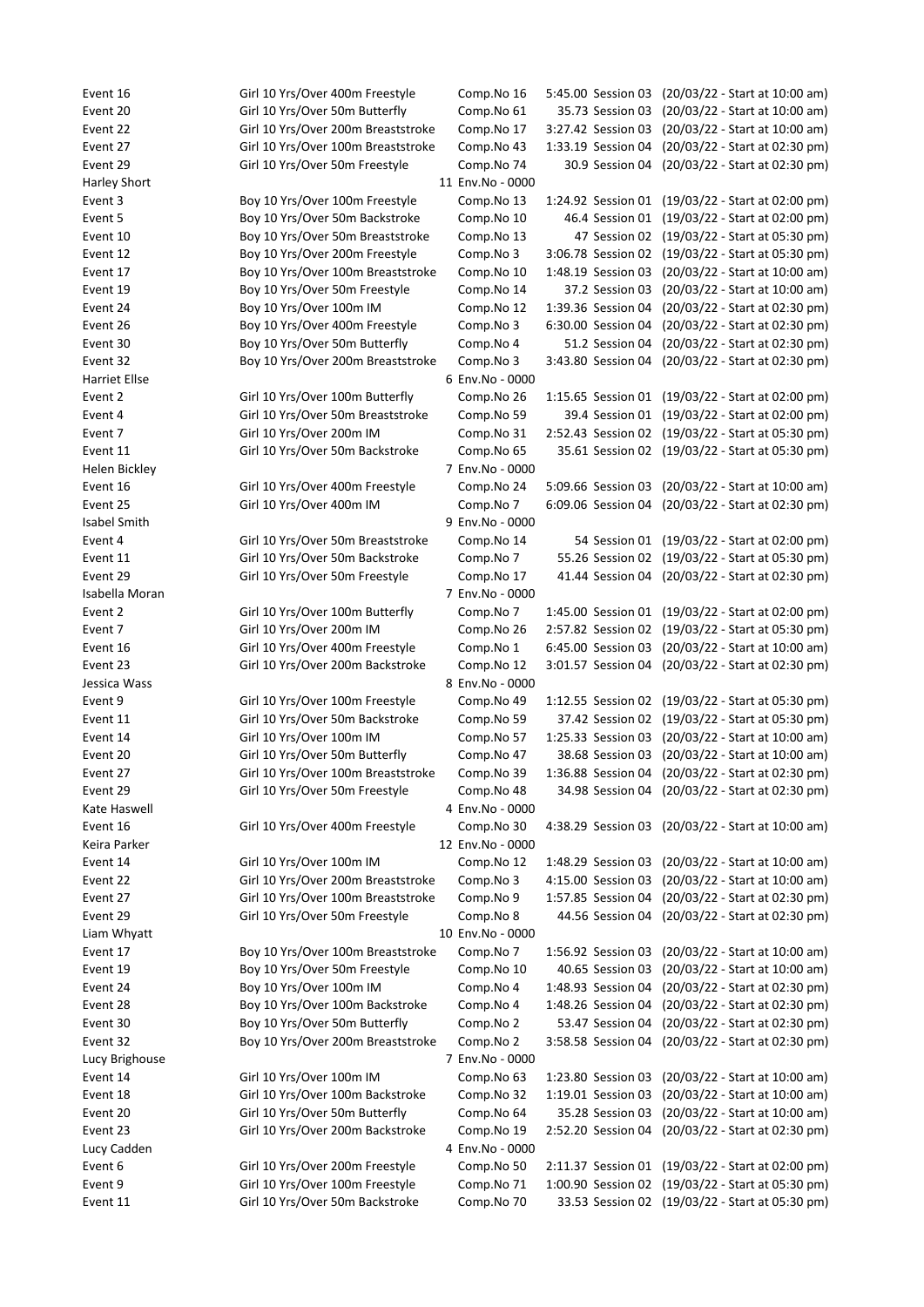| | | | | | |
|---|---|---|---|---|---|
| Event 16 | Girl 10 Yrs/Over 400m Freestyle | Comp.No 16 | 5:45.00 | Session 03 | (20/03/22 - Start at 10:00 am) |
| Event 20 | Girl 10 Yrs/Over 50m Butterfly | Comp.No 61 | 35.73 | Session 03 | (20/03/22 - Start at 10:00 am) |
| Event 22 | Girl 10 Yrs/Over 200m Breaststroke | Comp.No 17 | 3:27.42 | Session 03 | (20/03/22 - Start at 10:00 am) |
| Event 27 | Girl 10 Yrs/Over 100m Breaststroke | Comp.No 43 | 1:33.19 | Session 04 | (20/03/22 - Start at 02:30 pm) |
| Event 29 | Girl 10 Yrs/Over 50m Freestyle | Comp.No 74 | 30.9 | Session 04 | (20/03/22 - Start at 02:30 pm) |
| Harley Short | | 11 Env.No - 0000 | | | |
| Event 3 | Boy 10 Yrs/Over 100m Freestyle | Comp.No 13 | 1:24.92 | Session 01 | (19/03/22 - Start at 02:00 pm) |
| Event 5 | Boy 10 Yrs/Over 50m Backstroke | Comp.No 10 | 46.4 | Session 01 | (19/03/22 - Start at 02:00 pm) |
| Event 10 | Boy 10 Yrs/Over 50m Breaststroke | Comp.No 13 | 47 | Session 02 | (19/03/22 - Start at 05:30 pm) |
| Event 12 | Boy 10 Yrs/Over 200m Freestyle | Comp.No 3 | 3:06.78 | Session 02 | (19/03/22 - Start at 05:30 pm) |
| Event 17 | Boy 10 Yrs/Over 100m Breaststroke | Comp.No 10 | 1:48.19 | Session 03 | (20/03/22 - Start at 10:00 am) |
| Event 19 | Boy 10 Yrs/Over 50m Freestyle | Comp.No 14 | 37.2 | Session 03 | (20/03/22 - Start at 10:00 am) |
| Event 24 | Boy 10 Yrs/Over 100m IM | Comp.No 12 | 1:39.36 | Session 04 | (20/03/22 - Start at 02:30 pm) |
| Event 26 | Boy 10 Yrs/Over 400m Freestyle | Comp.No 3 | 6:30.00 | Session 04 | (20/03/22 - Start at 02:30 pm) |
| Event 30 | Boy 10 Yrs/Over 50m Butterfly | Comp.No 4 | 51.2 | Session 04 | (20/03/22 - Start at 02:30 pm) |
| Event 32 | Boy 10 Yrs/Over 200m Breaststroke | Comp.No 3 | 3:43.80 | Session 04 | (20/03/22 - Start at 02:30 pm) |
| Harriet Ellse | | 6 Env.No - 0000 | | | |
| Event 2 | Girl 10 Yrs/Over 100m Butterfly | Comp.No 26 | 1:15.65 | Session 01 | (19/03/22 - Start at 02:00 pm) |
| Event 4 | Girl 10 Yrs/Over 50m Breaststroke | Comp.No 59 | 39.4 | Session 01 | (19/03/22 - Start at 02:00 pm) |
| Event 7 | Girl 10 Yrs/Over 200m IM | Comp.No 31 | 2:52.43 | Session 02 | (19/03/22 - Start at 05:30 pm) |
| Event 11 | Girl 10 Yrs/Over 50m Backstroke | Comp.No 65 | 35.61 | Session 02 | (19/03/22 - Start at 05:30 pm) |
| Helen Bickley | | 7 Env.No - 0000 | | | |
| Event 16 | Girl 10 Yrs/Over 400m Freestyle | Comp.No 24 | 5:09.66 | Session 03 | (20/03/22 - Start at 10:00 am) |
| Event 25 | Girl 10 Yrs/Over 400m IM | Comp.No 7 | 6:09.06 | Session 04 | (20/03/22 - Start at 02:30 pm) |
| Isabel Smith | | 9 Env.No - 0000 | | | |
| Event 4 | Girl 10 Yrs/Over 50m Breaststroke | Comp.No 14 | 54 | Session 01 | (19/03/22 - Start at 02:00 pm) |
| Event 11 | Girl 10 Yrs/Over 50m Backstroke | Comp.No 7 | 55.26 | Session 02 | (19/03/22 - Start at 05:30 pm) |
| Event 29 | Girl 10 Yrs/Over 50m Freestyle | Comp.No 17 | 41.44 | Session 04 | (20/03/22 - Start at 02:30 pm) |
| Isabella Moran | | 7 Env.No - 0000 | | | |
| Event 2 | Girl 10 Yrs/Over 100m Butterfly | Comp.No 7 | 1:45.00 | Session 01 | (19/03/22 - Start at 02:00 pm) |
| Event 7 | Girl 10 Yrs/Over 200m IM | Comp.No 26 | 2:57.82 | Session 02 | (19/03/22 - Start at 05:30 pm) |
| Event 16 | Girl 10 Yrs/Over 400m Freestyle | Comp.No 1 | 6:45.00 | Session 03 | (20/03/22 - Start at 10:00 am) |
| Event 23 | Girl 10 Yrs/Over 200m Backstroke | Comp.No 12 | 3:01.57 | Session 04 | (20/03/22 - Start at 02:30 pm) |
| Jessica Wass | | 8 Env.No - 0000 | | | |
| Event 9 | Girl 10 Yrs/Over 100m Freestyle | Comp.No 49 | 1:12.55 | Session 02 | (19/03/22 - Start at 05:30 pm) |
| Event 11 | Girl 10 Yrs/Over 50m Backstroke | Comp.No 59 | 37.42 | Session 02 | (19/03/22 - Start at 05:30 pm) |
| Event 14 | Girl 10 Yrs/Over 100m IM | Comp.No 57 | 1:25.33 | Session 03 | (20/03/22 - Start at 10:00 am) |
| Event 20 | Girl 10 Yrs/Over 50m Butterfly | Comp.No 47 | 38.68 | Session 03 | (20/03/22 - Start at 10:00 am) |
| Event 27 | Girl 10 Yrs/Over 100m Breaststroke | Comp.No 39 | 1:36.88 | Session 04 | (20/03/22 - Start at 02:30 pm) |
| Event 29 | Girl 10 Yrs/Over 50m Freestyle | Comp.No 48 | 34.98 | Session 04 | (20/03/22 - Start at 02:30 pm) |
| Kate Haswell | | 4 Env.No - 0000 | | | |
| Event 16 | Girl 10 Yrs/Over 400m Freestyle | Comp.No 30 | 4:38.29 | Session 03 | (20/03/22 - Start at 10:00 am) |
| Keira Parker | | 12 Env.No - 0000 | | | |
| Event 14 | Girl 10 Yrs/Over 100m IM | Comp.No 12 | 1:48.29 | Session 03 | (20/03/22 - Start at 10:00 am) |
| Event 22 | Girl 10 Yrs/Over 200m Breaststroke | Comp.No 3 | 4:15.00 | Session 03 | (20/03/22 - Start at 10:00 am) |
| Event 27 | Girl 10 Yrs/Over 100m Breaststroke | Comp.No 9 | 1:57.85 | Session 04 | (20/03/22 - Start at 02:30 pm) |
| Event 29 | Girl 10 Yrs/Over 50m Freestyle | Comp.No 8 | 44.56 | Session 04 | (20/03/22 - Start at 02:30 pm) |
| Liam Whyatt | | 10 Env.No - 0000 | | | |
| Event 17 | Boy 10 Yrs/Over 100m Breaststroke | Comp.No 7 | 1:56.92 | Session 03 | (20/03/22 - Start at 10:00 am) |
| Event 19 | Boy 10 Yrs/Over 50m Freestyle | Comp.No 10 | 40.65 | Session 03 | (20/03/22 - Start at 10:00 am) |
| Event 24 | Boy 10 Yrs/Over 100m IM | Comp.No 4 | 1:48.93 | Session 04 | (20/03/22 - Start at 02:30 pm) |
| Event 28 | Boy 10 Yrs/Over 100m Backstroke | Comp.No 4 | 1:48.26 | Session 04 | (20/03/22 - Start at 02:30 pm) |
| Event 30 | Boy 10 Yrs/Over 50m Butterfly | Comp.No 2 | 53.47 | Session 04 | (20/03/22 - Start at 02:30 pm) |
| Event 32 | Boy 10 Yrs/Over 200m Breaststroke | Comp.No 2 | 3:58.58 | Session 04 | (20/03/22 - Start at 02:30 pm) |
| Lucy Brighouse | | 7 Env.No - 0000 | | | |
| Event 14 | Girl 10 Yrs/Over 100m IM | Comp.No 63 | 1:23.80 | Session 03 | (20/03/22 - Start at 10:00 am) |
| Event 18 | Girl 10 Yrs/Over 100m Backstroke | Comp.No 32 | 1:19.01 | Session 03 | (20/03/22 - Start at 10:00 am) |
| Event 20 | Girl 10 Yrs/Over 50m Butterfly | Comp.No 64 | 35.28 | Session 03 | (20/03/22 - Start at 10:00 am) |
| Event 23 | Girl 10 Yrs/Over 200m Backstroke | Comp.No 19 | 2:52.20 | Session 04 | (20/03/22 - Start at 02:30 pm) |
| Lucy Cadden | | 4 Env.No - 0000 | | | |
| Event 6 | Girl 10 Yrs/Over 200m Freestyle | Comp.No 50 | 2:11.37 | Session 01 | (19/03/22 - Start at 02:00 pm) |
| Event 9 | Girl 10 Yrs/Over 100m Freestyle | Comp.No 71 | 1:00.90 | Session 02 | (19/03/22 - Start at 05:30 pm) |
| Event 11 | Girl 10 Yrs/Over 50m Backstroke | Comp.No 70 | 33.53 | Session 02 | (19/03/22 - Start at 05:30 pm) |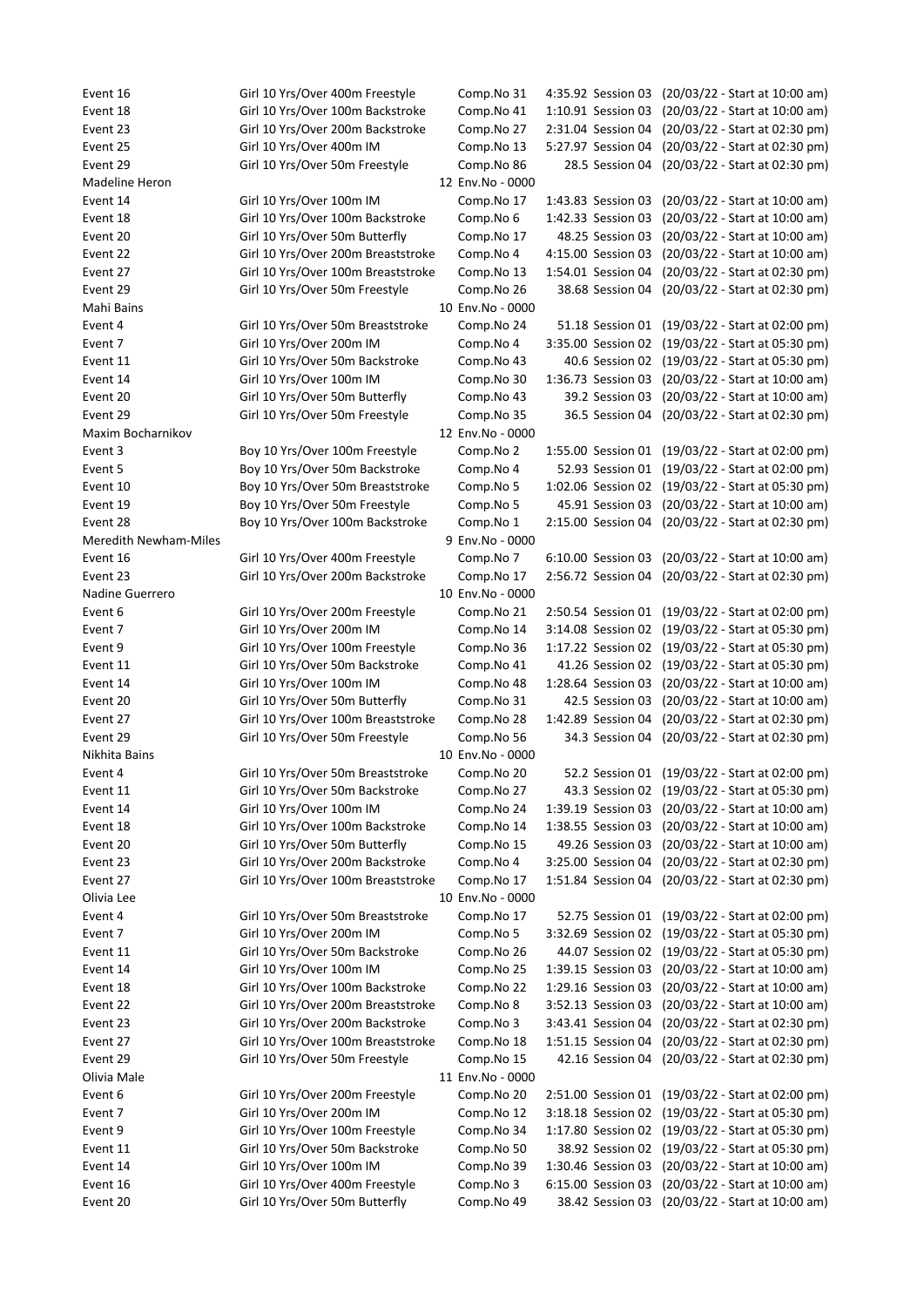| | | | | |
|---|---|---|---|---|
| Event 16 | Girl 10 Yrs/Over 400m Freestyle | Comp.No 31 | 4:35.92 Session 03 | (20/03/22 - Start at 10:00 am) |
| Event 18 | Girl 10 Yrs/Over 100m Backstroke | Comp.No 41 | 1:10.91 Session 03 | (20/03/22 - Start at 10:00 am) |
| Event 23 | Girl 10 Yrs/Over 200m Backstroke | Comp.No 27 | 2:31.04 Session 04 | (20/03/22 - Start at 02:30 pm) |
| Event 25 | Girl 10 Yrs/Over 400m IM | Comp.No 13 | 5:27.97 Session 04 | (20/03/22 - Start at 02:30 pm) |
| Event 29 | Girl 10 Yrs/Over 50m Freestyle | Comp.No 86 | 28.5 Session 04 | (20/03/22 - Start at 02:30 pm) |
| Madeline Heron | | 12 Env.No - 0000 | | |
| Event 14 | Girl 10 Yrs/Over 100m IM | Comp.No 17 | 1:43.83 Session 03 | (20/03/22 - Start at 10:00 am) |
| Event 18 | Girl 10 Yrs/Over 100m Backstroke | Comp.No 6 | 1:42.33 Session 03 | (20/03/22 - Start at 10:00 am) |
| Event 20 | Girl 10 Yrs/Over 50m Butterfly | Comp.No 17 | 48.25 Session 03 | (20/03/22 - Start at 10:00 am) |
| Event 22 | Girl 10 Yrs/Over 200m Breaststroke | Comp.No 4 | 4:15.00 Session 03 | (20/03/22 - Start at 10:00 am) |
| Event 27 | Girl 10 Yrs/Over 100m Breaststroke | Comp.No 13 | 1:54.01 Session 04 | (20/03/22 - Start at 02:30 pm) |
| Event 29 | Girl 10 Yrs/Over 50m Freestyle | Comp.No 26 | 38.68 Session 04 | (20/03/22 - Start at 02:30 pm) |
| Mahi Bains | | 10 Env.No - 0000 | | |
| Event 4 | Girl 10 Yrs/Over 50m Breaststroke | Comp.No 24 | 51.18 Session 01 | (19/03/22 - Start at 02:00 pm) |
| Event 7 | Girl 10 Yrs/Over 200m IM | Comp.No 4 | 3:35.00 Session 02 | (19/03/22 - Start at 05:30 pm) |
| Event 11 | Girl 10 Yrs/Over 50m Backstroke | Comp.No 43 | 40.6 Session 02 | (19/03/22 - Start at 05:30 pm) |
| Event 14 | Girl 10 Yrs/Over 100m IM | Comp.No 30 | 1:36.73 Session 03 | (20/03/22 - Start at 10:00 am) |
| Event 20 | Girl 10 Yrs/Over 50m Butterfly | Comp.No 43 | 39.2 Session 03 | (20/03/22 - Start at 10:00 am) |
| Event 29 | Girl 10 Yrs/Over 50m Freestyle | Comp.No 35 | 36.5 Session 04 | (20/03/22 - Start at 02:30 pm) |
| Maxim Bocharnikov | | 12 Env.No - 0000 | | |
| Event 3 | Boy 10 Yrs/Over 100m Freestyle | Comp.No 2 | 1:55.00 Session 01 | (19/03/22 - Start at 02:00 pm) |
| Event 5 | Boy 10 Yrs/Over 50m Backstroke | Comp.No 4 | 52.93 Session 01 | (19/03/22 - Start at 02:00 pm) |
| Event 10 | Boy 10 Yrs/Over 50m Breaststroke | Comp.No 5 | 1:02.06 Session 02 | (19/03/22 - Start at 05:30 pm) |
| Event 19 | Boy 10 Yrs/Over 50m Freestyle | Comp.No 5 | 45.91 Session 03 | (20/03/22 - Start at 10:00 am) |
| Event 28 | Boy 10 Yrs/Over 100m Backstroke | Comp.No 1 | 2:15.00 Session 04 | (20/03/22 - Start at 02:30 pm) |
| Meredith Newham-Miles | | 9 Env.No - 0000 | | |
| Event 16 | Girl 10 Yrs/Over 400m Freestyle | Comp.No 7 | 6:10.00 Session 03 | (20/03/22 - Start at 10:00 am) |
| Event 23 | Girl 10 Yrs/Over 200m Backstroke | Comp.No 17 | 2:56.72 Session 04 | (20/03/22 - Start at 02:30 pm) |
| Nadine Guerrero | | 10 Env.No - 0000 | | |
| Event 6 | Girl 10 Yrs/Over 200m Freestyle | Comp.No 21 | 2:50.54 Session 01 | (19/03/22 - Start at 02:00 pm) |
| Event 7 | Girl 10 Yrs/Over 200m IM | Comp.No 14 | 3:14.08 Session 02 | (19/03/22 - Start at 05:30 pm) |
| Event 9 | Girl 10 Yrs/Over 100m Freestyle | Comp.No 36 | 1:17.22 Session 02 | (19/03/22 - Start at 05:30 pm) |
| Event 11 | Girl 10 Yrs/Over 50m Backstroke | Comp.No 41 | 41.26 Session 02 | (19/03/22 - Start at 05:30 pm) |
| Event 14 | Girl 10 Yrs/Over 100m IM | Comp.No 48 | 1:28.64 Session 03 | (20/03/22 - Start at 10:00 am) |
| Event 20 | Girl 10 Yrs/Over 50m Butterfly | Comp.No 31 | 42.5 Session 03 | (20/03/22 - Start at 10:00 am) |
| Event 27 | Girl 10 Yrs/Over 100m Breaststroke | Comp.No 28 | 1:42.89 Session 04 | (20/03/22 - Start at 02:30 pm) |
| Event 29 | Girl 10 Yrs/Over 50m Freestyle | Comp.No 56 | 34.3 Session 04 | (20/03/22 - Start at 02:30 pm) |
| Nikhita Bains | | 10 Env.No - 0000 | | |
| Event 4 | Girl 10 Yrs/Over 50m Breaststroke | Comp.No 20 | 52.2 Session 01 | (19/03/22 - Start at 02:00 pm) |
| Event 11 | Girl 10 Yrs/Over 50m Backstroke | Comp.No 27 | 43.3 Session 02 | (19/03/22 - Start at 05:30 pm) |
| Event 14 | Girl 10 Yrs/Over 100m IM | Comp.No 24 | 1:39.19 Session 03 | (20/03/22 - Start at 10:00 am) |
| Event 18 | Girl 10 Yrs/Over 100m Backstroke | Comp.No 14 | 1:38.55 Session 03 | (20/03/22 - Start at 10:00 am) |
| Event 20 | Girl 10 Yrs/Over 50m Butterfly | Comp.No 15 | 49.26 Session 03 | (20/03/22 - Start at 10:00 am) |
| Event 23 | Girl 10 Yrs/Over 200m Backstroke | Comp.No 4 | 3:25.00 Session 04 | (20/03/22 - Start at 02:30 pm) |
| Event 27 | Girl 10 Yrs/Over 100m Breaststroke | Comp.No 17 | 1:51.84 Session 04 | (20/03/22 - Start at 02:30 pm) |
| Olivia Lee | | 10 Env.No - 0000 | | |
| Event 4 | Girl 10 Yrs/Over 50m Breaststroke | Comp.No 17 | 52.75 Session 01 | (19/03/22 - Start at 02:00 pm) |
| Event 7 | Girl 10 Yrs/Over 200m IM | Comp.No 5 | 3:32.69 Session 02 | (19/03/22 - Start at 05:30 pm) |
| Event 11 | Girl 10 Yrs/Over 50m Backstroke | Comp.No 26 | 44.07 Session 02 | (19/03/22 - Start at 05:30 pm) |
| Event 14 | Girl 10 Yrs/Over 100m IM | Comp.No 25 | 1:39.15 Session 03 | (20/03/22 - Start at 10:00 am) |
| Event 18 | Girl 10 Yrs/Over 100m Backstroke | Comp.No 22 | 1:29.16 Session 03 | (20/03/22 - Start at 10:00 am) |
| Event 22 | Girl 10 Yrs/Over 200m Breaststroke | Comp.No 8 | 3:52.13 Session 03 | (20/03/22 - Start at 10:00 am) |
| Event 23 | Girl 10 Yrs/Over 200m Backstroke | Comp.No 3 | 3:43.41 Session 04 | (20/03/22 - Start at 02:30 pm) |
| Event 27 | Girl 10 Yrs/Over 100m Breaststroke | Comp.No 18 | 1:51.15 Session 04 | (20/03/22 - Start at 02:30 pm) |
| Event 29 | Girl 10 Yrs/Over 50m Freestyle | Comp.No 15 | 42.16 Session 04 | (20/03/22 - Start at 02:30 pm) |
| Olivia Male | | 11 Env.No - 0000 | | |
| Event 6 | Girl 10 Yrs/Over 200m Freestyle | Comp.No 20 | 2:51.00 Session 01 | (19/03/22 - Start at 02:00 pm) |
| Event 7 | Girl 10 Yrs/Over 200m IM | Comp.No 12 | 3:18.18 Session 02 | (19/03/22 - Start at 05:30 pm) |
| Event 9 | Girl 10 Yrs/Over 100m Freestyle | Comp.No 34 | 1:17.80 Session 02 | (19/03/22 - Start at 05:30 pm) |
| Event 11 | Girl 10 Yrs/Over 50m Backstroke | Comp.No 50 | 38.92 Session 02 | (19/03/22 - Start at 05:30 pm) |
| Event 14 | Girl 10 Yrs/Over 100m IM | Comp.No 39 | 1:30.46 Session 03 | (20/03/22 - Start at 10:00 am) |
| Event 16 | Girl 10 Yrs/Over 400m Freestyle | Comp.No 3 | 6:15.00 Session 03 | (20/03/22 - Start at 10:00 am) |
| Event 20 | Girl 10 Yrs/Over 50m Butterfly | Comp.No 49 | 38.42 Session 03 | (20/03/22 - Start at 10:00 am) |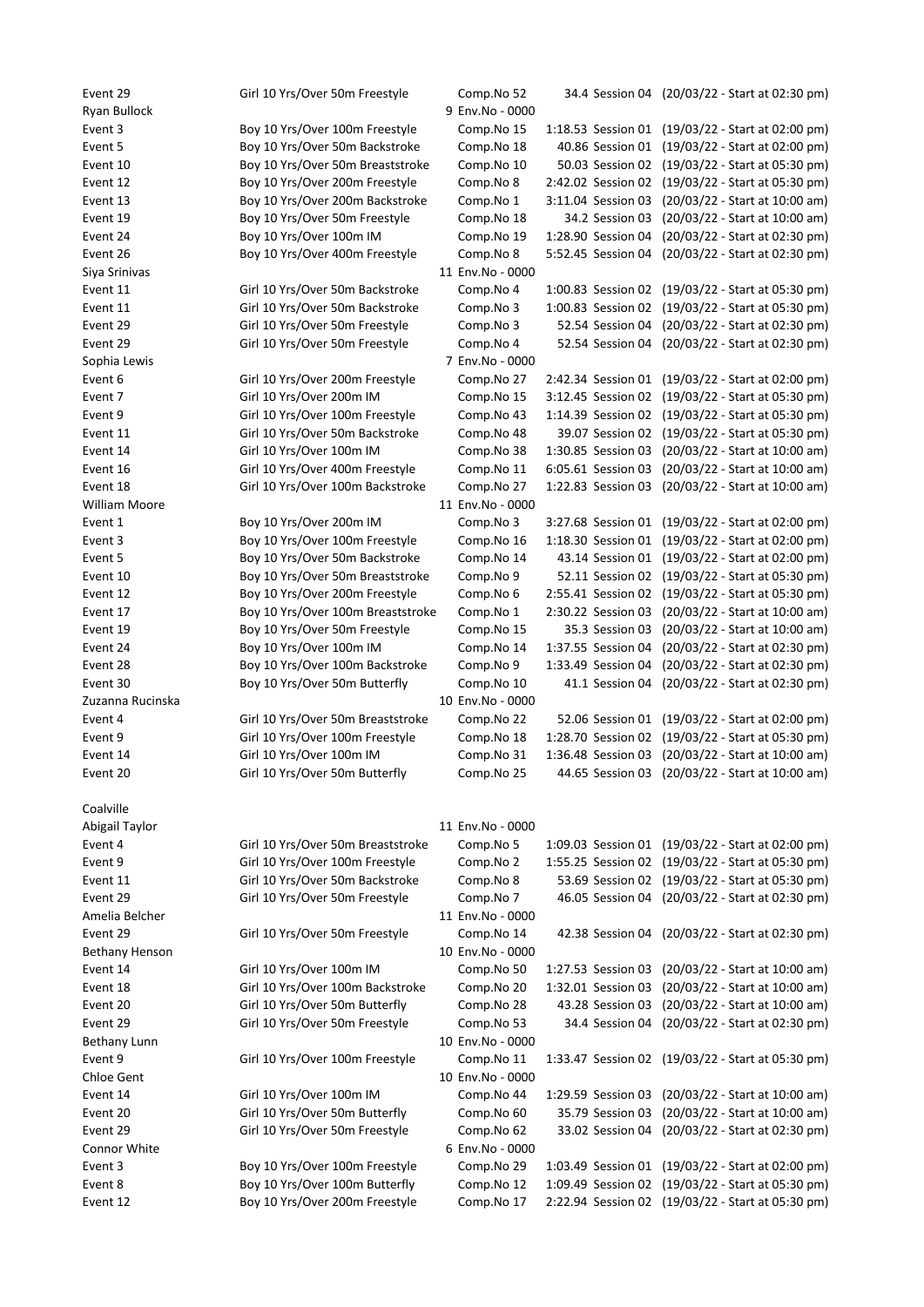| | | | | |
|---|---|---|---|---|
| Event 29 | Girl 10 Yrs/Over 50m Freestyle | Comp.No 52 | 34.4 Session 04 | (20/03/22 - Start at 02:30 pm) |
| Ryan Bullock | | 9 Env.No - 0000 | | |
| Event 3 | Boy 10 Yrs/Over 100m Freestyle | Comp.No 15 | 1:18.53 Session 01 | (19/03/22 - Start at 02:00 pm) |
| Event 5 | Boy 10 Yrs/Over 50m Backstroke | Comp.No 18 | 40.86 Session 01 | (19/03/22 - Start at 02:00 pm) |
| Event 10 | Boy 10 Yrs/Over 50m Breaststroke | Comp.No 10 | 50.03 Session 02 | (19/03/22 - Start at 05:30 pm) |
| Event 12 | Boy 10 Yrs/Over 200m Freestyle | Comp.No 8 | 2:42.02 Session 02 | (19/03/22 - Start at 05:30 pm) |
| Event 13 | Boy 10 Yrs/Over 200m Backstroke | Comp.No 1 | 3:11.04 Session 03 | (20/03/22 - Start at 10:00 am) |
| Event 19 | Boy 10 Yrs/Over 50m Freestyle | Comp.No 18 | 34.2 Session 03 | (20/03/22 - Start at 10:00 am) |
| Event 24 | Boy 10 Yrs/Over 100m IM | Comp.No 19 | 1:28.90 Session 04 | (20/03/22 - Start at 02:30 pm) |
| Event 26 | Boy 10 Yrs/Over 400m Freestyle | Comp.No 8 | 5:52.45 Session 04 | (20/03/22 - Start at 02:30 pm) |
| Siya Srinivas | | 11 Env.No - 0000 | | |
| Event 11 | Girl 10 Yrs/Over 50m Backstroke | Comp.No 4 | 1:00.83 Session 02 | (19/03/22 - Start at 05:30 pm) |
| Event 11 | Girl 10 Yrs/Over 50m Backstroke | Comp.No 3 | 1:00.83 Session 02 | (19/03/22 - Start at 05:30 pm) |
| Event 29 | Girl 10 Yrs/Over 50m Freestyle | Comp.No 3 | 52.54 Session 04 | (20/03/22 - Start at 02:30 pm) |
| Event 29 | Girl 10 Yrs/Over 50m Freestyle | Comp.No 4 | 52.54 Session 04 | (20/03/22 - Start at 02:30 pm) |
| Sophia Lewis | | 7 Env.No - 0000 | | |
| Event 6 | Girl 10 Yrs/Over 200m Freestyle | Comp.No 27 | 2:42.34 Session 01 | (19/03/22 - Start at 02:00 pm) |
| Event 7 | Girl 10 Yrs/Over 200m IM | Comp.No 15 | 3:12.45 Session 02 | (19/03/22 - Start at 05:30 pm) |
| Event 9 | Girl 10 Yrs/Over 100m Freestyle | Comp.No 43 | 1:14.39 Session 02 | (19/03/22 - Start at 05:30 pm) |
| Event 11 | Girl 10 Yrs/Over 50m Backstroke | Comp.No 48 | 39.07 Session 02 | (19/03/22 - Start at 05:30 pm) |
| Event 14 | Girl 10 Yrs/Over 100m IM | Comp.No 38 | 1:30.85 Session 03 | (20/03/22 - Start at 10:00 am) |
| Event 16 | Girl 10 Yrs/Over 400m Freestyle | Comp.No 11 | 6:05.61 Session 03 | (20/03/22 - Start at 10:00 am) |
| Event 18 | Girl 10 Yrs/Over 100m Backstroke | Comp.No 27 | 1:22.83 Session 03 | (20/03/22 - Start at 10:00 am) |
| William Moore | | 11 Env.No - 0000 | | |
| Event 1 | Boy 10 Yrs/Over 200m IM | Comp.No 3 | 3:27.68 Session 01 | (19/03/22 - Start at 02:00 pm) |
| Event 3 | Boy 10 Yrs/Over 100m Freestyle | Comp.No 16 | 1:18.30 Session 01 | (19/03/22 - Start at 02:00 pm) |
| Event 5 | Boy 10 Yrs/Over 50m Backstroke | Comp.No 14 | 43.14 Session 01 | (19/03/22 - Start at 02:00 pm) |
| Event 10 | Boy 10 Yrs/Over 50m Breaststroke | Comp.No 9 | 52.11 Session 02 | (19/03/22 - Start at 05:30 pm) |
| Event 12 | Boy 10 Yrs/Over 200m Freestyle | Comp.No 6 | 2:55.41 Session 02 | (19/03/22 - Start at 05:30 pm) |
| Event 17 | Boy 10 Yrs/Over 100m Breaststroke | Comp.No 1 | 2:30.22 Session 03 | (20/03/22 - Start at 10:00 am) |
| Event 19 | Boy 10 Yrs/Over 50m Freestyle | Comp.No 15 | 35.3 Session 03 | (20/03/22 - Start at 10:00 am) |
| Event 24 | Boy 10 Yrs/Over 100m IM | Comp.No 14 | 1:37.55 Session 04 | (20/03/22 - Start at 02:30 pm) |
| Event 28 | Boy 10 Yrs/Over 100m Backstroke | Comp.No 9 | 1:33.49 Session 04 | (20/03/22 - Start at 02:30 pm) |
| Event 30 | Boy 10 Yrs/Over 50m Butterfly | Comp.No 10 | 41.1 Session 04 | (20/03/22 - Start at 02:30 pm) |
| Zuzanna Rucinska | | 10 Env.No - 0000 | | |
| Event 4 | Girl 10 Yrs/Over 50m Breaststroke | Comp.No 22 | 52.06 Session 01 | (19/03/22 - Start at 02:00 pm) |
| Event 9 | Girl 10 Yrs/Over 100m Freestyle | Comp.No 18 | 1:28.70 Session 02 | (19/03/22 - Start at 05:30 pm) |
| Event 14 | Girl 10 Yrs/Over 100m IM | Comp.No 31 | 1:36.48 Session 03 | (20/03/22 - Start at 10:00 am) |
| Event 20 | Girl 10 Yrs/Over 50m Butterfly | Comp.No 25 | 44.65 Session 03 | (20/03/22 - Start at 10:00 am) |

Coalville

| | | | | |
|---|---|---|---|---|
| Abigail Taylor | | 11 Env.No - 0000 | | |
| Event 4 | Girl 10 Yrs/Over 50m Breaststroke | Comp.No 5 | 1:09.03 Session 01 | (19/03/22 - Start at 02:00 pm) |
| Event 9 | Girl 10 Yrs/Over 100m Freestyle | Comp.No 2 | 1:55.25 Session 02 | (19/03/22 - Start at 05:30 pm) |
| Event 11 | Girl 10 Yrs/Over 50m Backstroke | Comp.No 8 | 53.69 Session 02 | (19/03/22 - Start at 05:30 pm) |
| Event 29 | Girl 10 Yrs/Over 50m Freestyle | Comp.No 7 | 46.05 Session 04 | (20/03/22 - Start at 02:30 pm) |
| Amelia Belcher | | 11 Env.No - 0000 | | |
| Event 29 | Girl 10 Yrs/Over 50m Freestyle | Comp.No 14 | 42.38 Session 04 | (20/03/22 - Start at 02:30 pm) |
| Bethany Henson | | 10 Env.No - 0000 | | |
| Event 14 | Girl 10 Yrs/Over 100m IM | Comp.No 50 | 1:27.53 Session 03 | (20/03/22 - Start at 10:00 am) |
| Event 18 | Girl 10 Yrs/Over 100m Backstroke | Comp.No 20 | 1:32.01 Session 03 | (20/03/22 - Start at 10:00 am) |
| Event 20 | Girl 10 Yrs/Over 50m Butterfly | Comp.No 28 | 43.28 Session 03 | (20/03/22 - Start at 10:00 am) |
| Event 29 | Girl 10 Yrs/Over 50m Freestyle | Comp.No 53 | 34.4 Session 04 | (20/03/22 - Start at 02:30 pm) |
| Bethany Lunn | | 10 Env.No - 0000 | | |
| Event 9 | Girl 10 Yrs/Over 100m Freestyle | Comp.No 11 | 1:33.47 Session 02 | (19/03/22 - Start at 05:30 pm) |
| Chloe Gent | | 10 Env.No - 0000 | | |
| Event 14 | Girl 10 Yrs/Over 100m IM | Comp.No 44 | 1:29.59 Session 03 | (20/03/22 - Start at 10:00 am) |
| Event 20 | Girl 10 Yrs/Over 50m Butterfly | Comp.No 60 | 35.79 Session 03 | (20/03/22 - Start at 10:00 am) |
| Event 29 | Girl 10 Yrs/Over 50m Freestyle | Comp.No 62 | 33.02 Session 04 | (20/03/22 - Start at 02:30 pm) |
| Connor White | | 6 Env.No - 0000 | | |
| Event 3 | Boy 10 Yrs/Over 100m Freestyle | Comp.No 29 | 1:03.49 Session 01 | (19/03/22 - Start at 02:00 pm) |
| Event 8 | Boy 10 Yrs/Over 100m Butterfly | Comp.No 12 | 1:09.49 Session 02 | (19/03/22 - Start at 05:30 pm) |
| Event 12 | Boy 10 Yrs/Over 200m Freestyle | Comp.No 17 | 2:22.94 Session 02 | (19/03/22 - Start at 05:30 pm) |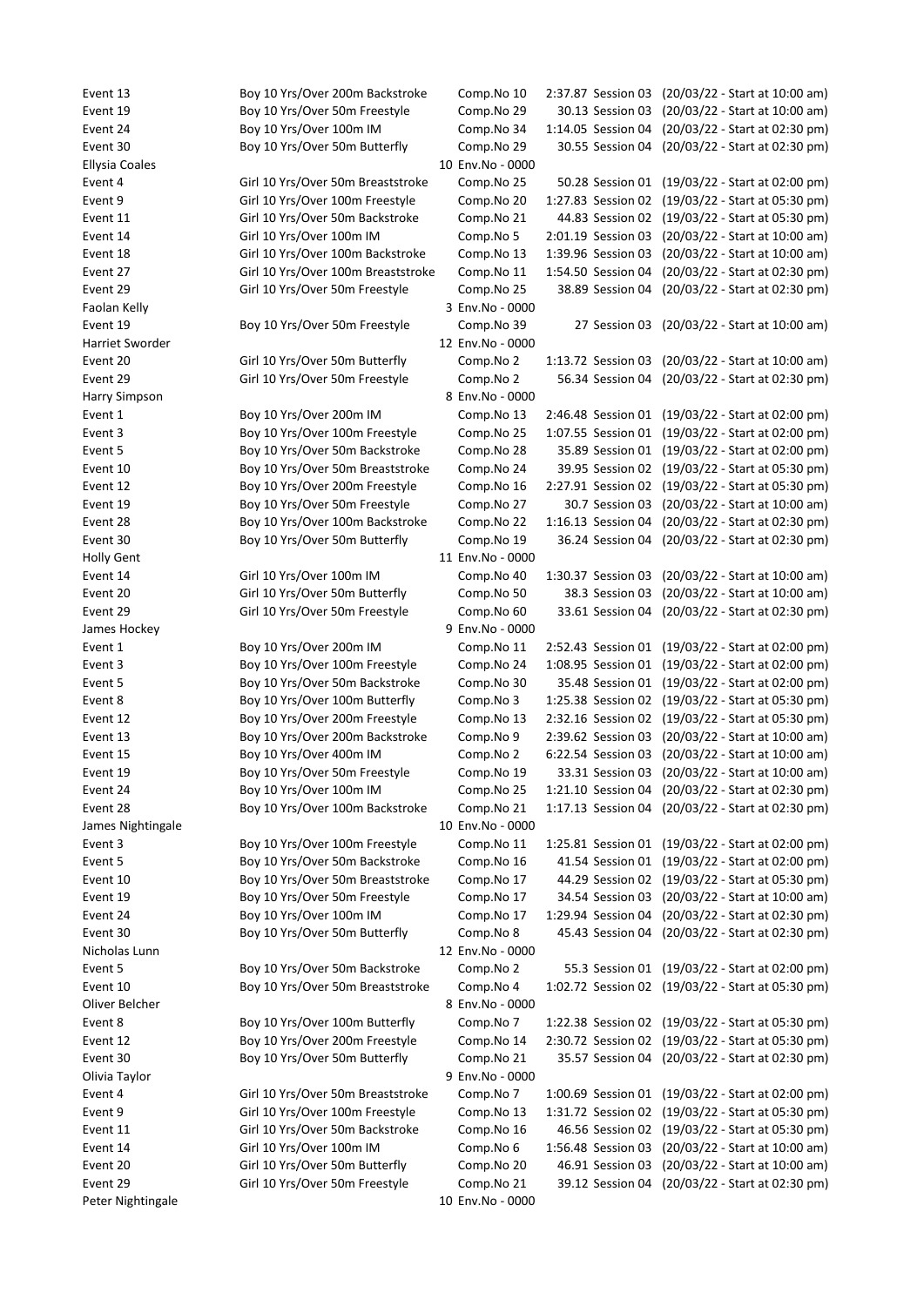| | | | | | |
|---|---|---|---|---|---|
| Event 13 | Boy 10 Yrs/Over 200m Backstroke | Comp.No 10 | 2:37.87 | Session 03 | (20/03/22 - Start at 10:00 am) |
| Event 19 | Boy 10 Yrs/Over 50m Freestyle | Comp.No 29 | 30.13 | Session 03 | (20/03/22 - Start at 10:00 am) |
| Event 24 | Boy 10 Yrs/Over 100m IM | Comp.No 34 | 1:14.05 | Session 04 | (20/03/22 - Start at 02:30 pm) |
| Event 30 | Boy 10 Yrs/Over 50m Butterfly | Comp.No 29 | 30.55 | Session 04 | (20/03/22 - Start at 02:30 pm) |
| Ellysia Coales | | 10 Env.No - 0000 | | | |
| Event 4 | Girl 10 Yrs/Over 50m Breaststroke | Comp.No 25 | 50.28 | Session 01 | (19/03/22 - Start at 02:00 pm) |
| Event 9 | Girl 10 Yrs/Over 100m Freestyle | Comp.No 20 | 1:27.83 | Session 02 | (19/03/22 - Start at 05:30 pm) |
| Event 11 | Girl 10 Yrs/Over 50m Backstroke | Comp.No 21 | 44.83 | Session 02 | (19/03/22 - Start at 05:30 pm) |
| Event 14 | Girl 10 Yrs/Over 100m IM | Comp.No 5 | 2:01.19 | Session 03 | (20/03/22 - Start at 10:00 am) |
| Event 18 | Girl 10 Yrs/Over 100m Backstroke | Comp.No 13 | 1:39.96 | Session 03 | (20/03/22 - Start at 10:00 am) |
| Event 27 | Girl 10 Yrs/Over 100m Breaststroke | Comp.No 11 | 1:54.50 | Session 04 | (20/03/22 - Start at 02:30 pm) |
| Event 29 | Girl 10 Yrs/Over 50m Freestyle | Comp.No 25 | 38.89 | Session 04 | (20/03/22 - Start at 02:30 pm) |
| Faolan Kelly | | 3 Env.No - 0000 | | | |
| Event 19 | Boy 10 Yrs/Over 50m Freestyle | Comp.No 39 | 27 | Session 03 | (20/03/22 - Start at 10:00 am) |
| Harriet Sworder | | 12 Env.No - 0000 | | | |
| Event 20 | Girl 10 Yrs/Over 50m Butterfly | Comp.No 2 | 1:13.72 | Session 03 | (20/03/22 - Start at 10:00 am) |
| Event 29 | Girl 10 Yrs/Over 50m Freestyle | Comp.No 2 | 56.34 | Session 04 | (20/03/22 - Start at 02:30 pm) |
| Harry Simpson | | 8 Env.No - 0000 | | | |
| Event 1 | Boy 10 Yrs/Over 200m IM | Comp.No 13 | 2:46.48 | Session 01 | (19/03/22 - Start at 02:00 pm) |
| Event 3 | Boy 10 Yrs/Over 100m Freestyle | Comp.No 25 | 1:07.55 | Session 01 | (19/03/22 - Start at 02:00 pm) |
| Event 5 | Boy 10 Yrs/Over 50m Backstroke | Comp.No 28 | 35.89 | Session 01 | (19/03/22 - Start at 02:00 pm) |
| Event 10 | Boy 10 Yrs/Over 50m Breaststroke | Comp.No 24 | 39.95 | Session 02 | (19/03/22 - Start at 05:30 pm) |
| Event 12 | Boy 10 Yrs/Over 200m Freestyle | Comp.No 16 | 2:27.91 | Session 02 | (19/03/22 - Start at 05:30 pm) |
| Event 19 | Boy 10 Yrs/Over 50m Freestyle | Comp.No 27 | 30.7 | Session 03 | (20/03/22 - Start at 10:00 am) |
| Event 28 | Boy 10 Yrs/Over 100m Backstroke | Comp.No 22 | 1:16.13 | Session 04 | (20/03/22 - Start at 02:30 pm) |
| Event 30 | Boy 10 Yrs/Over 50m Butterfly | Comp.No 19 | 36.24 | Session 04 | (20/03/22 - Start at 02:30 pm) |
| Holly Gent | | 11 Env.No - 0000 | | | |
| Event 14 | Girl 10 Yrs/Over 100m IM | Comp.No 40 | 1:30.37 | Session 03 | (20/03/22 - Start at 10:00 am) |
| Event 20 | Girl 10 Yrs/Over 50m Butterfly | Comp.No 50 | 38.3 | Session 03 | (20/03/22 - Start at 10:00 am) |
| Event 29 | Girl 10 Yrs/Over 50m Freestyle | Comp.No 60 | 33.61 | Session 04 | (20/03/22 - Start at 02:30 pm) |
| James Hockey | | 9 Env.No - 0000 | | | |
| Event 1 | Boy 10 Yrs/Over 200m IM | Comp.No 11 | 2:52.43 | Session 01 | (19/03/22 - Start at 02:00 pm) |
| Event 3 | Boy 10 Yrs/Over 100m Freestyle | Comp.No 24 | 1:08.95 | Session 01 | (19/03/22 - Start at 02:00 pm) |
| Event 5 | Boy 10 Yrs/Over 50m Backstroke | Comp.No 30 | 35.48 | Session 01 | (19/03/22 - Start at 02:00 pm) |
| Event 8 | Boy 10 Yrs/Over 100m Butterfly | Comp.No 3 | 1:25.38 | Session 02 | (19/03/22 - Start at 05:30 pm) |
| Event 12 | Boy 10 Yrs/Over 200m Freestyle | Comp.No 13 | 2:32.16 | Session 02 | (19/03/22 - Start at 05:30 pm) |
| Event 13 | Boy 10 Yrs/Over 200m Backstroke | Comp.No 9 | 2:39.62 | Session 03 | (20/03/22 - Start at 10:00 am) |
| Event 15 | Boy 10 Yrs/Over 400m IM | Comp.No 2 | 6:22.54 | Session 03 | (20/03/22 - Start at 10:00 am) |
| Event 19 | Boy 10 Yrs/Over 50m Freestyle | Comp.No 19 | 33.31 | Session 03 | (20/03/22 - Start at 10:00 am) |
| Event 24 | Boy 10 Yrs/Over 100m IM | Comp.No 25 | 1:21.10 | Session 04 | (20/03/22 - Start at 02:30 pm) |
| Event 28 | Boy 10 Yrs/Over 100m Backstroke | Comp.No 21 | 1:17.13 | Session 04 | (20/03/22 - Start at 02:30 pm) |
| James Nightingale | | 10 Env.No - 0000 | | | |
| Event 3 | Boy 10 Yrs/Over 100m Freestyle | Comp.No 11 | 1:25.81 | Session 01 | (19/03/22 - Start at 02:00 pm) |
| Event 5 | Boy 10 Yrs/Over 50m Backstroke | Comp.No 16 | 41.54 | Session 01 | (19/03/22 - Start at 02:00 pm) |
| Event 10 | Boy 10 Yrs/Over 50m Breaststroke | Comp.No 17 | 44.29 | Session 02 | (19/03/22 - Start at 05:30 pm) |
| Event 19 | Boy 10 Yrs/Over 50m Freestyle | Comp.No 17 | 34.54 | Session 03 | (20/03/22 - Start at 10:00 am) |
| Event 24 | Boy 10 Yrs/Over 100m IM | Comp.No 17 | 1:29.94 | Session 04 | (20/03/22 - Start at 02:30 pm) |
| Event 30 | Boy 10 Yrs/Over 50m Butterfly | Comp.No 8 | 45.43 | Session 04 | (20/03/22 - Start at 02:30 pm) |
| Nicholas Lunn | | 12 Env.No - 0000 | | | |
| Event 5 | Boy 10 Yrs/Over 50m Backstroke | Comp.No 2 | 55.3 | Session 01 | (19/03/22 - Start at 02:00 pm) |
| Event 10 | Boy 10 Yrs/Over 50m Breaststroke | Comp.No 4 | 1:02.72 | Session 02 | (19/03/22 - Start at 05:30 pm) |
| Oliver Belcher | | 8 Env.No - 0000 | | | |
| Event 8 | Boy 10 Yrs/Over 100m Butterfly | Comp.No 7 | 1:22.38 | Session 02 | (19/03/22 - Start at 05:30 pm) |
| Event 12 | Boy 10 Yrs/Over 200m Freestyle | Comp.No 14 | 2:30.72 | Session 02 | (19/03/22 - Start at 05:30 pm) |
| Event 30 | Boy 10 Yrs/Over 50m Butterfly | Comp.No 21 | 35.57 | Session 04 | (20/03/22 - Start at 02:30 pm) |
| Olivia Taylor | | 9 Env.No - 0000 | | | |
| Event 4 | Girl 10 Yrs/Over 50m Breaststroke | Comp.No 7 | 1:00.69 | Session 01 | (19/03/22 - Start at 02:00 pm) |
| Event 9 | Girl 10 Yrs/Over 100m Freestyle | Comp.No 13 | 1:31.72 | Session 02 | (19/03/22 - Start at 05:30 pm) |
| Event 11 | Girl 10 Yrs/Over 50m Backstroke | Comp.No 16 | 46.56 | Session 02 | (19/03/22 - Start at 05:30 pm) |
| Event 14 | Girl 10 Yrs/Over 100m IM | Comp.No 6 | 1:56.48 | Session 03 | (20/03/22 - Start at 10:00 am) |
| Event 20 | Girl 10 Yrs/Over 50m Butterfly | Comp.No 20 | 46.91 | Session 03 | (20/03/22 - Start at 10:00 am) |
| Event 29 | Girl 10 Yrs/Over 50m Freestyle | Comp.No 21 | 39.12 | Session 04 | (20/03/22 - Start at 02:30 pm) |
| Peter Nightingale | | 10 Env.No - 0000 | | | |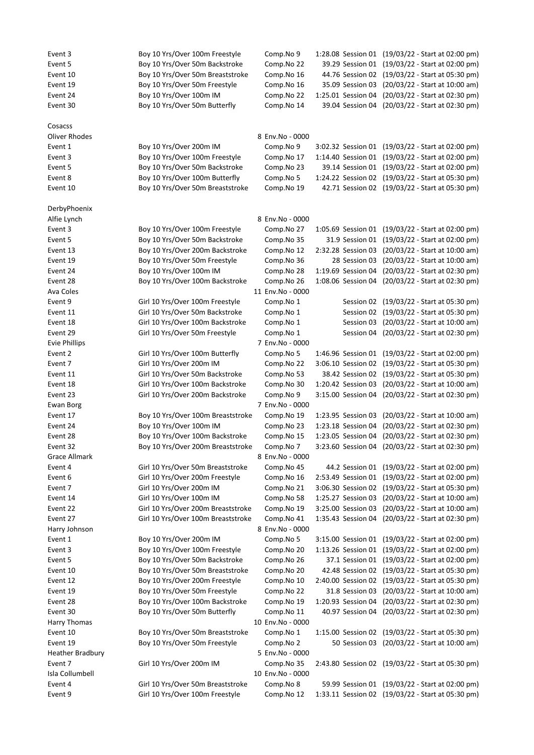| | | | | |
|---|---|---|---|---|
| Event 3 | Boy 10 Yrs/Over 100m Freestyle | Comp.No 9 | 1:28.08 Session 01 | (19/03/22 - Start at 02:00 pm) |
| Event 5 | Boy 10 Yrs/Over 50m Backstroke | Comp.No 22 | 39.29 Session 01 | (19/03/22 - Start at 02:00 pm) |
| Event 10 | Boy 10 Yrs/Over 50m Breaststroke | Comp.No 16 | 44.76 Session 02 | (19/03/22 - Start at 05:30 pm) |
| Event 19 | Boy 10 Yrs/Over 50m Freestyle | Comp.No 16 | 35.09 Session 03 | (20/03/22 - Start at 10:00 am) |
| Event 24 | Boy 10 Yrs/Over 100m IM | Comp.No 22 | 1:25.01 Session 04 | (20/03/22 - Start at 02:30 pm) |
| Event 30 | Boy 10 Yrs/Over 50m Butterfly | Comp.No 14 | 39.04 Session 04 | (20/03/22 - Start at 02:30 pm) |

Cosacss

| | | | | |
|---|---|---|---|---|
| Oliver Rhodes | | 8 Env.No - 0000 | | |
| Event 1 | Boy 10 Yrs/Over 200m IM | Comp.No 9 | 3:02.32 Session 01 | (19/03/22 - Start at 02:00 pm) |
| Event 3 | Boy 10 Yrs/Over 100m Freestyle | Comp.No 17 | 1:14.40 Session 01 | (19/03/22 - Start at 02:00 pm) |
| Event 5 | Boy 10 Yrs/Over 50m Backstroke | Comp.No 23 | 39.14 Session 01 | (19/03/22 - Start at 02:00 pm) |
| Event 8 | Boy 10 Yrs/Over 100m Butterfly | Comp.No 5 | 1:24.22 Session 02 | (19/03/22 - Start at 05:30 pm) |
| Event 10 | Boy 10 Yrs/Over 50m Breaststroke | Comp.No 19 | 42.71 Session 02 | (19/03/22 - Start at 05:30 pm) |

DerbyPhoenix

| | | | | |
|---|---|---|---|---|
| Alfie Lynch | | 8 Env.No - 0000 | | |
| Event 3 | Boy 10 Yrs/Over 100m Freestyle | Comp.No 27 | 1:05.69 Session 01 | (19/03/22 - Start at 02:00 pm) |
| Event 5 | Boy 10 Yrs/Over 50m Backstroke | Comp.No 35 | 31.9 Session 01 | (19/03/22 - Start at 02:00 pm) |
| Event 13 | Boy 10 Yrs/Over 200m Backstroke | Comp.No 12 | 2:32.28 Session 03 | (20/03/22 - Start at 10:00 am) |
| Event 19 | Boy 10 Yrs/Over 50m Freestyle | Comp.No 36 | 28 Session 03 | (20/03/22 - Start at 10:00 am) |
| Event 24 | Boy 10 Yrs/Over 100m IM | Comp.No 28 | 1:19.69 Session 04 | (20/03/22 - Start at 02:30 pm) |
| Event 28 | Boy 10 Yrs/Over 100m Backstroke | Comp.No 26 | 1:08.06 Session 04 | (20/03/22 - Start at 02:30 pm) |
| Ava Coles | | 11 Env.No - 0000 | | |
| Event 9 | Girl 10 Yrs/Over 100m Freestyle | Comp.No 1 | Session 02 | (19/03/22 - Start at 05:30 pm) |
| Event 11 | Girl 10 Yrs/Over 50m Backstroke | Comp.No 1 | Session 02 | (19/03/22 - Start at 05:30 pm) |
| Event 18 | Girl 10 Yrs/Over 100m Backstroke | Comp.No 1 | Session 03 | (20/03/22 - Start at 10:00 am) |
| Event 29 | Girl 10 Yrs/Over 50m Freestyle | Comp.No 1 | Session 04 | (20/03/22 - Start at 02:30 pm) |
| Evie Phillips | | 7 Env.No - 0000 | | |
| Event 2 | Girl 10 Yrs/Over 100m Butterfly | Comp.No 5 | 1:46.96 Session 01 | (19/03/22 - Start at 02:00 pm) |
| Event 7 | Girl 10 Yrs/Over 200m IM | Comp.No 22 | 3:06.10 Session 02 | (19/03/22 - Start at 05:30 pm) |
| Event 11 | Girl 10 Yrs/Over 50m Backstroke | Comp.No 53 | 38.42 Session 02 | (19/03/22 - Start at 05:30 pm) |
| Event 18 | Girl 10 Yrs/Over 100m Backstroke | Comp.No 30 | 1:20.42 Session 03 | (20/03/22 - Start at 10:00 am) |
| Event 23 | Girl 10 Yrs/Over 200m Backstroke | Comp.No 9 | 3:15.00 Session 04 | (20/03/22 - Start at 02:30 pm) |
| Ewan Borg | | 7 Env.No - 0000 | | |
| Event 17 | Boy 10 Yrs/Over 100m Breaststroke | Comp.No 19 | 1:23.95 Session 03 | (20/03/22 - Start at 10:00 am) |
| Event 24 | Boy 10 Yrs/Over 100m IM | Comp.No 23 | 1:23.18 Session 04 | (20/03/22 - Start at 02:30 pm) |
| Event 28 | Boy 10 Yrs/Over 100m Backstroke | Comp.No 15 | 1:23.05 Session 04 | (20/03/22 - Start at 02:30 pm) |
| Event 32 | Boy 10 Yrs/Over 200m Breaststroke | Comp.No 7 | 3:23.60 Session 04 | (20/03/22 - Start at 02:30 pm) |
| Grace Allmark | | 8 Env.No - 0000 | | |
| Event 4 | Girl 10 Yrs/Over 50m Breaststroke | Comp.No 45 | 44.2 Session 01 | (19/03/22 - Start at 02:00 pm) |
| Event 6 | Girl 10 Yrs/Over 200m Freestyle | Comp.No 16 | 2:53.49 Session 01 | (19/03/22 - Start at 02:00 pm) |
| Event 7 | Girl 10 Yrs/Over 200m IM | Comp.No 21 | 3:06.30 Session 02 | (19/03/22 - Start at 05:30 pm) |
| Event 14 | Girl 10 Yrs/Over 100m IM | Comp.No 58 | 1:25.27 Session 03 | (20/03/22 - Start at 10:00 am) |
| Event 22 | Girl 10 Yrs/Over 200m Breaststroke | Comp.No 19 | 3:25.00 Session 03 | (20/03/22 - Start at 10:00 am) |
| Event 27 | Girl 10 Yrs/Over 100m Breaststroke | Comp.No 41 | 1:35.43 Session 04 | (20/03/22 - Start at 02:30 pm) |
| Harry Johnson | | 8 Env.No - 0000 | | |
| Event 1 | Boy 10 Yrs/Over 200m IM | Comp.No 5 | 3:15.00 Session 01 | (19/03/22 - Start at 02:00 pm) |
| Event 3 | Boy 10 Yrs/Over 100m Freestyle | Comp.No 20 | 1:13.26 Session 01 | (19/03/22 - Start at 02:00 pm) |
| Event 5 | Boy 10 Yrs/Over 50m Backstroke | Comp.No 26 | 37.1 Session 01 | (19/03/22 - Start at 02:00 pm) |
| Event 10 | Boy 10 Yrs/Over 50m Breaststroke | Comp.No 20 | 42.48 Session 02 | (19/03/22 - Start at 05:30 pm) |
| Event 12 | Boy 10 Yrs/Over 200m Freestyle | Comp.No 10 | 2:40.00 Session 02 | (19/03/22 - Start at 05:30 pm) |
| Event 19 | Boy 10 Yrs/Over 50m Freestyle | Comp.No 22 | 31.8 Session 03 | (20/03/22 - Start at 10:00 am) |
| Event 28 | Boy 10 Yrs/Over 100m Backstroke | Comp.No 19 | 1:20.93 Session 04 | (20/03/22 - Start at 02:30 pm) |
| Event 30 | Boy 10 Yrs/Over 50m Butterfly | Comp.No 11 | 40.97 Session 04 | (20/03/22 - Start at 02:30 pm) |
| Harry Thomas | | 10 Env.No - 0000 | | |
| Event 10 | Boy 10 Yrs/Over 50m Breaststroke | Comp.No 1 | 1:15.00 Session 02 | (19/03/22 - Start at 05:30 pm) |
| Event 19 | Boy 10 Yrs/Over 50m Freestyle | Comp.No 2 | 50 Session 03 | (20/03/22 - Start at 10:00 am) |
| Heather Bradbury | | 5 Env.No - 0000 | | |
| Event 7 | Girl 10 Yrs/Over 200m IM | Comp.No 35 | 2:43.80 Session 02 | (19/03/22 - Start at 05:30 pm) |
| Isla Collumbell | | 10 Env.No - 0000 | | |
| Event 4 | Girl 10 Yrs/Over 50m Breaststroke | Comp.No 8 | 59.99 Session 01 | (19/03/22 - Start at 02:00 pm) |
| Event 9 | Girl 10 Yrs/Over 100m Freestyle | Comp.No 12 | 1:33.11 Session 02 | (19/03/22 - Start at 05:30 pm) |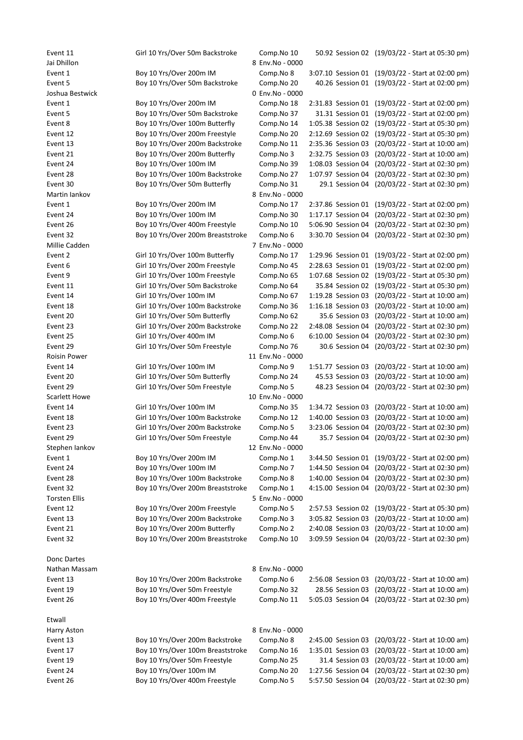| | | | | |
|---|---|---|---|---|
| Event 11 | Girl 10 Yrs/Over 50m Backstroke | Comp.No 10 | 50.92 Session 02 | (19/03/22 - Start at 05:30 pm) |
| Jai Dhillon | | 8 Env.No - 0000 | | |
| Event 1 | Boy 10 Yrs/Over 200m IM | Comp.No 8 | 3:07.10 Session 01 | (19/03/22 - Start at 02:00 pm) |
| Event 5 | Boy 10 Yrs/Over 50m Backstroke | Comp.No 20 | 40.26 Session 01 | (19/03/22 - Start at 02:00 pm) |
| Joshua Bestwick | | 0 Env.No - 0000 | | |
| Event 1 | Boy 10 Yrs/Over 200m IM | Comp.No 18 | 2:31.83 Session 01 | (19/03/22 - Start at 02:00 pm) |
| Event 5 | Boy 10 Yrs/Over 50m Backstroke | Comp.No 37 | 31.31 Session 01 | (19/03/22 - Start at 02:00 pm) |
| Event 8 | Boy 10 Yrs/Over 100m Butterfly | Comp.No 14 | 1:05.38 Session 02 | (19/03/22 - Start at 05:30 pm) |
| Event 12 | Boy 10 Yrs/Over 200m Freestyle | Comp.No 20 | 2:12.69 Session 02 | (19/03/22 - Start at 05:30 pm) |
| Event 13 | Boy 10 Yrs/Over 200m Backstroke | Comp.No 11 | 2:35.36 Session 03 | (20/03/22 - Start at 10:00 am) |
| Event 21 | Boy 10 Yrs/Over 200m Butterfly | Comp.No 3 | 2:32.75 Session 03 | (20/03/22 - Start at 10:00 am) |
| Event 24 | Boy 10 Yrs/Over 100m IM | Comp.No 39 | 1:08.03 Session 04 | (20/03/22 - Start at 02:30 pm) |
| Event 28 | Boy 10 Yrs/Over 100m Backstroke | Comp.No 27 | 1:07.97 Session 04 | (20/03/22 - Start at 02:30 pm) |
| Event 30 | Boy 10 Yrs/Over 50m Butterfly | Comp.No 31 | 29.1 Session 04 | (20/03/22 - Start at 02:30 pm) |
| Martin Iankov | | 8 Env.No - 0000 | | |
| Event 1 | Boy 10 Yrs/Over 200m IM | Comp.No 17 | 2:37.86 Session 01 | (19/03/22 - Start at 02:00 pm) |
| Event 24 | Boy 10 Yrs/Over 100m IM | Comp.No 30 | 1:17.17 Session 04 | (20/03/22 - Start at 02:30 pm) |
| Event 26 | Boy 10 Yrs/Over 400m Freestyle | Comp.No 10 | 5:06.90 Session 04 | (20/03/22 - Start at 02:30 pm) |
| Event 32 | Boy 10 Yrs/Over 200m Breaststroke | Comp.No 6 | 3:30.70 Session 04 | (20/03/22 - Start at 02:30 pm) |
| Millie Cadden | | 7 Env.No - 0000 | | |
| Event 2 | Girl 10 Yrs/Over 100m Butterfly | Comp.No 17 | 1:29.96 Session 01 | (19/03/22 - Start at 02:00 pm) |
| Event 6 | Girl 10 Yrs/Over 200m Freestyle | Comp.No 45 | 2:28.63 Session 01 | (19/03/22 - Start at 02:00 pm) |
| Event 9 | Girl 10 Yrs/Over 100m Freestyle | Comp.No 65 | 1:07.68 Session 02 | (19/03/22 - Start at 05:30 pm) |
| Event 11 | Girl 10 Yrs/Over 50m Backstroke | Comp.No 64 | 35.84 Session 02 | (19/03/22 - Start at 05:30 pm) |
| Event 14 | Girl 10 Yrs/Over 100m IM | Comp.No 67 | 1:19.28 Session 03 | (20/03/22 - Start at 10:00 am) |
| Event 18 | Girl 10 Yrs/Over 100m Backstroke | Comp.No 36 | 1:16.18 Session 03 | (20/03/22 - Start at 10:00 am) |
| Event 20 | Girl 10 Yrs/Over 50m Butterfly | Comp.No 62 | 35.6 Session 03 | (20/03/22 - Start at 10:00 am) |
| Event 23 | Girl 10 Yrs/Over 200m Backstroke | Comp.No 22 | 2:48.08 Session 04 | (20/03/22 - Start at 02:30 pm) |
| Event 25 | Girl 10 Yrs/Over 400m IM | Comp.No 6 | 6:10.00 Session 04 | (20/03/22 - Start at 02:30 pm) |
| Event 29 | Girl 10 Yrs/Over 50m Freestyle | Comp.No 76 | 30.6 Session 04 | (20/03/22 - Start at 02:30 pm) |
| Roisin Power | | 11 Env.No - 0000 | | |
| Event 14 | Girl 10 Yrs/Over 100m IM | Comp.No 9 | 1:51.77 Session 03 | (20/03/22 - Start at 10:00 am) |
| Event 20 | Girl 10 Yrs/Over 50m Butterfly | Comp.No 24 | 45.53 Session 03 | (20/03/22 - Start at 10:00 am) |
| Event 29 | Girl 10 Yrs/Over 50m Freestyle | Comp.No 5 | 48.23 Session 04 | (20/03/22 - Start at 02:30 pm) |
| Scarlett Howe | | 10 Env.No - 0000 | | |
| Event 14 | Girl 10 Yrs/Over 100m IM | Comp.No 35 | 1:34.72 Session 03 | (20/03/22 - Start at 10:00 am) |
| Event 18 | Girl 10 Yrs/Over 100m Backstroke | Comp.No 12 | 1:40.00 Session 03 | (20/03/22 - Start at 10:00 am) |
| Event 23 | Girl 10 Yrs/Over 200m Backstroke | Comp.No 5 | 3:23.06 Session 04 | (20/03/22 - Start at 02:30 pm) |
| Event 29 | Girl 10 Yrs/Over 50m Freestyle | Comp.No 44 | 35.7 Session 04 | (20/03/22 - Start at 02:30 pm) |
| Stephen Iankov | | 12 Env.No - 0000 | | |
| Event 1 | Boy 10 Yrs/Over 200m IM | Comp.No 1 | 3:44.50 Session 01 | (19/03/22 - Start at 02:00 pm) |
| Event 24 | Boy 10 Yrs/Over 100m IM | Comp.No 7 | 1:44.50 Session 04 | (20/03/22 - Start at 02:30 pm) |
| Event 28 | Boy 10 Yrs/Over 100m Backstroke | Comp.No 8 | 1:40.00 Session 04 | (20/03/22 - Start at 02:30 pm) |
| Event 32 | Boy 10 Yrs/Over 200m Breaststroke | Comp.No 1 | 4:15.00 Session 04 | (20/03/22 - Start at 02:30 pm) |
| Torsten Ellis | | 5 Env.No - 0000 | | |
| Event 12 | Boy 10 Yrs/Over 200m Freestyle | Comp.No 5 | 2:57.53 Session 02 | (19/03/22 - Start at 05:30 pm) |
| Event 13 | Boy 10 Yrs/Over 200m Backstroke | Comp.No 3 | 3:05.82 Session 03 | (20/03/22 - Start at 10:00 am) |
| Event 21 | Boy 10 Yrs/Over 200m Butterfly | Comp.No 2 | 2:40.08 Session 03 | (20/03/22 - Start at 10:00 am) |
| Event 32 | Boy 10 Yrs/Over 200m Breaststroke | Comp.No 10 | 3:09.59 Session 04 | (20/03/22 - Start at 02:30 pm) |

Donc Dartes

| | | | | |
|---|---|---|---|---|
| Nathan Massam | | 8 Env.No - 0000 | | |
| Event 13 | Boy 10 Yrs/Over 200m Backstroke | Comp.No 6 | 2:56.08 Session 03 | (20/03/22 - Start at 10:00 am) |
| Event 19 | Boy 10 Yrs/Over 50m Freestyle | Comp.No 32 | 28.56 Session 03 | (20/03/22 - Start at 10:00 am) |
| Event 26 | Boy 10 Yrs/Over 400m Freestyle | Comp.No 11 | 5:05.03 Session 04 | (20/03/22 - Start at 02:30 pm) |

Etwall

| | | | | |
|---|---|---|---|---|
| Harry Aston | | 8 Env.No - 0000 | | |
| Event 13 | Boy 10 Yrs/Over 200m Backstroke | Comp.No 8 | 2:45.00 Session 03 | (20/03/22 - Start at 10:00 am) |
| Event 17 | Boy 10 Yrs/Over 100m Breaststroke | Comp.No 16 | 1:35.01 Session 03 | (20/03/22 - Start at 10:00 am) |
| Event 19 | Boy 10 Yrs/Over 50m Freestyle | Comp.No 25 | 31.4 Session 03 | (20/03/22 - Start at 10:00 am) |
| Event 24 | Boy 10 Yrs/Over 100m IM | Comp.No 20 | 1:27.56 Session 04 | (20/03/22 - Start at 02:30 pm) |
| Event 26 | Boy 10 Yrs/Over 400m Freestyle | Comp.No 5 | 5:57.50 Session 04 | (20/03/22 - Start at 02:30 pm) |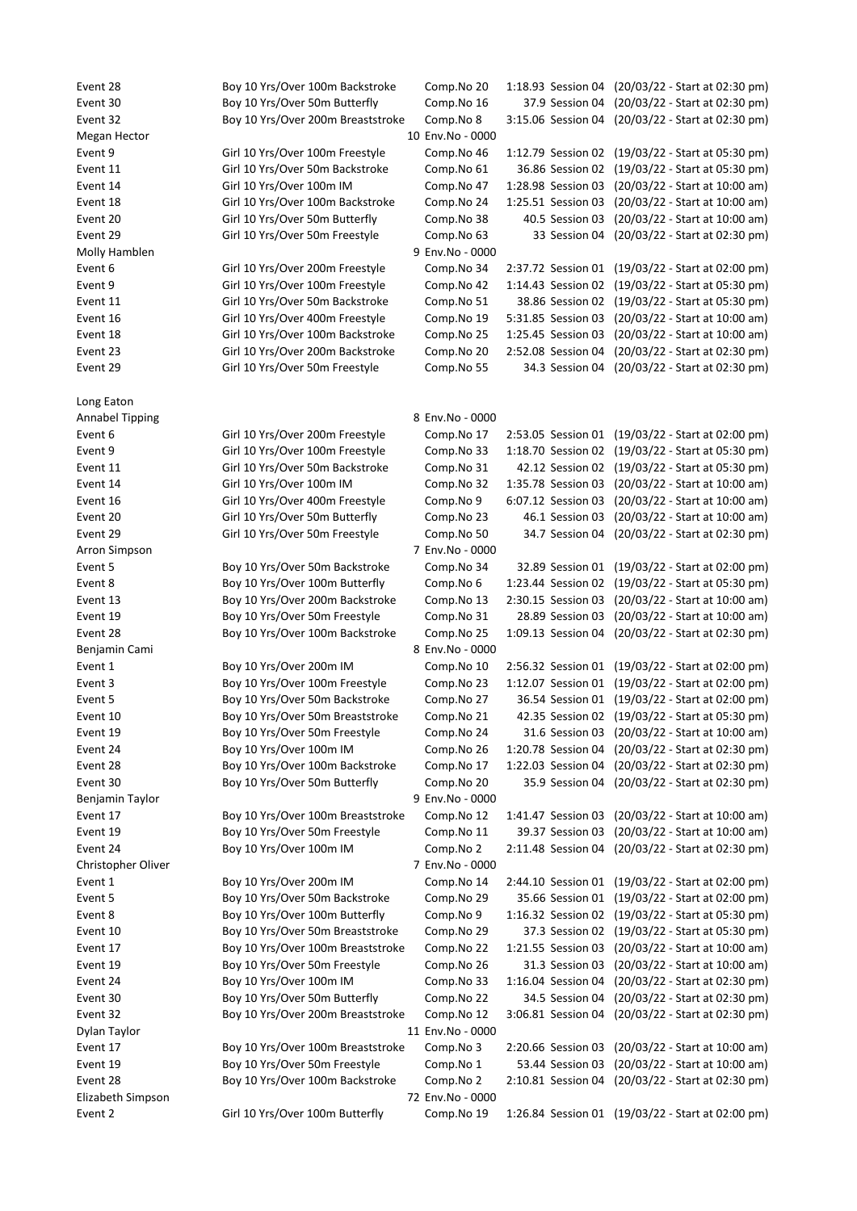| | | | | | |
|---|---|---|---|---|---|
| Event 28 | Boy 10 Yrs/Over 100m Backstroke | Comp.No 20 | 1:18.93 | Session 04 | (20/03/22 - Start at 02:30 pm) |
| Event 30 | Boy 10 Yrs/Over 50m Butterfly | Comp.No 16 | 37.9 | Session 04 | (20/03/22 - Start at 02:30 pm) |
| Event 32 | Boy 10 Yrs/Over 200m Breaststroke | Comp.No 8 | 3:15.06 | Session 04 | (20/03/22 - Start at 02:30 pm) |
| Megan Hector | | 10 Env.No - 0000 | | | |
| Event 9 | Girl 10 Yrs/Over 100m Freestyle | Comp.No 46 | 1:12.79 | Session 02 | (19/03/22 - Start at 05:30 pm) |
| Event 11 | Girl 10 Yrs/Over 50m Backstroke | Comp.No 61 | 36.86 | Session 02 | (19/03/22 - Start at 05:30 pm) |
| Event 14 | Girl 10 Yrs/Over 100m IM | Comp.No 47 | 1:28.98 | Session 03 | (20/03/22 - Start at 10:00 am) |
| Event 18 | Girl 10 Yrs/Over 100m Backstroke | Comp.No 24 | 1:25.51 | Session 03 | (20/03/22 - Start at 10:00 am) |
| Event 20 | Girl 10 Yrs/Over 50m Butterfly | Comp.No 38 | 40.5 | Session 03 | (20/03/22 - Start at 10:00 am) |
| Event 29 | Girl 10 Yrs/Over 50m Freestyle | Comp.No 63 | 33 | Session 04 | (20/03/22 - Start at 02:30 pm) |
| Molly Hamblen | | 9 Env.No - 0000 | | | |
| Event 6 | Girl 10 Yrs/Over 200m Freestyle | Comp.No 34 | 2:37.72 | Session 01 | (19/03/22 - Start at 02:00 pm) |
| Event 9 | Girl 10 Yrs/Over 100m Freestyle | Comp.No 42 | 1:14.43 | Session 02 | (19/03/22 - Start at 05:30 pm) |
| Event 11 | Girl 10 Yrs/Over 50m Backstroke | Comp.No 51 | 38.86 | Session 02 | (19/03/22 - Start at 05:30 pm) |
| Event 16 | Girl 10 Yrs/Over 400m Freestyle | Comp.No 19 | 5:31.85 | Session 03 | (20/03/22 - Start at 10:00 am) |
| Event 18 | Girl 10 Yrs/Over 100m Backstroke | Comp.No 25 | 1:25.45 | Session 03 | (20/03/22 - Start at 10:00 am) |
| Event 23 | Girl 10 Yrs/Over 200m Backstroke | Comp.No 20 | 2:52.08 | Session 04 | (20/03/22 - Start at 02:30 pm) |
| Event 29 | Girl 10 Yrs/Over 50m Freestyle | Comp.No 55 | 34.3 | Session 04 | (20/03/22 - Start at 02:30 pm) |
| | | | | | |
| Long Eaton | | | | | |
| Annabel Tipping | | 8 Env.No - 0000 | | | |
| Event 6 | Girl 10 Yrs/Over 200m Freestyle | Comp.No 17 | 2:53.05 | Session 01 | (19/03/22 - Start at 02:00 pm) |
| Event 9 | Girl 10 Yrs/Over 100m Freestyle | Comp.No 33 | 1:18.70 | Session 02 | (19/03/22 - Start at 05:30 pm) |
| Event 11 | Girl 10 Yrs/Over 50m Backstroke | Comp.No 31 | 42.12 | Session 02 | (19/03/22 - Start at 05:30 pm) |
| Event 14 | Girl 10 Yrs/Over 100m IM | Comp.No 32 | 1:35.78 | Session 03 | (20/03/22 - Start at 10:00 am) |
| Event 16 | Girl 10 Yrs/Over 400m Freestyle | Comp.No 9 | 6:07.12 | Session 03 | (20/03/22 - Start at 10:00 am) |
| Event 20 | Girl 10 Yrs/Over 50m Butterfly | Comp.No 23 | 46.1 | Session 03 | (20/03/22 - Start at 10:00 am) |
| Event 29 | Girl 10 Yrs/Over 50m Freestyle | Comp.No 50 | 34.7 | Session 04 | (20/03/22 - Start at 02:30 pm) |
| Arron Simpson | | 7 Env.No - 0000 | | | |
| Event 5 | Boy 10 Yrs/Over 50m Backstroke | Comp.No 34 | 32.89 | Session 01 | (19/03/22 - Start at 02:00 pm) |
| Event 8 | Boy 10 Yrs/Over 100m Butterfly | Comp.No 6 | 1:23.44 | Session 02 | (19/03/22 - Start at 05:30 pm) |
| Event 13 | Boy 10 Yrs/Over 200m Backstroke | Comp.No 13 | 2:30.15 | Session 03 | (20/03/22 - Start at 10:00 am) |
| Event 19 | Boy 10 Yrs/Over 50m Freestyle | Comp.No 31 | 28.89 | Session 03 | (20/03/22 - Start at 10:00 am) |
| Event 28 | Boy 10 Yrs/Over 100m Backstroke | Comp.No 25 | 1:09.13 | Session 04 | (20/03/22 - Start at 02:30 pm) |
| Benjamin Cami | | 8 Env.No - 0000 | | | |
| Event 1 | Boy 10 Yrs/Over 200m IM | Comp.No 10 | 2:56.32 | Session 01 | (19/03/22 - Start at 02:00 pm) |
| Event 3 | Boy 10 Yrs/Over 100m Freestyle | Comp.No 23 | 1:12.07 | Session 01 | (19/03/22 - Start at 02:00 pm) |
| Event 5 | Boy 10 Yrs/Over 50m Backstroke | Comp.No 27 | 36.54 | Session 01 | (19/03/22 - Start at 02:00 pm) |
| Event 10 | Boy 10 Yrs/Over 50m Breaststroke | Comp.No 21 | 42.35 | Session 02 | (19/03/22 - Start at 05:30 pm) |
| Event 19 | Boy 10 Yrs/Over 50m Freestyle | Comp.No 24 | 31.6 | Session 03 | (20/03/22 - Start at 10:00 am) |
| Event 24 | Boy 10 Yrs/Over 100m IM | Comp.No 26 | 1:20.78 | Session 04 | (20/03/22 - Start at 02:30 pm) |
| Event 28 | Boy 10 Yrs/Over 100m Backstroke | Comp.No 17 | 1:22.03 | Session 04 | (20/03/22 - Start at 02:30 pm) |
| Event 30 | Boy 10 Yrs/Over 50m Butterfly | Comp.No 20 | 35.9 | Session 04 | (20/03/22 - Start at 02:30 pm) |
| Benjamin Taylor | | 9 Env.No - 0000 | | | |
| Event 17 | Boy 10 Yrs/Over 100m Breaststroke | Comp.No 12 | 1:41.47 | Session 03 | (20/03/22 - Start at 10:00 am) |
| Event 19 | Boy 10 Yrs/Over 50m Freestyle | Comp.No 11 | 39.37 | Session 03 | (20/03/22 - Start at 10:00 am) |
| Event 24 | Boy 10 Yrs/Over 100m IM | Comp.No 2 | 2:11.48 | Session 04 | (20/03/22 - Start at 02:30 pm) |
| Christopher Oliver | | 7 Env.No - 0000 | | | |
| Event 1 | Boy 10 Yrs/Over 200m IM | Comp.No 14 | 2:44.10 | Session 01 | (19/03/22 - Start at 02:00 pm) |
| Event 5 | Boy 10 Yrs/Over 50m Backstroke | Comp.No 29 | 35.66 | Session 01 | (19/03/22 - Start at 02:00 pm) |
| Event 8 | Boy 10 Yrs/Over 100m Butterfly | Comp.No 9 | 1:16.32 | Session 02 | (19/03/22 - Start at 05:30 pm) |
| Event 10 | Boy 10 Yrs/Over 50m Breaststroke | Comp.No 29 | 37.3 | Session 02 | (19/03/22 - Start at 05:30 pm) |
| Event 17 | Boy 10 Yrs/Over 100m Breaststroke | Comp.No 22 | 1:21.55 | Session 03 | (20/03/22 - Start at 10:00 am) |
| Event 19 | Boy 10 Yrs/Over 50m Freestyle | Comp.No 26 | 31.3 | Session 03 | (20/03/22 - Start at 10:00 am) |
| Event 24 | Boy 10 Yrs/Over 100m IM | Comp.No 33 | 1:16.04 | Session 04 | (20/03/22 - Start at 02:30 pm) |
| Event 30 | Boy 10 Yrs/Over 50m Butterfly | Comp.No 22 | 34.5 | Session 04 | (20/03/22 - Start at 02:30 pm) |
| Event 32 | Boy 10 Yrs/Over 200m Breaststroke | Comp.No 12 | 3:06.81 | Session 04 | (20/03/22 - Start at 02:30 pm) |
| Dylan Taylor | | 11 Env.No - 0000 | | | |
| Event 17 | Boy 10 Yrs/Over 100m Breaststroke | Comp.No 3 | 2:20.66 | Session 03 | (20/03/22 - Start at 10:00 am) |
| Event 19 | Boy 10 Yrs/Over 50m Freestyle | Comp.No 1 | 53.44 | Session 03 | (20/03/22 - Start at 10:00 am) |
| Event 28 | Boy 10 Yrs/Over 100m Backstroke | Comp.No 2 | 2:10.81 | Session 04 | (20/03/22 - Start at 02:30 pm) |
| Elizabeth Simpson | | 72 Env.No - 0000 | | | |
| Event 2 | Girl 10 Yrs/Over 100m Butterfly | Comp.No 19 | 1:26.84 | Session 01 | (19/03/22 - Start at 02:00 pm) |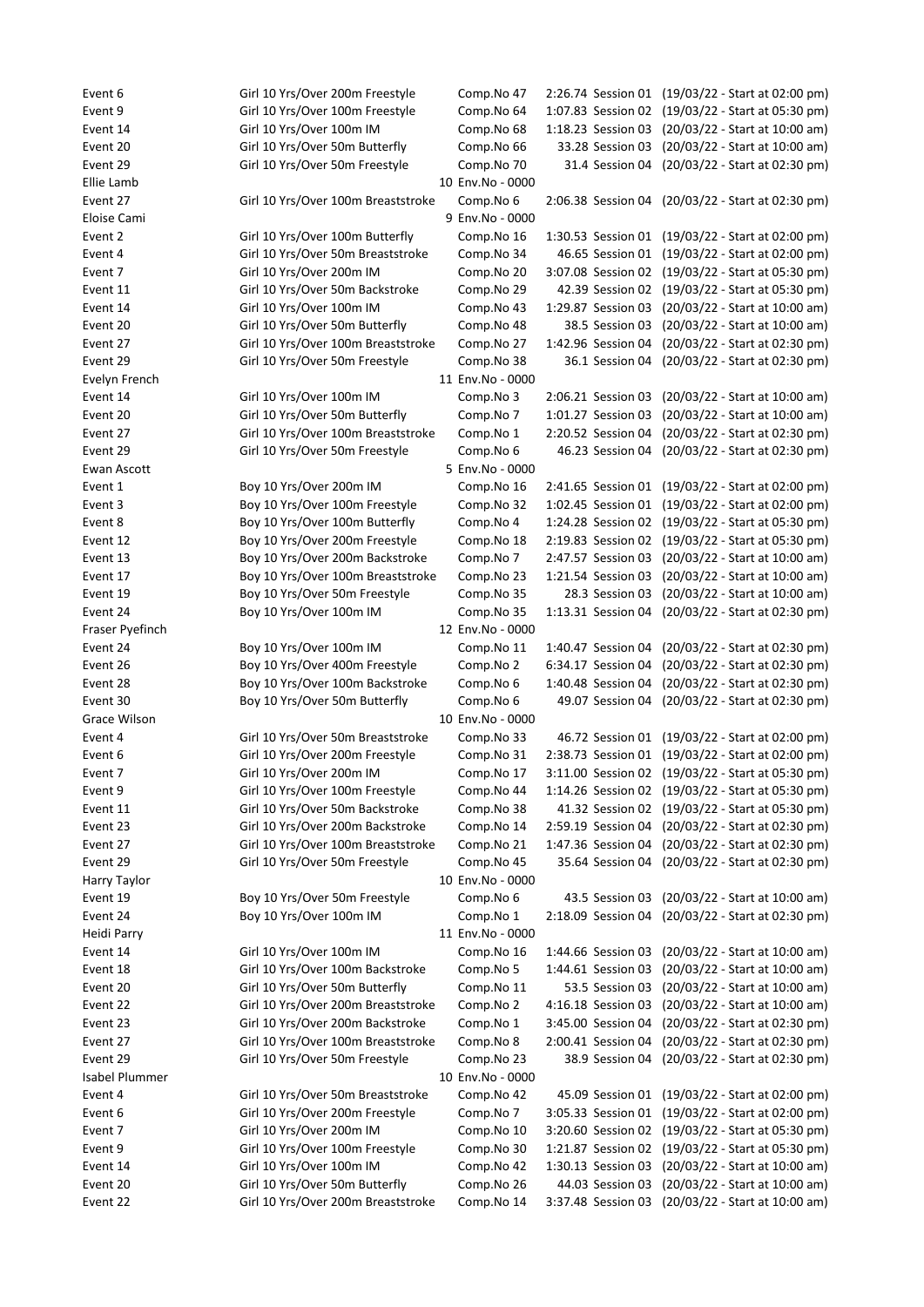| | | | | | |
|---|---|---|---|---|---|
| Event 6 | Girl 10 Yrs/Over 200m Freestyle | Comp.No 47 | 2:26.74 | Session 01 | (19/03/22 - Start at 02:00 pm) |
| Event 9 | Girl 10 Yrs/Over 100m Freestyle | Comp.No 64 | 1:07.83 | Session 02 | (19/03/22 - Start at 05:30 pm) |
| Event 14 | Girl 10 Yrs/Over 100m IM | Comp.No 68 | 1:18.23 | Session 03 | (20/03/22 - Start at 10:00 am) |
| Event 20 | Girl 10 Yrs/Over 50m Butterfly | Comp.No 66 | 33.28 | Session 03 | (20/03/22 - Start at 10:00 am) |
| Event 29 | Girl 10 Yrs/Over 50m Freestyle | Comp.No 70 | 31.4 | Session 04 | (20/03/22 - Start at 02:30 pm) |
| Ellie Lamb | | 10 Env.No - 0000 | | | |
| Event 27 | Girl 10 Yrs/Over 100m Breaststroke | Comp.No 6 | 2:06.38 | Session 04 | (20/03/22 - Start at 02:30 pm) |
| Eloise Cami | | 9 Env.No - 0000 | | | |
| Event 2 | Girl 10 Yrs/Over 100m Butterfly | Comp.No 16 | 1:30.53 | Session 01 | (19/03/22 - Start at 02:00 pm) |
| Event 4 | Girl 10 Yrs/Over 50m Breaststroke | Comp.No 34 | 46.65 | Session 01 | (19/03/22 - Start at 02:00 pm) |
| Event 7 | Girl 10 Yrs/Over 200m IM | Comp.No 20 | 3:07.08 | Session 02 | (19/03/22 - Start at 05:30 pm) |
| Event 11 | Girl 10 Yrs/Over 50m Backstroke | Comp.No 29 | 42.39 | Session 02 | (19/03/22 - Start at 05:30 pm) |
| Event 14 | Girl 10 Yrs/Over 100m IM | Comp.No 43 | 1:29.87 | Session 03 | (20/03/22 - Start at 10:00 am) |
| Event 20 | Girl 10 Yrs/Over 50m Butterfly | Comp.No 48 | 38.5 | Session 03 | (20/03/22 - Start at 10:00 am) |
| Event 27 | Girl 10 Yrs/Over 100m Breaststroke | Comp.No 27 | 1:42.96 | Session 04 | (20/03/22 - Start at 02:30 pm) |
| Event 29 | Girl 10 Yrs/Over 50m Freestyle | Comp.No 38 | 36.1 | Session 04 | (20/03/22 - Start at 02:30 pm) |
| Evelyn French | | 11 Env.No - 0000 | | | |
| Event 14 | Girl 10 Yrs/Over 100m IM | Comp.No 3 | 2:06.21 | Session 03 | (20/03/22 - Start at 10:00 am) |
| Event 20 | Girl 10 Yrs/Over 50m Butterfly | Comp.No 7 | 1:01.27 | Session 03 | (20/03/22 - Start at 10:00 am) |
| Event 27 | Girl 10 Yrs/Over 100m Breaststroke | Comp.No 1 | 2:20.52 | Session 04 | (20/03/22 - Start at 02:30 pm) |
| Event 29 | Girl 10 Yrs/Over 50m Freestyle | Comp.No 6 | 46.23 | Session 04 | (20/03/22 - Start at 02:30 pm) |
| Ewan Ascott | | 5 Env.No - 0000 | | | |
| Event 1 | Boy 10 Yrs/Over 200m IM | Comp.No 16 | 2:41.65 | Session 01 | (19/03/22 - Start at 02:00 pm) |
| Event 3 | Boy 10 Yrs/Over 100m Freestyle | Comp.No 32 | 1:02.45 | Session 01 | (19/03/22 - Start at 02:00 pm) |
| Event 8 | Boy 10 Yrs/Over 100m Butterfly | Comp.No 4 | 1:24.28 | Session 02 | (19/03/22 - Start at 05:30 pm) |
| Event 12 | Boy 10 Yrs/Over 200m Freestyle | Comp.No 18 | 2:19.83 | Session 02 | (19/03/22 - Start at 05:30 pm) |
| Event 13 | Boy 10 Yrs/Over 200m Backstroke | Comp.No 7 | 2:47.57 | Session 03 | (20/03/22 - Start at 10:00 am) |
| Event 17 | Boy 10 Yrs/Over 100m Breaststroke | Comp.No 23 | 1:21.54 | Session 03 | (20/03/22 - Start at 10:00 am) |
| Event 19 | Boy 10 Yrs/Over 50m Freestyle | Comp.No 35 | 28.3 | Session 03 | (20/03/22 - Start at 10:00 am) |
| Event 24 | Boy 10 Yrs/Over 100m IM | Comp.No 35 | 1:13.31 | Session 04 | (20/03/22 - Start at 02:30 pm) |
| Fraser Pyefinch | | 12 Env.No - 0000 | | | |
| Event 24 | Boy 10 Yrs/Over 100m IM | Comp.No 11 | 1:40.47 | Session 04 | (20/03/22 - Start at 02:30 pm) |
| Event 26 | Boy 10 Yrs/Over 400m Freestyle | Comp.No 2 | 6:34.17 | Session 04 | (20/03/22 - Start at 02:30 pm) |
| Event 28 | Boy 10 Yrs/Over 100m Backstroke | Comp.No 6 | 1:40.48 | Session 04 | (20/03/22 - Start at 02:30 pm) |
| Event 30 | Boy 10 Yrs/Over 50m Butterfly | Comp.No 6 | 49.07 | Session 04 | (20/03/22 - Start at 02:30 pm) |
| Grace Wilson | | 10 Env.No - 0000 | | | |
| Event 4 | Girl 10 Yrs/Over 50m Breaststroke | Comp.No 33 | 46.72 | Session 01 | (19/03/22 - Start at 02:00 pm) |
| Event 6 | Girl 10 Yrs/Over 200m Freestyle | Comp.No 31 | 2:38.73 | Session 01 | (19/03/22 - Start at 02:00 pm) |
| Event 7 | Girl 10 Yrs/Over 200m IM | Comp.No 17 | 3:11.00 | Session 02 | (19/03/22 - Start at 05:30 pm) |
| Event 9 | Girl 10 Yrs/Over 100m Freestyle | Comp.No 44 | 1:14.26 | Session 02 | (19/03/22 - Start at 05:30 pm) |
| Event 11 | Girl 10 Yrs/Over 50m Backstroke | Comp.No 38 | 41.32 | Session 02 | (19/03/22 - Start at 05:30 pm) |
| Event 23 | Girl 10 Yrs/Over 200m Backstroke | Comp.No 14 | 2:59.19 | Session 04 | (20/03/22 - Start at 02:30 pm) |
| Event 27 | Girl 10 Yrs/Over 100m Breaststroke | Comp.No 21 | 1:47.36 | Session 04 | (20/03/22 - Start at 02:30 pm) |
| Event 29 | Girl 10 Yrs/Over 50m Freestyle | Comp.No 45 | 35.64 | Session 04 | (20/03/22 - Start at 02:30 pm) |
| Harry Taylor | | 10 Env.No - 0000 | | | |
| Event 19 | Boy 10 Yrs/Over 50m Freestyle | Comp.No 6 | 43.5 | Session 03 | (20/03/22 - Start at 10:00 am) |
| Event 24 | Boy 10 Yrs/Over 100m IM | Comp.No 1 | 2:18.09 | Session 04 | (20/03/22 - Start at 02:30 pm) |
| Heidi Parry | | 11 Env.No - 0000 | | | |
| Event 14 | Girl 10 Yrs/Over 100m IM | Comp.No 16 | 1:44.66 | Session 03 | (20/03/22 - Start at 10:00 am) |
| Event 18 | Girl 10 Yrs/Over 100m Backstroke | Comp.No 5 | 1:44.61 | Session 03 | (20/03/22 - Start at 10:00 am) |
| Event 20 | Girl 10 Yrs/Over 50m Butterfly | Comp.No 11 | 53.5 | Session 03 | (20/03/22 - Start at 10:00 am) |
| Event 22 | Girl 10 Yrs/Over 200m Breaststroke | Comp.No 2 | 4:16.18 | Session 03 | (20/03/22 - Start at 10:00 am) |
| Event 23 | Girl 10 Yrs/Over 200m Backstroke | Comp.No 1 | 3:45.00 | Session 04 | (20/03/22 - Start at 02:30 pm) |
| Event 27 | Girl 10 Yrs/Over 100m Breaststroke | Comp.No 8 | 2:00.41 | Session 04 | (20/03/22 - Start at 02:30 pm) |
| Event 29 | Girl 10 Yrs/Over 50m Freestyle | Comp.No 23 | 38.9 | Session 04 | (20/03/22 - Start at 02:30 pm) |
| Isabel Plummer | | 10 Env.No - 0000 | | | |
| Event 4 | Girl 10 Yrs/Over 50m Breaststroke | Comp.No 42 | 45.09 | Session 01 | (19/03/22 - Start at 02:00 pm) |
| Event 6 | Girl 10 Yrs/Over 200m Freestyle | Comp.No 7 | 3:05.33 | Session 01 | (19/03/22 - Start at 02:00 pm) |
| Event 7 | Girl 10 Yrs/Over 200m IM | Comp.No 10 | 3:20.60 | Session 02 | (19/03/22 - Start at 05:30 pm) |
| Event 9 | Girl 10 Yrs/Over 100m Freestyle | Comp.No 30 | 1:21.87 | Session 02 | (19/03/22 - Start at 05:30 pm) |
| Event 14 | Girl 10 Yrs/Over 100m IM | Comp.No 42 | 1:30.13 | Session 03 | (20/03/22 - Start at 10:00 am) |
| Event 20 | Girl 10 Yrs/Over 50m Butterfly | Comp.No 26 | 44.03 | Session 03 | (20/03/22 - Start at 10:00 am) |
| Event 22 | Girl 10 Yrs/Over 200m Breaststroke | Comp.No 14 | 3:37.48 | Session 03 | (20/03/22 - Start at 10:00 am) |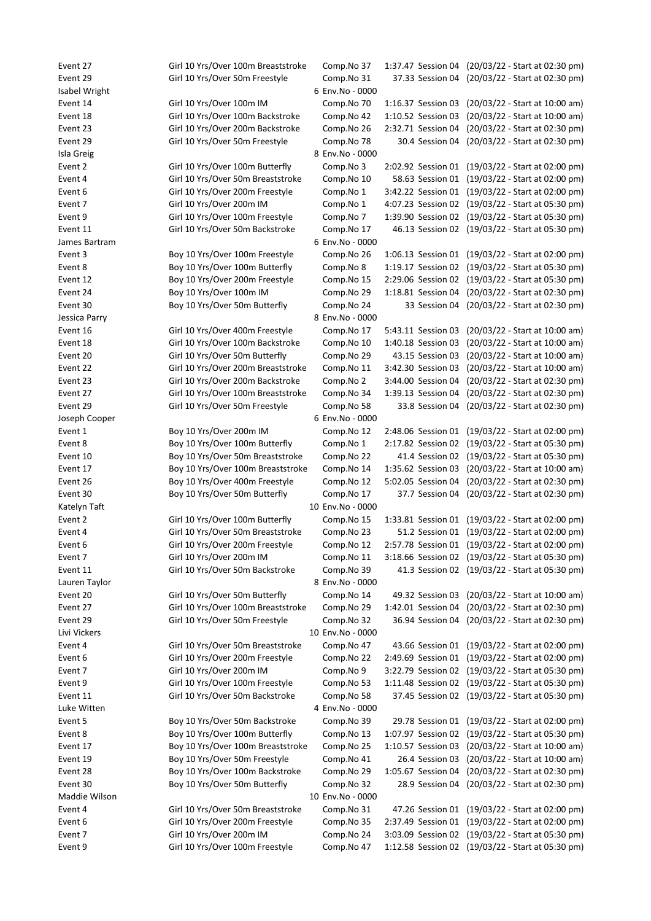| | | | | |
|---|---|---|---|---|
| Event 27 | Girl 10 Yrs/Over 100m Breaststroke | Comp.No 37 | 1:37.47 Session 04 | (20/03/22 - Start at 02:30 pm) |
| Event 29 | Girl 10 Yrs/Over 50m Freestyle | Comp.No 31 | 37.33 Session 04 | (20/03/22 - Start at 02:30 pm) |
| Isabel Wright | | 6 Env.No - 0000 | | |
| Event 14 | Girl 10 Yrs/Over 100m IM | Comp.No 70 | 1:16.37 Session 03 | (20/03/22 - Start at 10:00 am) |
| Event 18 | Girl 10 Yrs/Over 100m Backstroke | Comp.No 42 | 1:10.52 Session 03 | (20/03/22 - Start at 10:00 am) |
| Event 23 | Girl 10 Yrs/Over 200m Backstroke | Comp.No 26 | 2:32.71 Session 04 | (20/03/22 - Start at 02:30 pm) |
| Event 29 | Girl 10 Yrs/Over 50m Freestyle | Comp.No 78 | 30.4 Session 04 | (20/03/22 - Start at 02:30 pm) |
| Isla Greig | | 8 Env.No - 0000 | | |
| Event 2 | Girl 10 Yrs/Over 100m Butterfly | Comp.No 3 | 2:02.92 Session 01 | (19/03/22 - Start at 02:00 pm) |
| Event 4 | Girl 10 Yrs/Over 50m Breaststroke | Comp.No 10 | 58.63 Session 01 | (19/03/22 - Start at 02:00 pm) |
| Event 6 | Girl 10 Yrs/Over 200m Freestyle | Comp.No 1 | 3:42.22 Session 01 | (19/03/22 - Start at 02:00 pm) |
| Event 7 | Girl 10 Yrs/Over 200m IM | Comp.No 1 | 4:07.23 Session 02 | (19/03/22 - Start at 05:30 pm) |
| Event 9 | Girl 10 Yrs/Over 100m Freestyle | Comp.No 7 | 1:39.90 Session 02 | (19/03/22 - Start at 05:30 pm) |
| Event 11 | Girl 10 Yrs/Over 50m Backstroke | Comp.No 17 | 46.13 Session 02 | (19/03/22 - Start at 05:30 pm) |
| James Bartram | | 6 Env.No - 0000 | | |
| Event 3 | Boy 10 Yrs/Over 100m Freestyle | Comp.No 26 | 1:06.13 Session 01 | (19/03/22 - Start at 02:00 pm) |
| Event 8 | Boy 10 Yrs/Over 100m Butterfly | Comp.No 8 | 1:19.17 Session 02 | (19/03/22 - Start at 05:30 pm) |
| Event 12 | Boy 10 Yrs/Over 200m Freestyle | Comp.No 15 | 2:29.06 Session 02 | (19/03/22 - Start at 05:30 pm) |
| Event 24 | Boy 10 Yrs/Over 100m IM | Comp.No 29 | 1:18.81 Session 04 | (20/03/22 - Start at 02:30 pm) |
| Event 30 | Boy 10 Yrs/Over 50m Butterfly | Comp.No 24 | 33 Session 04 | (20/03/22 - Start at 02:30 pm) |
| Jessica Parry | | 8 Env.No - 0000 | | |
| Event 16 | Girl 10 Yrs/Over 400m Freestyle | Comp.No 17 | 5:43.11 Session 03 | (20/03/22 - Start at 10:00 am) |
| Event 18 | Girl 10 Yrs/Over 100m Backstroke | Comp.No 10 | 1:40.18 Session 03 | (20/03/22 - Start at 10:00 am) |
| Event 20 | Girl 10 Yrs/Over 50m Butterfly | Comp.No 29 | 43.15 Session 03 | (20/03/22 - Start at 10:00 am) |
| Event 22 | Girl 10 Yrs/Over 200m Breaststroke | Comp.No 11 | 3:42.30 Session 03 | (20/03/22 - Start at 10:00 am) |
| Event 23 | Girl 10 Yrs/Over 200m Backstroke | Comp.No 2 | 3:44.00 Session 04 | (20/03/22 - Start at 02:30 pm) |
| Event 27 | Girl 10 Yrs/Over 100m Breaststroke | Comp.No 34 | 1:39.13 Session 04 | (20/03/22 - Start at 02:30 pm) |
| Event 29 | Girl 10 Yrs/Over 50m Freestyle | Comp.No 58 | 33.8 Session 04 | (20/03/22 - Start at 02:30 pm) |
| Joseph Cooper | | 6 Env.No - 0000 | | |
| Event 1 | Boy 10 Yrs/Over 200m IM | Comp.No 12 | 2:48.06 Session 01 | (19/03/22 - Start at 02:00 pm) |
| Event 8 | Boy 10 Yrs/Over 100m Butterfly | Comp.No 1 | 2:17.82 Session 02 | (19/03/22 - Start at 05:30 pm) |
| Event 10 | Boy 10 Yrs/Over 50m Breaststroke | Comp.No 22 | 41.4 Session 02 | (19/03/22 - Start at 05:30 pm) |
| Event 17 | Boy 10 Yrs/Over 100m Breaststroke | Comp.No 14 | 1:35.62 Session 03 | (20/03/22 - Start at 10:00 am) |
| Event 26 | Boy 10 Yrs/Over 400m Freestyle | Comp.No 12 | 5:02.05 Session 04 | (20/03/22 - Start at 02:30 pm) |
| Event 30 | Boy 10 Yrs/Over 50m Butterfly | Comp.No 17 | 37.7 Session 04 | (20/03/22 - Start at 02:30 pm) |
| Katelyn Taft | | 10 Env.No - 0000 | | |
| Event 2 | Girl 10 Yrs/Over 100m Butterfly | Comp.No 15 | 1:33.81 Session 01 | (19/03/22 - Start at 02:00 pm) |
| Event 4 | Girl 10 Yrs/Over 50m Breaststroke | Comp.No 23 | 51.2 Session 01 | (19/03/22 - Start at 02:00 pm) |
| Event 6 | Girl 10 Yrs/Over 200m Freestyle | Comp.No 12 | 2:57.78 Session 01 | (19/03/22 - Start at 02:00 pm) |
| Event 7 | Girl 10 Yrs/Over 200m IM | Comp.No 11 | 3:18.66 Session 02 | (19/03/22 - Start at 05:30 pm) |
| Event 11 | Girl 10 Yrs/Over 50m Backstroke | Comp.No 39 | 41.3 Session 02 | (19/03/22 - Start at 05:30 pm) |
| Lauren Taylor | | 8 Env.No - 0000 | | |
| Event 20 | Girl 10 Yrs/Over 50m Butterfly | Comp.No 14 | 49.32 Session 03 | (20/03/22 - Start at 10:00 am) |
| Event 27 | Girl 10 Yrs/Over 100m Breaststroke | Comp.No 29 | 1:42.01 Session 04 | (20/03/22 - Start at 02:30 pm) |
| Event 29 | Girl 10 Yrs/Over 50m Freestyle | Comp.No 32 | 36.94 Session 04 | (20/03/22 - Start at 02:30 pm) |
| Livi Vickers | | 10 Env.No - 0000 | | |
| Event 4 | Girl 10 Yrs/Over 50m Breaststroke | Comp.No 47 | 43.66 Session 01 | (19/03/22 - Start at 02:00 pm) |
| Event 6 | Girl 10 Yrs/Over 200m Freestyle | Comp.No 22 | 2:49.69 Session 01 | (19/03/22 - Start at 02:00 pm) |
| Event 7 | Girl 10 Yrs/Over 200m IM | Comp.No 9 | 3:22.79 Session 02 | (19/03/22 - Start at 05:30 pm) |
| Event 9 | Girl 10 Yrs/Over 100m Freestyle | Comp.No 53 | 1:11.48 Session 02 | (19/03/22 - Start at 05:30 pm) |
| Event 11 | Girl 10 Yrs/Over 50m Backstroke | Comp.No 58 | 37.45 Session 02 | (19/03/22 - Start at 05:30 pm) |
| Luke Witten | | 4 Env.No - 0000 | | |
| Event 5 | Boy 10 Yrs/Over 50m Backstroke | Comp.No 39 | 29.78 Session 01 | (19/03/22 - Start at 02:00 pm) |
| Event 8 | Boy 10 Yrs/Over 100m Butterfly | Comp.No 13 | 1:07.97 Session 02 | (19/03/22 - Start at 05:30 pm) |
| Event 17 | Boy 10 Yrs/Over 100m Breaststroke | Comp.No 25 | 1:10.57 Session 03 | (20/03/22 - Start at 10:00 am) |
| Event 19 | Boy 10 Yrs/Over 50m Freestyle | Comp.No 41 | 26.4 Session 03 | (20/03/22 - Start at 10:00 am) |
| Event 28 | Boy 10 Yrs/Over 100m Backstroke | Comp.No 29 | 1:05.67 Session 04 | (20/03/22 - Start at 02:30 pm) |
| Event 30 | Boy 10 Yrs/Over 50m Butterfly | Comp.No 32 | 28.9 Session 04 | (20/03/22 - Start at 02:30 pm) |
| Maddie Wilson | | 10 Env.No - 0000 | | |
| Event 4 | Girl 10 Yrs/Over 50m Breaststroke | Comp.No 31 | 47.26 Session 01 | (19/03/22 - Start at 02:00 pm) |
| Event 6 | Girl 10 Yrs/Over 200m Freestyle | Comp.No 35 | 2:37.49 Session 01 | (19/03/22 - Start at 02:00 pm) |
| Event 7 | Girl 10 Yrs/Over 200m IM | Comp.No 24 | 3:03.09 Session 02 | (19/03/22 - Start at 05:30 pm) |
| Event 9 | Girl 10 Yrs/Over 100m Freestyle | Comp.No 47 | 1:12.58 Session 02 | (19/03/22 - Start at 05:30 pm) |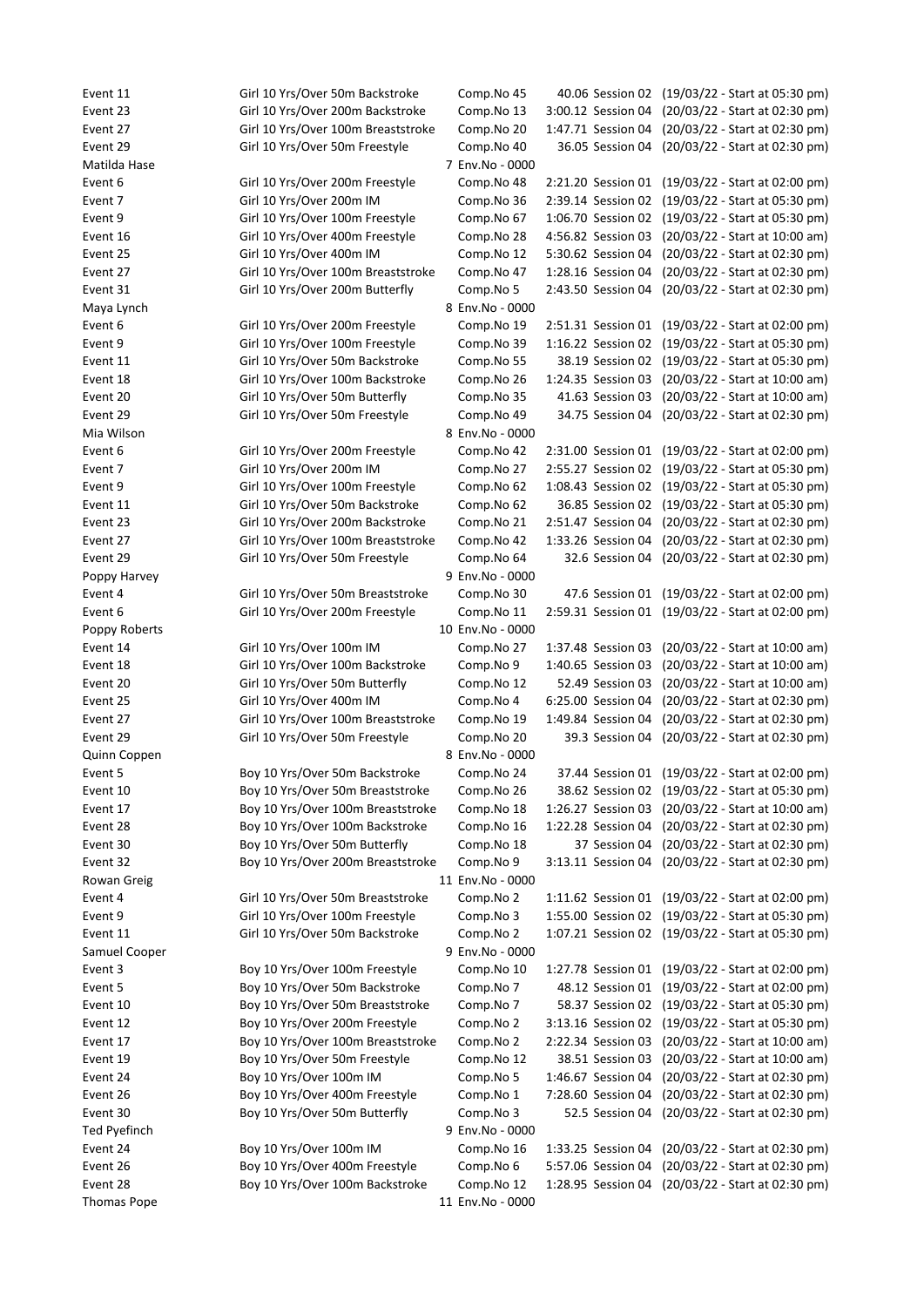| | | | | |
|---|---|---|---|---|
| Event 11 | Girl 10 Yrs/Over 50m Backstroke | Comp.No 45 | 40.06 Session 02 | (19/03/22 - Start at 05:30 pm) |
| Event 23 | Girl 10 Yrs/Over 200m Backstroke | Comp.No 13 | 3:00.12 Session 04 | (20/03/22 - Start at 02:30 pm) |
| Event 27 | Girl 10 Yrs/Over 100m Breaststroke | Comp.No 20 | 1:47.71 Session 04 | (20/03/22 - Start at 02:30 pm) |
| Event 29 | Girl 10 Yrs/Over 50m Freestyle | Comp.No 40 | 36.05 Session 04 | (20/03/22 - Start at 02:30 pm) |
| Matilda Hase | | 7 Env.No - 0000 | | |
| Event 6 | Girl 10 Yrs/Over 200m Freestyle | Comp.No 48 | 2:21.20 Session 01 | (19/03/22 - Start at 02:00 pm) |
| Event 7 | Girl 10 Yrs/Over 200m IM | Comp.No 36 | 2:39.14 Session 02 | (19/03/22 - Start at 05:30 pm) |
| Event 9 | Girl 10 Yrs/Over 100m Freestyle | Comp.No 67 | 1:06.70 Session 02 | (19/03/22 - Start at 05:30 pm) |
| Event 16 | Girl 10 Yrs/Over 400m Freestyle | Comp.No 28 | 4:56.82 Session 03 | (20/03/22 - Start at 10:00 am) |
| Event 25 | Girl 10 Yrs/Over 400m IM | Comp.No 12 | 5:30.62 Session 04 | (20/03/22 - Start at 02:30 pm) |
| Event 27 | Girl 10 Yrs/Over 100m Breaststroke | Comp.No 47 | 1:28.16 Session 04 | (20/03/22 - Start at 02:30 pm) |
| Event 31 | Girl 10 Yrs/Over 200m Butterfly | Comp.No 5 | 2:43.50 Session 04 | (20/03/22 - Start at 02:30 pm) |
| Maya Lynch | | 8 Env.No - 0000 | | |
| Event 6 | Girl 10 Yrs/Over 200m Freestyle | Comp.No 19 | 2:51.31 Session 01 | (19/03/22 - Start at 02:00 pm) |
| Event 9 | Girl 10 Yrs/Over 100m Freestyle | Comp.No 39 | 1:16.22 Session 02 | (19/03/22 - Start at 05:30 pm) |
| Event 11 | Girl 10 Yrs/Over 50m Backstroke | Comp.No 55 | 38.19 Session 02 | (19/03/22 - Start at 05:30 pm) |
| Event 18 | Girl 10 Yrs/Over 100m Backstroke | Comp.No 26 | 1:24.35 Session 03 | (20/03/22 - Start at 10:00 am) |
| Event 20 | Girl 10 Yrs/Over 50m Butterfly | Comp.No 35 | 41.63 Session 03 | (20/03/22 - Start at 10:00 am) |
| Event 29 | Girl 10 Yrs/Over 50m Freestyle | Comp.No 49 | 34.75 Session 04 | (20/03/22 - Start at 02:30 pm) |
| Mia Wilson | | 8 Env.No - 0000 | | |
| Event 6 | Girl 10 Yrs/Over 200m Freestyle | Comp.No 42 | 2:31.00 Session 01 | (19/03/22 - Start at 02:00 pm) |
| Event 7 | Girl 10 Yrs/Over 200m IM | Comp.No 27 | 2:55.27 Session 02 | (19/03/22 - Start at 05:30 pm) |
| Event 9 | Girl 10 Yrs/Over 100m Freestyle | Comp.No 62 | 1:08.43 Session 02 | (19/03/22 - Start at 05:30 pm) |
| Event 11 | Girl 10 Yrs/Over 50m Backstroke | Comp.No 62 | 36.85 Session 02 | (19/03/22 - Start at 05:30 pm) |
| Event 23 | Girl 10 Yrs/Over 200m Backstroke | Comp.No 21 | 2:51.47 Session 04 | (20/03/22 - Start at 02:30 pm) |
| Event 27 | Girl 10 Yrs/Over 100m Breaststroke | Comp.No 42 | 1:33.26 Session 04 | (20/03/22 - Start at 02:30 pm) |
| Event 29 | Girl 10 Yrs/Over 50m Freestyle | Comp.No 64 | 32.6 Session 04 | (20/03/22 - Start at 02:30 pm) |
| Poppy Harvey | | 9 Env.No - 0000 | | |
| Event 4 | Girl 10 Yrs/Over 50m Breaststroke | Comp.No 30 | 47.6 Session 01 | (19/03/22 - Start at 02:00 pm) |
| Event 6 | Girl 10 Yrs/Over 200m Freestyle | Comp.No 11 | 2:59.31 Session 01 | (19/03/22 - Start at 02:00 pm) |
| Poppy Roberts | | 10 Env.No - 0000 | | |
| Event 14 | Girl 10 Yrs/Over 100m IM | Comp.No 27 | 1:37.48 Session 03 | (20/03/22 - Start at 10:00 am) |
| Event 18 | Girl 10 Yrs/Over 100m Backstroke | Comp.No 9 | 1:40.65 Session 03 | (20/03/22 - Start at 10:00 am) |
| Event 20 | Girl 10 Yrs/Over 50m Butterfly | Comp.No 12 | 52.49 Session 03 | (20/03/22 - Start at 10:00 am) |
| Event 25 | Girl 10 Yrs/Over 400m IM | Comp.No 4 | 6:25.00 Session 04 | (20/03/22 - Start at 02:30 pm) |
| Event 27 | Girl 10 Yrs/Over 100m Breaststroke | Comp.No 19 | 1:49.84 Session 04 | (20/03/22 - Start at 02:30 pm) |
| Event 29 | Girl 10 Yrs/Over 50m Freestyle | Comp.No 20 | 39.3 Session 04 | (20/03/22 - Start at 02:30 pm) |
| Quinn Coppen | | 8 Env.No - 0000 | | |
| Event 5 | Boy 10 Yrs/Over 50m Backstroke | Comp.No 24 | 37.44 Session 01 | (19/03/22 - Start at 02:00 pm) |
| Event 10 | Boy 10 Yrs/Over 50m Breaststroke | Comp.No 26 | 38.62 Session 02 | (19/03/22 - Start at 05:30 pm) |
| Event 17 | Boy 10 Yrs/Over 100m Breaststroke | Comp.No 18 | 1:26.27 Session 03 | (20/03/22 - Start at 10:00 am) |
| Event 28 | Boy 10 Yrs/Over 100m Backstroke | Comp.No 16 | 1:22.28 Session 04 | (20/03/22 - Start at 02:30 pm) |
| Event 30 | Boy 10 Yrs/Over 50m Butterfly | Comp.No 18 | 37 Session 04 | (20/03/22 - Start at 02:30 pm) |
| Event 32 | Boy 10 Yrs/Over 200m Breaststroke | Comp.No 9 | 3:13.11 Session 04 | (20/03/22 - Start at 02:30 pm) |
| Rowan Greig | | 11 Env.No - 0000 | | |
| Event 4 | Girl 10 Yrs/Over 50m Breaststroke | Comp.No 2 | 1:11.62 Session 01 | (19/03/22 - Start at 02:00 pm) |
| Event 9 | Girl 10 Yrs/Over 100m Freestyle | Comp.No 3 | 1:55.00 Session 02 | (19/03/22 - Start at 05:30 pm) |
| Event 11 | Girl 10 Yrs/Over 50m Backstroke | Comp.No 2 | 1:07.21 Session 02 | (19/03/22 - Start at 05:30 pm) |
| Samuel Cooper | | 9 Env.No - 0000 | | |
| Event 3 | Boy 10 Yrs/Over 100m Freestyle | Comp.No 10 | 1:27.78 Session 01 | (19/03/22 - Start at 02:00 pm) |
| Event 5 | Boy 10 Yrs/Over 50m Backstroke | Comp.No 7 | 48.12 Session 01 | (19/03/22 - Start at 02:00 pm) |
| Event 10 | Boy 10 Yrs/Over 50m Breaststroke | Comp.No 7 | 58.37 Session 02 | (19/03/22 - Start at 05:30 pm) |
| Event 12 | Boy 10 Yrs/Over 200m Freestyle | Comp.No 2 | 3:13.16 Session 02 | (19/03/22 - Start at 05:30 pm) |
| Event 17 | Boy 10 Yrs/Over 100m Breaststroke | Comp.No 2 | 2:22.34 Session 03 | (20/03/22 - Start at 10:00 am) |
| Event 19 | Boy 10 Yrs/Over 50m Freestyle | Comp.No 12 | 38.51 Session 03 | (20/03/22 - Start at 10:00 am) |
| Event 24 | Boy 10 Yrs/Over 100m IM | Comp.No 5 | 1:46.67 Session 04 | (20/03/22 - Start at 02:30 pm) |
| Event 26 | Boy 10 Yrs/Over 400m Freestyle | Comp.No 1 | 7:28.60 Session 04 | (20/03/22 - Start at 02:30 pm) |
| Event 30 | Boy 10 Yrs/Over 50m Butterfly | Comp.No 3 | 52.5 Session 04 | (20/03/22 - Start at 02:30 pm) |
| Ted Pyefinch | | 9 Env.No - 0000 | | |
| Event 24 | Boy 10 Yrs/Over 100m IM | Comp.No 16 | 1:33.25 Session 04 | (20/03/22 - Start at 02:30 pm) |
| Event 26 | Boy 10 Yrs/Over 400m Freestyle | Comp.No 6 | 5:57.06 Session 04 | (20/03/22 - Start at 02:30 pm) |
| Event 28 | Boy 10 Yrs/Over 100m Backstroke | Comp.No 12 | 1:28.95 Session 04 | (20/03/22 - Start at 02:30 pm) |
| Thomas Pope | | 11 Env.No - 0000 | | |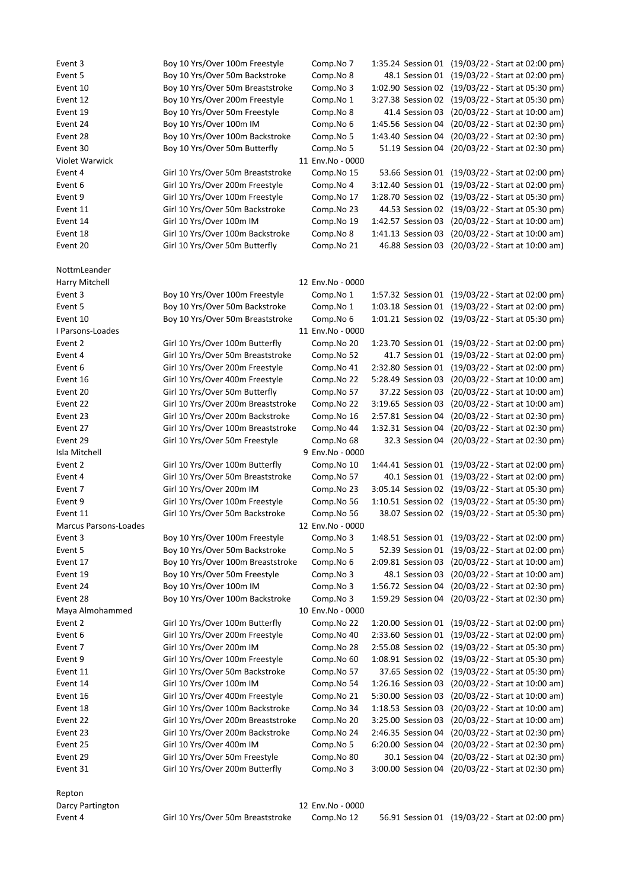| | | | | |
|---|---|---|---|---|
| Event 3 | Boy 10 Yrs/Over 100m Freestyle | Comp.No 7 | 1:35.24 Session 01 | (19/03/22 - Start at 02:00 pm) |
| Event 5 | Boy 10 Yrs/Over 50m Backstroke | Comp.No 8 | 48.1 Session 01 | (19/03/22 - Start at 02:00 pm) |
| Event 10 | Boy 10 Yrs/Over 50m Breaststroke | Comp.No 3 | 1:02.90 Session 02 | (19/03/22 - Start at 05:30 pm) |
| Event 12 | Boy 10 Yrs/Over 200m Freestyle | Comp.No 1 | 3:27.38 Session 02 | (19/03/22 - Start at 05:30 pm) |
| Event 19 | Boy 10 Yrs/Over 50m Freestyle | Comp.No 8 | 41.4 Session 03 | (20/03/22 - Start at 10:00 am) |
| Event 24 | Boy 10 Yrs/Over 100m IM | Comp.No 6 | 1:45.56 Session 04 | (20/03/22 - Start at 02:30 pm) |
| Event 28 | Boy 10 Yrs/Over 100m Backstroke | Comp.No 5 | 1:43.40 Session 04 | (20/03/22 - Start at 02:30 pm) |
| Event 30 | Boy 10 Yrs/Over 50m Butterfly | Comp.No 5 | 51.19 Session 04 | (20/03/22 - Start at 02:30 pm) |
| Violet Warwick | | 11 Env.No - 0000 | | |
| Event 4 | Girl 10 Yrs/Over 50m Breaststroke | Comp.No 15 | 53.66 Session 01 | (19/03/22 - Start at 02:00 pm) |
| Event 6 | Girl 10 Yrs/Over 200m Freestyle | Comp.No 4 | 3:12.40 Session 01 | (19/03/22 - Start at 02:00 pm) |
| Event 9 | Girl 10 Yrs/Over 100m Freestyle | Comp.No 17 | 1:28.70 Session 02 | (19/03/22 - Start at 05:30 pm) |
| Event 11 | Girl 10 Yrs/Over 50m Backstroke | Comp.No 23 | 44.53 Session 02 | (19/03/22 - Start at 05:30 pm) |
| Event 14 | Girl 10 Yrs/Over 100m IM | Comp.No 19 | 1:42.57 Session 03 | (20/03/22 - Start at 10:00 am) |
| Event 18 | Girl 10 Yrs/Over 100m Backstroke | Comp.No 8 | 1:41.13 Session 03 | (20/03/22 - Start at 10:00 am) |
| Event 20 | Girl 10 Yrs/Over 50m Butterfly | Comp.No 21 | 46.88 Session 03 | (20/03/22 - Start at 10:00 am) |
| | | | | |
| NottmLeander | | | | |
| Harry Mitchell | | 12 Env.No - 0000 | | |
| Event 3 | Boy 10 Yrs/Over 100m Freestyle | Comp.No 1 | 1:57.32 Session 01 | (19/03/22 - Start at 02:00 pm) |
| Event 5 | Boy 10 Yrs/Over 50m Backstroke | Comp.No 1 | 1:03.18 Session 01 | (19/03/22 - Start at 02:00 pm) |
| Event 10 | Boy 10 Yrs/Over 50m Breaststroke | Comp.No 6 | 1:01.21 Session 02 | (19/03/22 - Start at 05:30 pm) |
| I Parsons-Loades | | 11 Env.No - 0000 | | |
| Event 2 | Girl 10 Yrs/Over 100m Butterfly | Comp.No 20 | 1:23.70 Session 01 | (19/03/22 - Start at 02:00 pm) |
| Event 4 | Girl 10 Yrs/Over 50m Breaststroke | Comp.No 52 | 41.7 Session 01 | (19/03/22 - Start at 02:00 pm) |
| Event 6 | Girl 10 Yrs/Over 200m Freestyle | Comp.No 41 | 2:32.80 Session 01 | (19/03/22 - Start at 02:00 pm) |
| Event 16 | Girl 10 Yrs/Over 400m Freestyle | Comp.No 22 | 5:28.49 Session 03 | (20/03/22 - Start at 10:00 am) |
| Event 20 | Girl 10 Yrs/Over 50m Butterfly | Comp.No 57 | 37.22 Session 03 | (20/03/22 - Start at 10:00 am) |
| Event 22 | Girl 10 Yrs/Over 200m Breaststroke | Comp.No 22 | 3:19.65 Session 03 | (20/03/22 - Start at 10:00 am) |
| Event 23 | Girl 10 Yrs/Over 200m Backstroke | Comp.No 16 | 2:57.81 Session 04 | (20/03/22 - Start at 02:30 pm) |
| Event 27 | Girl 10 Yrs/Over 100m Breaststroke | Comp.No 44 | 1:32.31 Session 04 | (20/03/22 - Start at 02:30 pm) |
| Event 29 | Girl 10 Yrs/Over 50m Freestyle | Comp.No 68 | 32.3 Session 04 | (20/03/22 - Start at 02:30 pm) |
| Isla Mitchell | | 9 Env.No - 0000 | | |
| Event 2 | Girl 10 Yrs/Over 100m Butterfly | Comp.No 10 | 1:44.41 Session 01 | (19/03/22 - Start at 02:00 pm) |
| Event 4 | Girl 10 Yrs/Over 50m Breaststroke | Comp.No 57 | 40.1 Session 01 | (19/03/22 - Start at 02:00 pm) |
| Event 7 | Girl 10 Yrs/Over 200m IM | Comp.No 23 | 3:05.14 Session 02 | (19/03/22 - Start at 05:30 pm) |
| Event 9 | Girl 10 Yrs/Over 100m Freestyle | Comp.No 56 | 1:10.51 Session 02 | (19/03/22 - Start at 05:30 pm) |
| Event 11 | Girl 10 Yrs/Over 50m Backstroke | Comp.No 56 | 38.07 Session 02 | (19/03/22 - Start at 05:30 pm) |
| Marcus Parsons-Loades | | 12 Env.No - 0000 | | |
| Event 3 | Boy 10 Yrs/Over 100m Freestyle | Comp.No 3 | 1:48.51 Session 01 | (19/03/22 - Start at 02:00 pm) |
| Event 5 | Boy 10 Yrs/Over 50m Backstroke | Comp.No 5 | 52.39 Session 01 | (19/03/22 - Start at 02:00 pm) |
| Event 17 | Boy 10 Yrs/Over 100m Breaststroke | Comp.No 6 | 2:09.81 Session 03 | (20/03/22 - Start at 10:00 am) |
| Event 19 | Boy 10 Yrs/Over 50m Freestyle | Comp.No 3 | 48.1 Session 03 | (20/03/22 - Start at 10:00 am) |
| Event 24 | Boy 10 Yrs/Over 100m IM | Comp.No 3 | 1:56.72 Session 04 | (20/03/22 - Start at 02:30 pm) |
| Event 28 | Boy 10 Yrs/Over 100m Backstroke | Comp.No 3 | 1:59.29 Session 04 | (20/03/22 - Start at 02:30 pm) |
| Maya Almohammed | | 10 Env.No - 0000 | | |
| Event 2 | Girl 10 Yrs/Over 100m Butterfly | Comp.No 22 | 1:20.00 Session 01 | (19/03/22 - Start at 02:00 pm) |
| Event 6 | Girl 10 Yrs/Over 200m Freestyle | Comp.No 40 | 2:33.60 Session 01 | (19/03/22 - Start at 02:00 pm) |
| Event 7 | Girl 10 Yrs/Over 200m IM | Comp.No 28 | 2:55.08 Session 02 | (19/03/22 - Start at 05:30 pm) |
| Event 9 | Girl 10 Yrs/Over 100m Freestyle | Comp.No 60 | 1:08.91 Session 02 | (19/03/22 - Start at 05:30 pm) |
| Event 11 | Girl 10 Yrs/Over 50m Backstroke | Comp.No 57 | 37.65 Session 02 | (19/03/22 - Start at 05:30 pm) |
| Event 14 | Girl 10 Yrs/Over 100m IM | Comp.No 54 | 1:26.16 Session 03 | (20/03/22 - Start at 10:00 am) |
| Event 16 | Girl 10 Yrs/Over 400m Freestyle | Comp.No 21 | 5:30.00 Session 03 | (20/03/22 - Start at 10:00 am) |
| Event 18 | Girl 10 Yrs/Over 100m Backstroke | Comp.No 34 | 1:18.53 Session 03 | (20/03/22 - Start at 10:00 am) |
| Event 22 | Girl 10 Yrs/Over 200m Breaststroke | Comp.No 20 | 3:25.00 Session 03 | (20/03/22 - Start at 10:00 am) |
| Event 23 | Girl 10 Yrs/Over 200m Backstroke | Comp.No 24 | 2:46.35 Session 04 | (20/03/22 - Start at 02:30 pm) |
| Event 25 | Girl 10 Yrs/Over 400m IM | Comp.No 5 | 6:20.00 Session 04 | (20/03/22 - Start at 02:30 pm) |
| Event 29 | Girl 10 Yrs/Over 50m Freestyle | Comp.No 80 | 30.1 Session 04 | (20/03/22 - Start at 02:30 pm) |
| Event 31 | Girl 10 Yrs/Over 200m Butterfly | Comp.No 3 | 3:00.00 Session 04 | (20/03/22 - Start at 02:30 pm) |
| | | | | |
| Repton | | | | |
| Darcy Partington | | 12 Env.No - 0000 | | |
| Event 4 | Girl 10 Yrs/Over 50m Breaststroke | Comp.No 12 | 56.91 Session 01 | (19/03/22 - Start at 02:00 pm) |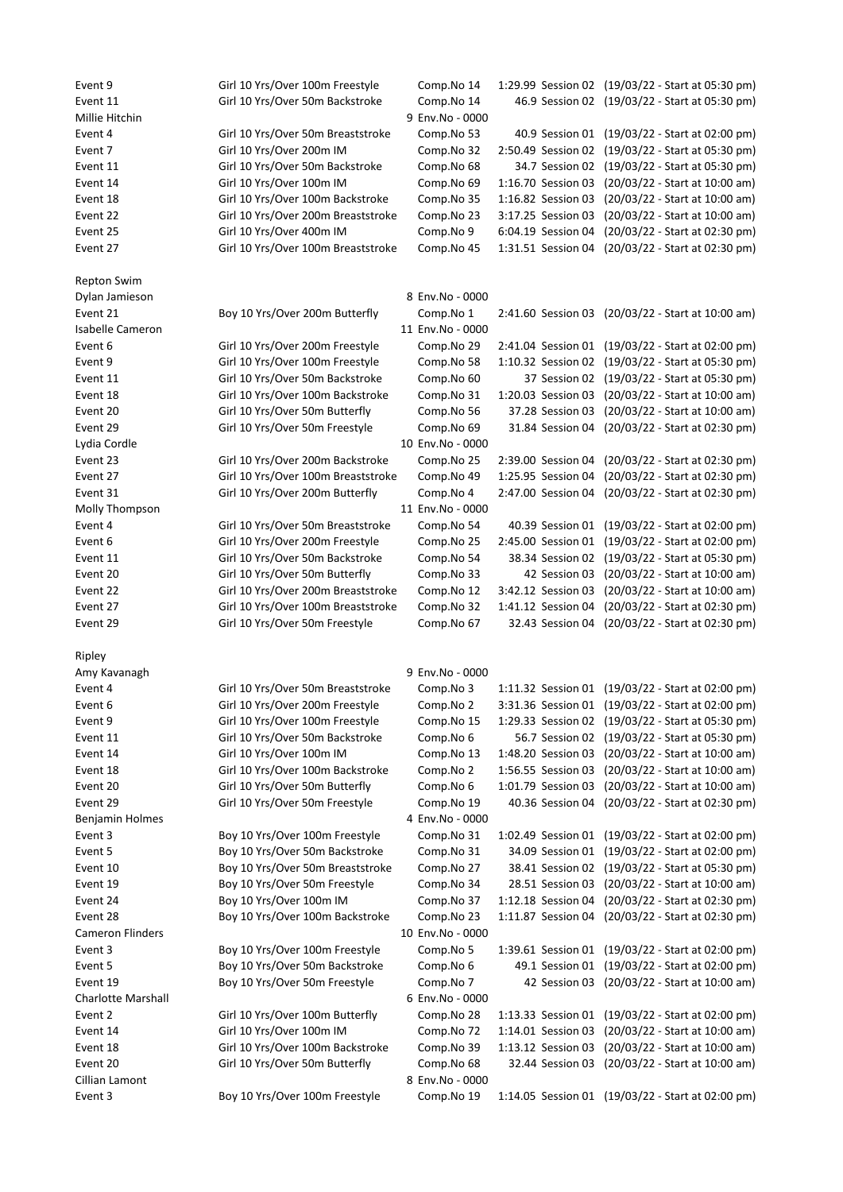| | | | | |
|---|---|---|---|---|
| Event 9 | Girl 10 Yrs/Over 100m Freestyle | Comp.No 14 | 1:29.99 Session 02 | (19/03/22 - Start at 05:30 pm) |
| Event 11 | Girl 10 Yrs/Over 50m Backstroke | Comp.No 14 | 46.9 Session 02 | (19/03/22 - Start at 05:30 pm) |
| Millie Hitchin | | 9 Env.No - 0000 | | |
| Event 4 | Girl 10 Yrs/Over 50m Breaststroke | Comp.No 53 | 40.9 Session 01 | (19/03/22 - Start at 02:00 pm) |
| Event 7 | Girl 10 Yrs/Over 200m IM | Comp.No 32 | 2:50.49 Session 02 | (19/03/22 - Start at 05:30 pm) |
| Event 11 | Girl 10 Yrs/Over 50m Backstroke | Comp.No 68 | 34.7 Session 02 | (19/03/22 - Start at 05:30 pm) |
| Event 14 | Girl 10 Yrs/Over 100m IM | Comp.No 69 | 1:16.70 Session 03 | (20/03/22 - Start at 10:00 am) |
| Event 18 | Girl 10 Yrs/Over 100m Backstroke | Comp.No 35 | 1:16.82 Session 03 | (20/03/22 - Start at 10:00 am) |
| Event 22 | Girl 10 Yrs/Over 200m Breaststroke | Comp.No 23 | 3:17.25 Session 03 | (20/03/22 - Start at 10:00 am) |
| Event 25 | Girl 10 Yrs/Over 400m IM | Comp.No 9 | 6:04.19 Session 04 | (20/03/22 - Start at 02:30 pm) |
| Event 27 | Girl 10 Yrs/Over 100m Breaststroke | Comp.No 45 | 1:31.51 Session 04 | (20/03/22 - Start at 02:30 pm) |
| | | | | |
| Repton Swim | | | | |
| Dylan Jamieson | | 8 Env.No - 0000 | | |
| Event 21 | Boy 10 Yrs/Over 200m Butterfly | Comp.No 1 | 2:41.60 Session 03 | (20/03/22 - Start at 10:00 am) |
| Isabelle Cameron | | 11 Env.No - 0000 | | |
| Event 6 | Girl 10 Yrs/Over 200m Freestyle | Comp.No 29 | 2:41.04 Session 01 | (19/03/22 - Start at 02:00 pm) |
| Event 9 | Girl 10 Yrs/Over 100m Freestyle | Comp.No 58 | 1:10.32 Session 02 | (19/03/22 - Start at 05:30 pm) |
| Event 11 | Girl 10 Yrs/Over 50m Backstroke | Comp.No 60 | 37 Session 02 | (19/03/22 - Start at 05:30 pm) |
| Event 18 | Girl 10 Yrs/Over 100m Backstroke | Comp.No 31 | 1:20.03 Session 03 | (20/03/22 - Start at 10:00 am) |
| Event 20 | Girl 10 Yrs/Over 50m Butterfly | Comp.No 56 | 37.28 Session 03 | (20/03/22 - Start at 10:00 am) |
| Event 29 | Girl 10 Yrs/Over 50m Freestyle | Comp.No 69 | 31.84 Session 04 | (20/03/22 - Start at 02:30 pm) |
| Lydia Cordle | | 10 Env.No - 0000 | | |
| Event 23 | Girl 10 Yrs/Over 200m Backstroke | Comp.No 25 | 2:39.00 Session 04 | (20/03/22 - Start at 02:30 pm) |
| Event 27 | Girl 10 Yrs/Over 100m Breaststroke | Comp.No 49 | 1:25.95 Session 04 | (20/03/22 - Start at 02:30 pm) |
| Event 31 | Girl 10 Yrs/Over 200m Butterfly | Comp.No 4 | 2:47.00 Session 04 | (20/03/22 - Start at 02:30 pm) |
| Molly Thompson | | 11 Env.No - 0000 | | |
| Event 4 | Girl 10 Yrs/Over 50m Breaststroke | Comp.No 54 | 40.39 Session 01 | (19/03/22 - Start at 02:00 pm) |
| Event 6 | Girl 10 Yrs/Over 200m Freestyle | Comp.No 25 | 2:45.00 Session 01 | (19/03/22 - Start at 02:00 pm) |
| Event 11 | Girl 10 Yrs/Over 50m Backstroke | Comp.No 54 | 38.34 Session 02 | (19/03/22 - Start at 05:30 pm) |
| Event 20 | Girl 10 Yrs/Over 50m Butterfly | Comp.No 33 | 42 Session 03 | (20/03/22 - Start at 10:00 am) |
| Event 22 | Girl 10 Yrs/Over 200m Breaststroke | Comp.No 12 | 3:42.12 Session 03 | (20/03/22 - Start at 10:00 am) |
| Event 27 | Girl 10 Yrs/Over 100m Breaststroke | Comp.No 32 | 1:41.12 Session 04 | (20/03/22 - Start at 02:30 pm) |
| Event 29 | Girl 10 Yrs/Over 50m Freestyle | Comp.No 67 | 32.43 Session 04 | (20/03/22 - Start at 02:30 pm) |
| | | | | |
| Ripley | | | | |
| Amy Kavanagh | | 9 Env.No - 0000 | | |
| Event 4 | Girl 10 Yrs/Over 50m Breaststroke | Comp.No 3 | 1:11.32 Session 01 | (19/03/22 - Start at 02:00 pm) |
| Event 6 | Girl 10 Yrs/Over 200m Freestyle | Comp.No 2 | 3:31.36 Session 01 | (19/03/22 - Start at 02:00 pm) |
| Event 9 | Girl 10 Yrs/Over 100m Freestyle | Comp.No 15 | 1:29.33 Session 02 | (19/03/22 - Start at 05:30 pm) |
| Event 11 | Girl 10 Yrs/Over 50m Backstroke | Comp.No 6 | 56.7 Session 02 | (19/03/22 - Start at 05:30 pm) |
| Event 14 | Girl 10 Yrs/Over 100m IM | Comp.No 13 | 1:48.20 Session 03 | (20/03/22 - Start at 10:00 am) |
| Event 18 | Girl 10 Yrs/Over 100m Backstroke | Comp.No 2 | 1:56.55 Session 03 | (20/03/22 - Start at 10:00 am) |
| Event 20 | Girl 10 Yrs/Over 50m Butterfly | Comp.No 6 | 1:01.79 Session 03 | (20/03/22 - Start at 10:00 am) |
| Event 29 | Girl 10 Yrs/Over 50m Freestyle | Comp.No 19 | 40.36 Session 04 | (20/03/22 - Start at 02:30 pm) |
| Benjamin Holmes | | 4 Env.No - 0000 | | |
| Event 3 | Boy 10 Yrs/Over 100m Freestyle | Comp.No 31 | 1:02.49 Session 01 | (19/03/22 - Start at 02:00 pm) |
| Event 5 | Boy 10 Yrs/Over 50m Backstroke | Comp.No 31 | 34.09 Session 01 | (19/03/22 - Start at 02:00 pm) |
| Event 10 | Boy 10 Yrs/Over 50m Breaststroke | Comp.No 27 | 38.41 Session 02 | (19/03/22 - Start at 05:30 pm) |
| Event 19 | Boy 10 Yrs/Over 50m Freestyle | Comp.No 34 | 28.51 Session 03 | (20/03/22 - Start at 10:00 am) |
| Event 24 | Boy 10 Yrs/Over 100m IM | Comp.No 37 | 1:12.18 Session 04 | (20/03/22 - Start at 02:30 pm) |
| Event 28 | Boy 10 Yrs/Over 100m Backstroke | Comp.No 23 | 1:11.87 Session 04 | (20/03/22 - Start at 02:30 pm) |
| Cameron Flinders | | 10 Env.No - 0000 | | |
| Event 3 | Boy 10 Yrs/Over 100m Freestyle | Comp.No 5 | 1:39.61 Session 01 | (19/03/22 - Start at 02:00 pm) |
| Event 5 | Boy 10 Yrs/Over 50m Backstroke | Comp.No 6 | 49.1 Session 01 | (19/03/22 - Start at 02:00 pm) |
| Event 19 | Boy 10 Yrs/Over 50m Freestyle | Comp.No 7 | 42 Session 03 | (20/03/22 - Start at 10:00 am) |
| Charlotte Marshall | | 6 Env.No - 0000 | | |
| Event 2 | Girl 10 Yrs/Over 100m Butterfly | Comp.No 28 | 1:13.33 Session 01 | (19/03/22 - Start at 02:00 pm) |
| Event 14 | Girl 10 Yrs/Over 100m IM | Comp.No 72 | 1:14.01 Session 03 | (20/03/22 - Start at 10:00 am) |
| Event 18 | Girl 10 Yrs/Over 100m Backstroke | Comp.No 39 | 1:13.12 Session 03 | (20/03/22 - Start at 10:00 am) |
| Event 20 | Girl 10 Yrs/Over 50m Butterfly | Comp.No 68 | 32.44 Session 03 | (20/03/22 - Start at 10:00 am) |
| Cillian Lamont | | 8 Env.No - 0000 | | |
| Event 3 | Boy 10 Yrs/Over 100m Freestyle | Comp.No 19 | 1:14.05 Session 01 | (19/03/22 - Start at 02:00 pm) |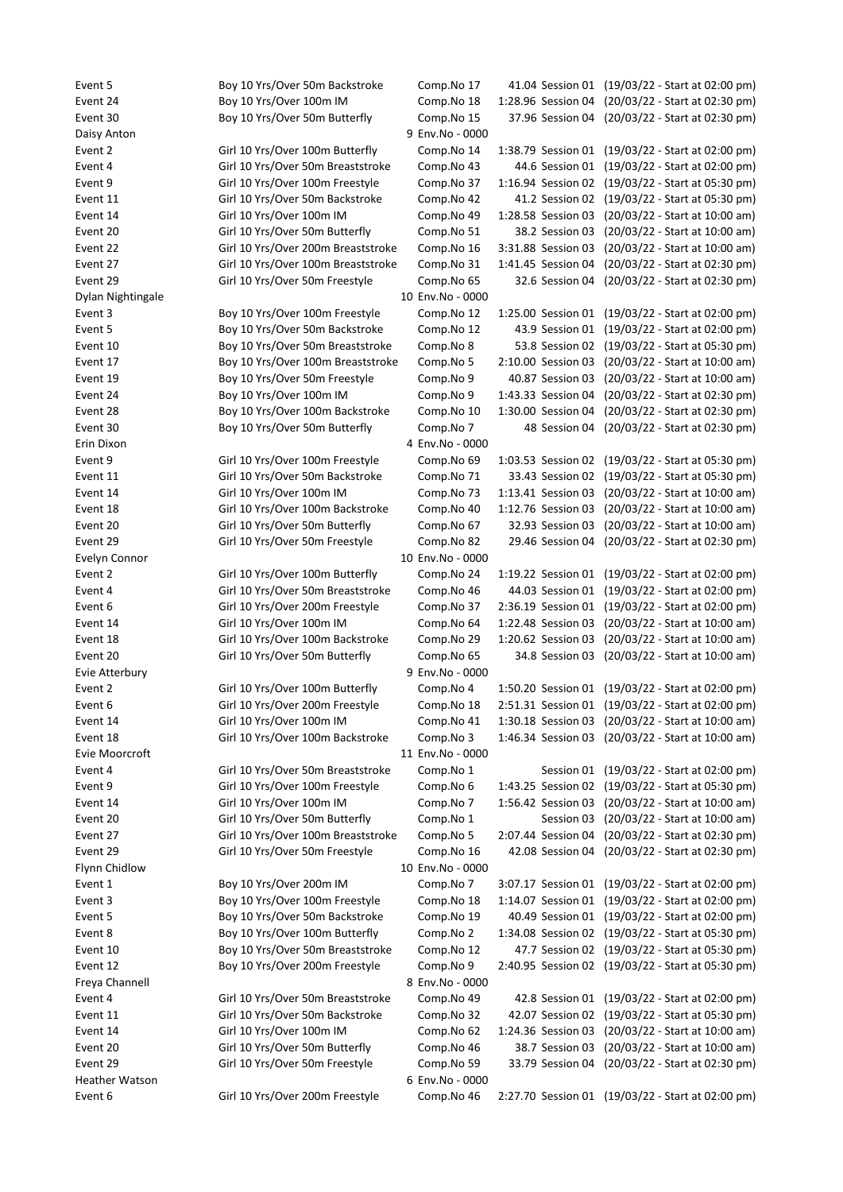| | | | | |
|---|---|---|---|---|
| Event 5 | Boy 10 Yrs/Over 50m Backstroke | Comp.No 17 | 41.04 Session 01 | (19/03/22 - Start at 02:00 pm) |
| Event 24 | Boy 10 Yrs/Over 100m IM | Comp.No 18 | 1:28.96 Session 04 | (20/03/22 - Start at 02:30 pm) |
| Event 30 | Boy 10 Yrs/Over 50m Butterfly | Comp.No 15 | 37.96 Session 04 | (20/03/22 - Start at 02:30 pm) |
| Daisy Anton | | 9 Env.No - 0000 | | |
| Event 2 | Girl 10 Yrs/Over 100m Butterfly | Comp.No 14 | 1:38.79 Session 01 | (19/03/22 - Start at 02:00 pm) |
| Event 4 | Girl 10 Yrs/Over 50m Breaststroke | Comp.No 43 | 44.6 Session 01 | (19/03/22 - Start at 02:00 pm) |
| Event 9 | Girl 10 Yrs/Over 100m Freestyle | Comp.No 37 | 1:16.94 Session 02 | (19/03/22 - Start at 05:30 pm) |
| Event 11 | Girl 10 Yrs/Over 50m Backstroke | Comp.No 42 | 41.2 Session 02 | (19/03/22 - Start at 05:30 pm) |
| Event 14 | Girl 10 Yrs/Over 100m IM | Comp.No 49 | 1:28.58 Session 03 | (20/03/22 - Start at 10:00 am) |
| Event 20 | Girl 10 Yrs/Over 50m Butterfly | Comp.No 51 | 38.2 Session 03 | (20/03/22 - Start at 10:00 am) |
| Event 22 | Girl 10 Yrs/Over 200m Breaststroke | Comp.No 16 | 3:31.88 Session 03 | (20/03/22 - Start at 10:00 am) |
| Event 27 | Girl 10 Yrs/Over 100m Breaststroke | Comp.No 31 | 1:41.45 Session 04 | (20/03/22 - Start at 02:30 pm) |
| Event 29 | Girl 10 Yrs/Over 50m Freestyle | Comp.No 65 | 32.6 Session 04 | (20/03/22 - Start at 02:30 pm) |
| Dylan Nightingale | | 10 Env.No - 0000 | | |
| Event 3 | Boy 10 Yrs/Over 100m Freestyle | Comp.No 12 | 1:25.00 Session 01 | (19/03/22 - Start at 02:00 pm) |
| Event 5 | Boy 10 Yrs/Over 50m Backstroke | Comp.No 12 | 43.9 Session 01 | (19/03/22 - Start at 02:00 pm) |
| Event 10 | Boy 10 Yrs/Over 50m Breaststroke | Comp.No 8 | 53.8 Session 02 | (19/03/22 - Start at 05:30 pm) |
| Event 17 | Boy 10 Yrs/Over 100m Breaststroke | Comp.No 5 | 2:10.00 Session 03 | (20/03/22 - Start at 10:00 am) |
| Event 19 | Boy 10 Yrs/Over 50m Freestyle | Comp.No 9 | 40.87 Session 03 | (20/03/22 - Start at 10:00 am) |
| Event 24 | Boy 10 Yrs/Over 100m IM | Comp.No 9 | 1:43.33 Session 04 | (20/03/22 - Start at 02:30 pm) |
| Event 28 | Boy 10 Yrs/Over 100m Backstroke | Comp.No 10 | 1:30.00 Session 04 | (20/03/22 - Start at 02:30 pm) |
| Event 30 | Boy 10 Yrs/Over 50m Butterfly | Comp.No 7 | 48 Session 04 | (20/03/22 - Start at 02:30 pm) |
| Erin Dixon | | 4 Env.No - 0000 | | |
| Event 9 | Girl 10 Yrs/Over 100m Freestyle | Comp.No 69 | 1:03.53 Session 02 | (19/03/22 - Start at 05:30 pm) |
| Event 11 | Girl 10 Yrs/Over 50m Backstroke | Comp.No 71 | 33.43 Session 02 | (19/03/22 - Start at 05:30 pm) |
| Event 14 | Girl 10 Yrs/Over 100m IM | Comp.No 73 | 1:13.41 Session 03 | (20/03/22 - Start at 10:00 am) |
| Event 18 | Girl 10 Yrs/Over 100m Backstroke | Comp.No 40 | 1:12.76 Session 03 | (20/03/22 - Start at 10:00 am) |
| Event 20 | Girl 10 Yrs/Over 50m Butterfly | Comp.No 67 | 32.93 Session 03 | (20/03/22 - Start at 10:00 am) |
| Event 29 | Girl 10 Yrs/Over 50m Freestyle | Comp.No 82 | 29.46 Session 04 | (20/03/22 - Start at 02:30 pm) |
| Evelyn Connor | | 10 Env.No - 0000 | | |
| Event 2 | Girl 10 Yrs/Over 100m Butterfly | Comp.No 24 | 1:19.22 Session 01 | (19/03/22 - Start at 02:00 pm) |
| Event 4 | Girl 10 Yrs/Over 50m Breaststroke | Comp.No 46 | 44.03 Session 01 | (19/03/22 - Start at 02:00 pm) |
| Event 6 | Girl 10 Yrs/Over 200m Freestyle | Comp.No 37 | 2:36.19 Session 01 | (19/03/22 - Start at 02:00 pm) |
| Event 14 | Girl 10 Yrs/Over 100m IM | Comp.No 64 | 1:22.48 Session 03 | (20/03/22 - Start at 10:00 am) |
| Event 18 | Girl 10 Yrs/Over 100m Backstroke | Comp.No 29 | 1:20.62 Session 03 | (20/03/22 - Start at 10:00 am) |
| Event 20 | Girl 10 Yrs/Over 50m Butterfly | Comp.No 65 | 34.8 Session 03 | (20/03/22 - Start at 10:00 am) |
| Evie Atterbury | | 9 Env.No - 0000 | | |
| Event 2 | Girl 10 Yrs/Over 100m Butterfly | Comp.No 4 | 1:50.20 Session 01 | (19/03/22 - Start at 02:00 pm) |
| Event 6 | Girl 10 Yrs/Over 200m Freestyle | Comp.No 18 | 2:51.31 Session 01 | (19/03/22 - Start at 02:00 pm) |
| Event 14 | Girl 10 Yrs/Over 100m IM | Comp.No 41 | 1:30.18 Session 03 | (20/03/22 - Start at 10:00 am) |
| Event 18 | Girl 10 Yrs/Over 100m Backstroke | Comp.No 3 | 1:46.34 Session 03 | (20/03/22 - Start at 10:00 am) |
| Evie Moorcroft | | 11 Env.No - 0000 | | |
| Event 4 | Girl 10 Yrs/Over 50m Breaststroke | Comp.No 1 | Session 01 | (19/03/22 - Start at 02:00 pm) |
| Event 9 | Girl 10 Yrs/Over 100m Freestyle | Comp.No 6 | 1:43.25 Session 02 | (19/03/22 - Start at 05:30 pm) |
| Event 14 | Girl 10 Yrs/Over 100m IM | Comp.No 7 | 1:56.42 Session 03 | (20/03/22 - Start at 10:00 am) |
| Event 20 | Girl 10 Yrs/Over 50m Butterfly | Comp.No 1 | Session 03 | (20/03/22 - Start at 10:00 am) |
| Event 27 | Girl 10 Yrs/Over 100m Breaststroke | Comp.No 5 | 2:07.44 Session 04 | (20/03/22 - Start at 02:30 pm) |
| Event 29 | Girl 10 Yrs/Over 50m Freestyle | Comp.No 16 | 42.08 Session 04 | (20/03/22 - Start at 02:30 pm) |
| Flynn Chidlow | | 10 Env.No - 0000 | | |
| Event 1 | Boy 10 Yrs/Over 200m IM | Comp.No 7 | 3:07.17 Session 01 | (19/03/22 - Start at 02:00 pm) |
| Event 3 | Boy 10 Yrs/Over 100m Freestyle | Comp.No 18 | 1:14.07 Session 01 | (19/03/22 - Start at 02:00 pm) |
| Event 5 | Boy 10 Yrs/Over 50m Backstroke | Comp.No 19 | 40.49 Session 01 | (19/03/22 - Start at 02:00 pm) |
| Event 8 | Boy 10 Yrs/Over 100m Butterfly | Comp.No 2 | 1:34.08 Session 02 | (19/03/22 - Start at 05:30 pm) |
| Event 10 | Boy 10 Yrs/Over 50m Breaststroke | Comp.No 12 | 47.7 Session 02 | (19/03/22 - Start at 05:30 pm) |
| Event 12 | Boy 10 Yrs/Over 200m Freestyle | Comp.No 9 | 2:40.95 Session 02 | (19/03/22 - Start at 05:30 pm) |
| Freya Channell | | 8 Env.No - 0000 | | |
| Event 4 | Girl 10 Yrs/Over 50m Breaststroke | Comp.No 49 | 42.8 Session 01 | (19/03/22 - Start at 02:00 pm) |
| Event 11 | Girl 10 Yrs/Over 50m Backstroke | Comp.No 32 | 42.07 Session 02 | (19/03/22 - Start at 05:30 pm) |
| Event 14 | Girl 10 Yrs/Over 100m IM | Comp.No 62 | 1:24.36 Session 03 | (20/03/22 - Start at 10:00 am) |
| Event 20 | Girl 10 Yrs/Over 50m Butterfly | Comp.No 46 | 38.7 Session 03 | (20/03/22 - Start at 10:00 am) |
| Event 29 | Girl 10 Yrs/Over 50m Freestyle | Comp.No 59 | 33.79 Session 04 | (20/03/22 - Start at 02:30 pm) |
| Heather Watson | | 6 Env.No - 0000 | | |
| Event 6 | Girl 10 Yrs/Over 200m Freestyle | Comp.No 46 | 2:27.70 Session 01 | (19/03/22 - Start at 02:00 pm) |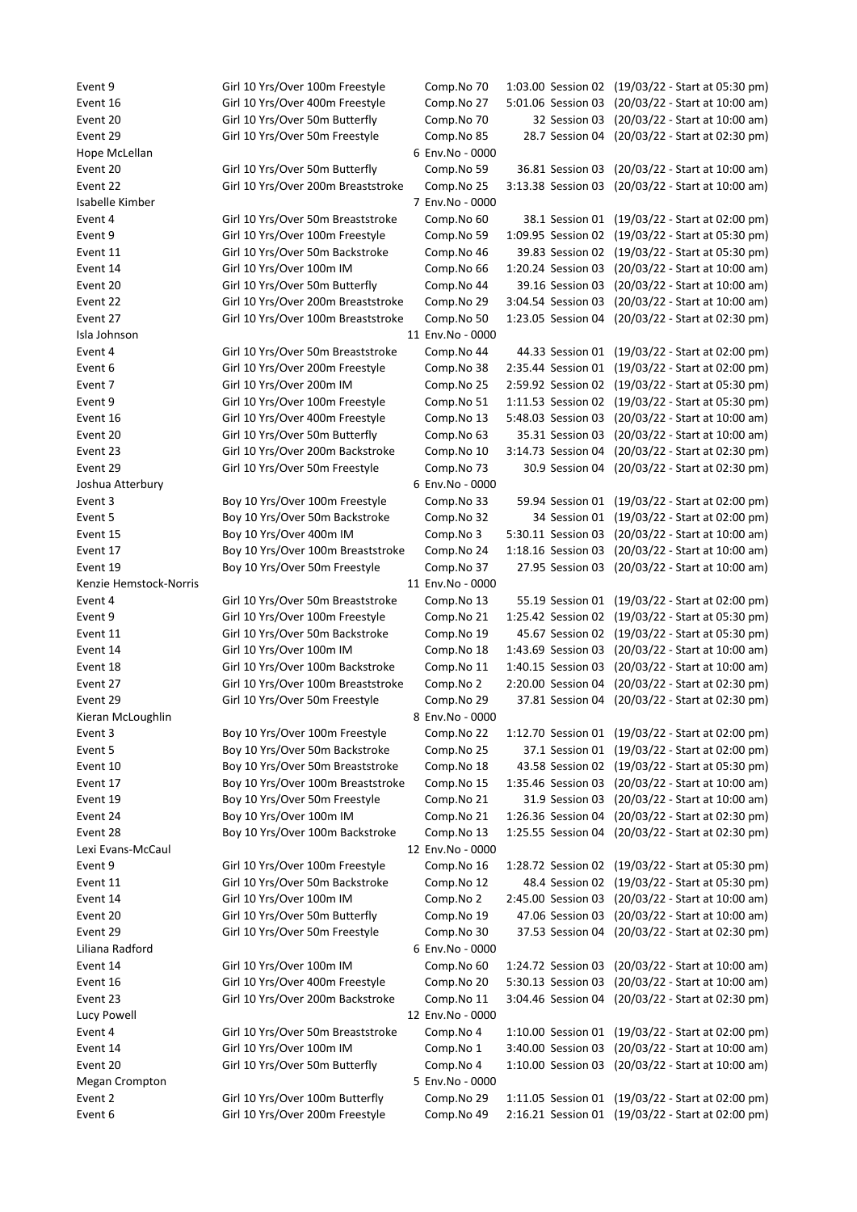| | | | | | |
|---|---|---|---|---|---|
| Event 9 | Girl 10 Yrs/Over 100m Freestyle | Comp.No 70 | 1:03.00 | Session 02 | (19/03/22 - Start at 05:30 pm) |
| Event 16 | Girl 10 Yrs/Over 400m Freestyle | Comp.No 27 | 5:01.06 | Session 03 | (20/03/22 - Start at 10:00 am) |
| Event 20 | Girl 10 Yrs/Over 50m Butterfly | Comp.No 70 | 32 | Session 03 | (20/03/22 - Start at 10:00 am) |
| Event 29 | Girl 10 Yrs/Over 50m Freestyle | Comp.No 85 | 28.7 | Session 04 | (20/03/22 - Start at 02:30 pm) |
| Hope McLellan | | 6 Env.No - 0000 | | | |
| Event 20 | Girl 10 Yrs/Over 50m Butterfly | Comp.No 59 | 36.81 | Session 03 | (20/03/22 - Start at 10:00 am) |
| Event 22 | Girl 10 Yrs/Over 200m Breaststroke | Comp.No 25 | 3:13.38 | Session 03 | (20/03/22 - Start at 10:00 am) |
| Isabelle Kimber | | 7 Env.No - 0000 | | | |
| Event 4 | Girl 10 Yrs/Over 50m Breaststroke | Comp.No 60 | 38.1 | Session 01 | (19/03/22 - Start at 02:00 pm) |
| Event 9 | Girl 10 Yrs/Over 100m Freestyle | Comp.No 59 | 1:09.95 | Session 02 | (19/03/22 - Start at 05:30 pm) |
| Event 11 | Girl 10 Yrs/Over 50m Backstroke | Comp.No 46 | 39.83 | Session 02 | (19/03/22 - Start at 05:30 pm) |
| Event 14 | Girl 10 Yrs/Over 100m IM | Comp.No 66 | 1:20.24 | Session 03 | (20/03/22 - Start at 10:00 am) |
| Event 20 | Girl 10 Yrs/Over 50m Butterfly | Comp.No 44 | 39.16 | Session 03 | (20/03/22 - Start at 10:00 am) |
| Event 22 | Girl 10 Yrs/Over 200m Breaststroke | Comp.No 29 | 3:04.54 | Session 03 | (20/03/22 - Start at 10:00 am) |
| Event 27 | Girl 10 Yrs/Over 100m Breaststroke | Comp.No 50 | 1:23.05 | Session 04 | (20/03/22 - Start at 02:30 pm) |
| Isla Johnson | | 11 Env.No - 0000 | | | |
| Event 4 | Girl 10 Yrs/Over 50m Breaststroke | Comp.No 44 | 44.33 | Session 01 | (19/03/22 - Start at 02:00 pm) |
| Event 6 | Girl 10 Yrs/Over 200m Freestyle | Comp.No 38 | 2:35.44 | Session 01 | (19/03/22 - Start at 02:00 pm) |
| Event 7 | Girl 10 Yrs/Over 200m IM | Comp.No 25 | 2:59.92 | Session 02 | (19/03/22 - Start at 05:30 pm) |
| Event 9 | Girl 10 Yrs/Over 100m Freestyle | Comp.No 51 | 1:11.53 | Session 02 | (19/03/22 - Start at 05:30 pm) |
| Event 16 | Girl 10 Yrs/Over 400m Freestyle | Comp.No 13 | 5:48.03 | Session 03 | (20/03/22 - Start at 10:00 am) |
| Event 20 | Girl 10 Yrs/Over 50m Butterfly | Comp.No 63 | 35.31 | Session 03 | (20/03/22 - Start at 10:00 am) |
| Event 23 | Girl 10 Yrs/Over 200m Backstroke | Comp.No 10 | 3:14.73 | Session 04 | (20/03/22 - Start at 02:30 pm) |
| Event 29 | Girl 10 Yrs/Over 50m Freestyle | Comp.No 73 | 30.9 | Session 04 | (20/03/22 - Start at 02:30 pm) |
| Joshua Atterbury | | 6 Env.No - 0000 | | | |
| Event 3 | Boy 10 Yrs/Over 100m Freestyle | Comp.No 33 | 59.94 | Session 01 | (19/03/22 - Start at 02:00 pm) |
| Event 5 | Boy 10 Yrs/Over 50m Backstroke | Comp.No 32 | 34 | Session 01 | (19/03/22 - Start at 02:00 pm) |
| Event 15 | Boy 10 Yrs/Over 400m IM | Comp.No 3 | 5:30.11 | Session 03 | (20/03/22 - Start at 10:00 am) |
| Event 17 | Boy 10 Yrs/Over 100m Breaststroke | Comp.No 24 | 1:18.16 | Session 03 | (20/03/22 - Start at 10:00 am) |
| Event 19 | Boy 10 Yrs/Over 50m Freestyle | Comp.No 37 | 27.95 | Session 03 | (20/03/22 - Start at 10:00 am) |
| Kenzie Hemstock-Norris | | 11 Env.No - 0000 | | | |
| Event 4 | Girl 10 Yrs/Over 50m Breaststroke | Comp.No 13 | 55.19 | Session 01 | (19/03/22 - Start at 02:00 pm) |
| Event 9 | Girl 10 Yrs/Over 100m Freestyle | Comp.No 21 | 1:25.42 | Session 02 | (19/03/22 - Start at 05:30 pm) |
| Event 11 | Girl 10 Yrs/Over 50m Backstroke | Comp.No 19 | 45.67 | Session 02 | (19/03/22 - Start at 05:30 pm) |
| Event 14 | Girl 10 Yrs/Over 100m IM | Comp.No 18 | 1:43.69 | Session 03 | (20/03/22 - Start at 10:00 am) |
| Event 18 | Girl 10 Yrs/Over 100m Backstroke | Comp.No 11 | 1:40.15 | Session 03 | (20/03/22 - Start at 10:00 am) |
| Event 27 | Girl 10 Yrs/Over 100m Breaststroke | Comp.No 2 | 2:20.00 | Session 04 | (20/03/22 - Start at 02:30 pm) |
| Event 29 | Girl 10 Yrs/Over 50m Freestyle | Comp.No 29 | 37.81 | Session 04 | (20/03/22 - Start at 02:30 pm) |
| Kieran McLoughlin | | 8 Env.No - 0000 | | | |
| Event 3 | Boy 10 Yrs/Over 100m Freestyle | Comp.No 22 | 1:12.70 | Session 01 | (19/03/22 - Start at 02:00 pm) |
| Event 5 | Boy 10 Yrs/Over 50m Backstroke | Comp.No 25 | 37.1 | Session 01 | (19/03/22 - Start at 02:00 pm) |
| Event 10 | Boy 10 Yrs/Over 50m Breaststroke | Comp.No 18 | 43.58 | Session 02 | (19/03/22 - Start at 05:30 pm) |
| Event 17 | Boy 10 Yrs/Over 100m Breaststroke | Comp.No 15 | 1:35.46 | Session 03 | (20/03/22 - Start at 10:00 am) |
| Event 19 | Boy 10 Yrs/Over 50m Freestyle | Comp.No 21 | 31.9 | Session 03 | (20/03/22 - Start at 10:00 am) |
| Event 24 | Boy 10 Yrs/Over 100m IM | Comp.No 21 | 1:26.36 | Session 04 | (20/03/22 - Start at 02:30 pm) |
| Event 28 | Boy 10 Yrs/Over 100m Backstroke | Comp.No 13 | 1:25.55 | Session 04 | (20/03/22 - Start at 02:30 pm) |
| Lexi Evans-McCaul | | 12 Env.No - 0000 | | | |
| Event 9 | Girl 10 Yrs/Over 100m Freestyle | Comp.No 16 | 1:28.72 | Session 02 | (19/03/22 - Start at 05:30 pm) |
| Event 11 | Girl 10 Yrs/Over 50m Backstroke | Comp.No 12 | 48.4 | Session 02 | (19/03/22 - Start at 05:30 pm) |
| Event 14 | Girl 10 Yrs/Over 100m IM | Comp.No 2 | 2:45.00 | Session 03 | (20/03/22 - Start at 10:00 am) |
| Event 20 | Girl 10 Yrs/Over 50m Butterfly | Comp.No 19 | 47.06 | Session 03 | (20/03/22 - Start at 10:00 am) |
| Event 29 | Girl 10 Yrs/Over 50m Freestyle | Comp.No 30 | 37.53 | Session 04 | (20/03/22 - Start at 02:30 pm) |
| Liliana Radford | | 6 Env.No - 0000 | | | |
| Event 14 | Girl 10 Yrs/Over 100m IM | Comp.No 60 | 1:24.72 | Session 03 | (20/03/22 - Start at 10:00 am) |
| Event 16 | Girl 10 Yrs/Over 400m Freestyle | Comp.No 20 | 5:30.13 | Session 03 | (20/03/22 - Start at 10:00 am) |
| Event 23 | Girl 10 Yrs/Over 200m Backstroke | Comp.No 11 | 3:04.46 | Session 04 | (20/03/22 - Start at 02:30 pm) |
| Lucy Powell | | 12 Env.No - 0000 | | | |
| Event 4 | Girl 10 Yrs/Over 50m Breaststroke | Comp.No 4 | 1:10.00 | Session 01 | (19/03/22 - Start at 02:00 pm) |
| Event 14 | Girl 10 Yrs/Over 100m IM | Comp.No 1 | 3:40.00 | Session 03 | (20/03/22 - Start at 10:00 am) |
| Event 20 | Girl 10 Yrs/Over 50m Butterfly | Comp.No 4 | 1:10.00 | Session 03 | (20/03/22 - Start at 10:00 am) |
| Megan Crompton | | 5 Env.No - 0000 | | | |
| Event 2 | Girl 10 Yrs/Over 100m Butterfly | Comp.No 29 | 1:11.05 | Session 01 | (19/03/22 - Start at 02:00 pm) |
| Event 6 | Girl 10 Yrs/Over 200m Freestyle | Comp.No 49 | 2:16.21 | Session 01 | (19/03/22 - Start at 02:00 pm) |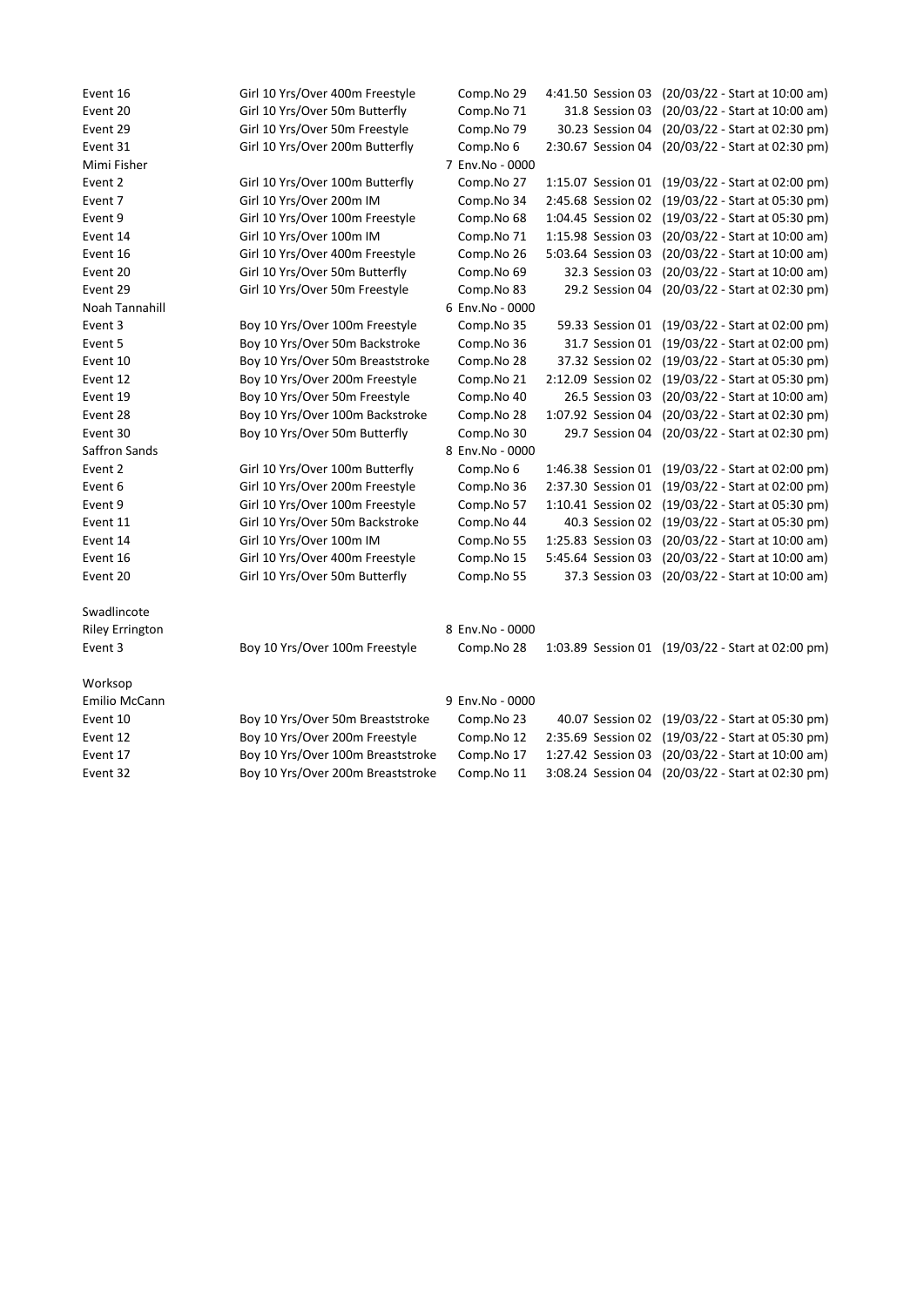| | | | | |
|---|---|---|---|---|
| Event 16 | Girl 10 Yrs/Over 400m Freestyle | Comp.No 29 | 4:41.50 Session 03 | (20/03/22 - Start at 10:00 am) |
| Event 20 | Girl 10 Yrs/Over 50m Butterfly | Comp.No 71 | 31.8 Session 03 | (20/03/22 - Start at 10:00 am) |
| Event 29 | Girl 10 Yrs/Over 50m Freestyle | Comp.No 79 | 30.23 Session 04 | (20/03/22 - Start at 02:30 pm) |
| Event 31 | Girl 10 Yrs/Over 200m Butterfly | Comp.No 6 | 2:30.67 Session 04 | (20/03/22 - Start at 02:30 pm) |
| Mimi Fisher | | 7 Env.No - 0000 | | |
| Event 2 | Girl 10 Yrs/Over 100m Butterfly | Comp.No 27 | 1:15.07 Session 01 | (19/03/22 - Start at 02:00 pm) |
| Event 7 | Girl 10 Yrs/Over 200m IM | Comp.No 34 | 2:45.68 Session 02 | (19/03/22 - Start at 05:30 pm) |
| Event 9 | Girl 10 Yrs/Over 100m Freestyle | Comp.No 68 | 1:04.45 Session 02 | (19/03/22 - Start at 05:30 pm) |
| Event 14 | Girl 10 Yrs/Over 100m IM | Comp.No 71 | 1:15.98 Session 03 | (20/03/22 - Start at 10:00 am) |
| Event 16 | Girl 10 Yrs/Over 400m Freestyle | Comp.No 26 | 5:03.64 Session 03 | (20/03/22 - Start at 10:00 am) |
| Event 20 | Girl 10 Yrs/Over 50m Butterfly | Comp.No 69 | 32.3 Session 03 | (20/03/22 - Start at 10:00 am) |
| Event 29 | Girl 10 Yrs/Over 50m Freestyle | Comp.No 83 | 29.2 Session 04 | (20/03/22 - Start at 02:30 pm) |
| Noah Tannahill | | 6 Env.No - 0000 | | |
| Event 3 | Boy 10 Yrs/Over 100m Freestyle | Comp.No 35 | 59.33 Session 01 | (19/03/22 - Start at 02:00 pm) |
| Event 5 | Boy 10 Yrs/Over 50m Backstroke | Comp.No 36 | 31.7 Session 01 | (19/03/22 - Start at 02:00 pm) |
| Event 10 | Boy 10 Yrs/Over 50m Breaststroke | Comp.No 28 | 37.32 Session 02 | (19/03/22 - Start at 05:30 pm) |
| Event 12 | Boy 10 Yrs/Over 200m Freestyle | Comp.No 21 | 2:12.09 Session 02 | (19/03/22 - Start at 05:30 pm) |
| Event 19 | Boy 10 Yrs/Over 50m Freestyle | Comp.No 40 | 26.5 Session 03 | (20/03/22 - Start at 10:00 am) |
| Event 28 | Boy 10 Yrs/Over 100m Backstroke | Comp.No 28 | 1:07.92 Session 04 | (20/03/22 - Start at 02:30 pm) |
| Event 30 | Boy 10 Yrs/Over 50m Butterfly | Comp.No 30 | 29.7 Session 04 | (20/03/22 - Start at 02:30 pm) |
| Saffron Sands | | 8 Env.No - 0000 | | |
| Event 2 | Girl 10 Yrs/Over 100m Butterfly | Comp.No 6 | 1:46.38 Session 01 | (19/03/22 - Start at 02:00 pm) |
| Event 6 | Girl 10 Yrs/Over 200m Freestyle | Comp.No 36 | 2:37.30 Session 01 | (19/03/22 - Start at 02:00 pm) |
| Event 9 | Girl 10 Yrs/Over 100m Freestyle | Comp.No 57 | 1:10.41 Session 02 | (19/03/22 - Start at 05:30 pm) |
| Event 11 | Girl 10 Yrs/Over 50m Backstroke | Comp.No 44 | 40.3 Session 02 | (19/03/22 - Start at 05:30 pm) |
| Event 14 | Girl 10 Yrs/Over 100m IM | Comp.No 55 | 1:25.83 Session 03 | (20/03/22 - Start at 10:00 am) |
| Event 16 | Girl 10 Yrs/Over 400m Freestyle | Comp.No 15 | 5:45.64 Session 03 | (20/03/22 - Start at 10:00 am) |
| Event 20 | Girl 10 Yrs/Over 50m Butterfly | Comp.No 55 | 37.3 Session 03 | (20/03/22 - Start at 10:00 am) |

Swadlincote

| | | | | |
|---|---|---|---|---|
| Riley Errington | | 8 Env.No - 0000 | | |
| Event 3 | Boy 10 Yrs/Over 100m Freestyle | Comp.No 28 | 1:03.89 Session 01 | (19/03/22 - Start at 02:00 pm) |

Worksop

| | | | | |
|---|---|---|---|---|
| Emilio McCann | | 9 Env.No - 0000 | | |
| Event 10 | Boy 10 Yrs/Over 50m Breaststroke | Comp.No 23 | 40.07 Session 02 | (19/03/22 - Start at 05:30 pm) |
| Event 12 | Boy 10 Yrs/Over 200m Freestyle | Comp.No 12 | 2:35.69 Session 02 | (19/03/22 - Start at 05:30 pm) |
| Event 17 | Boy 10 Yrs/Over 100m Breaststroke | Comp.No 17 | 1:27.42 Session 03 | (20/03/22 - Start at 10:00 am) |
| Event 32 | Boy 10 Yrs/Over 200m Breaststroke | Comp.No 11 | 3:08.24 Session 04 | (20/03/22 - Start at 02:30 pm) |